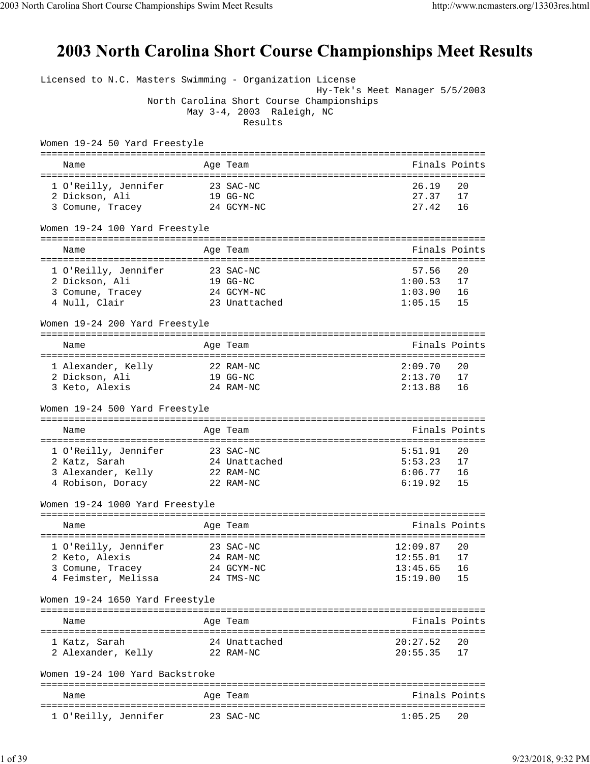# 2003 North Carolina Short Course Championships Meet Results

Licensed to N.C. Masters Swimming - Organization License

Hy-Tek's Meet Manager 5/5/2003

North Carolina Short Course Championships

May 3-4, 2003 Raleigh, NC

Results

### Women 19-24 50 Yard Freestyle

| | Name | Age | Team | Finals | Points |
|---|---|---|---|---|---|
| 1 | O'Reilly, Jennifer | 23 | SAC-NC | 26.19 | 20 |
| 2 | Dickson, Ali | 19 | GG-NC | 27.37 | 17 |
| 3 | Comune, Tracey | 24 | GCYM-NC | 27.42 | 16 |

### Women 19-24 100 Yard Freestyle

| | Name | Age | Team | Finals | Points |
|---|---|---|---|---|---|
| 1 | O'Reilly, Jennifer | 23 | SAC-NC | 57.56 | 20 |
| 2 | Dickson, Ali | 19 | GG-NC | 1:00.53 | 17 |
| 3 | Comune, Tracey | 24 | GCYM-NC | 1:03.90 | 16 |
| 4 | Null, Clair | 23 | Unattached | 1:05.15 | 15 |

### Women 19-24 200 Yard Freestyle

| | Name | Age | Team | Finals | Points |
|---|---|---|---|---|---|
| 1 | Alexander, Kelly | 22 | RAM-NC | 2:09.70 | 20 |
| 2 | Dickson, Ali | 19 | GG-NC | 2:13.70 | 17 |
| 3 | Keto, Alexis | 24 | RAM-NC | 2:13.88 | 16 |

### Women 19-24 500 Yard Freestyle

| | Name | Age | Team | Finals | Points |
|---|---|---|---|---|---|
| 1 | O'Reilly, Jennifer | 23 | SAC-NC | 5:51.91 | 20 |
| 2 | Katz, Sarah | 24 | Unattached | 5:53.23 | 17 |
| 3 | Alexander, Kelly | 22 | RAM-NC | 6:06.77 | 16 |
| 4 | Robison, Doracy | 22 | RAM-NC | 6:19.92 | 15 |

### Women 19-24 1000 Yard Freestyle

| | Name | Age | Team | Finals | Points |
|---|---|---|---|---|---|
| 1 | O'Reilly, Jennifer | 23 | SAC-NC | 12:09.87 | 20 |
| 2 | Keto, Alexis | 24 | RAM-NC | 12:55.01 | 17 |
| 3 | Comune, Tracey | 24 | GCYM-NC | 13:45.65 | 16 |
| 4 | Feimster, Melissa | 24 | TMS-NC | 15:19.00 | 15 |

### Women 19-24 1650 Yard Freestyle

| | Name | Age | Team | Finals | Points |
|---|---|---|---|---|---|
| 1 | Katz, Sarah | 24 | Unattached | 20:27.52 | 20 |
| 2 | Alexander, Kelly | 22 | RAM-NC | 20:55.35 | 17 |

### Women 19-24 100 Yard Backstroke

| | Name | Age | Team | Finals | Points |
|---|---|---|---|---|---|
| 1 | O'Reilly, Jennifer | 23 | SAC-NC | 1:05.25 | 20 |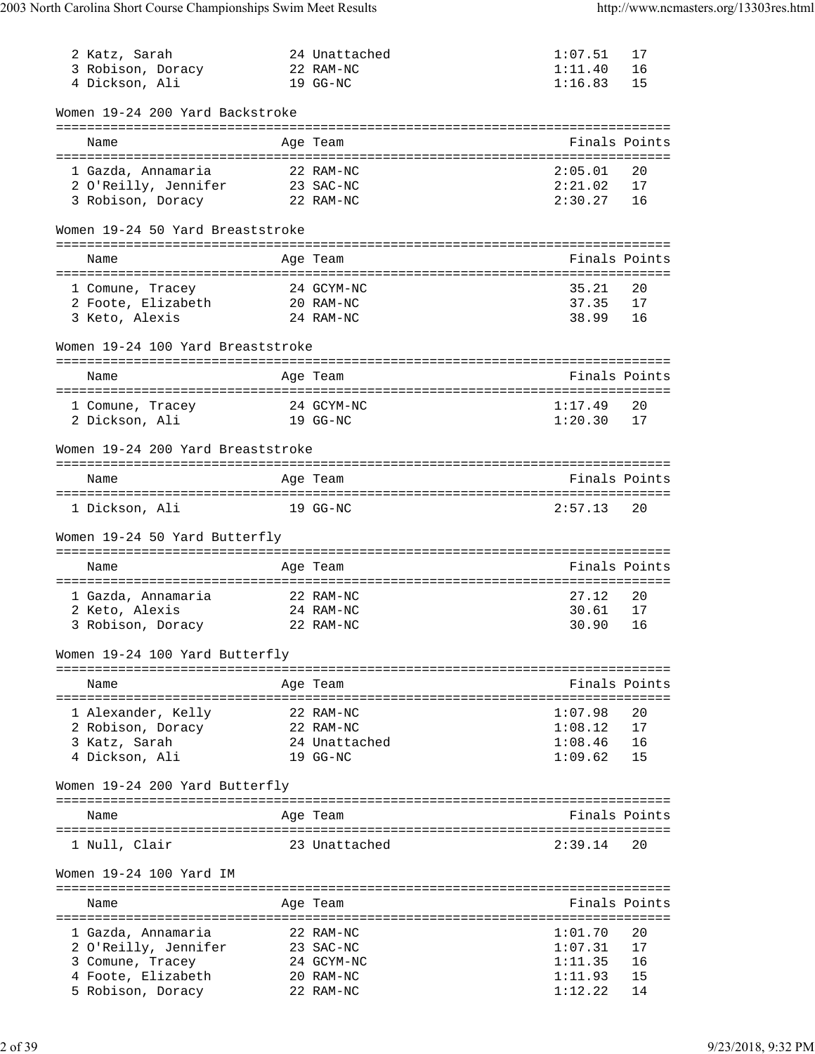| Place | Name | Age | Team | Finals | Points |
|---|---|---|---|---|---|
| 2 | Katz, Sarah | 24 | Unattached | 1:07.51 | 17 |
| 3 | Robison, Doracy | 22 | RAM-NC | 1:11.40 | 16 |
| 4 | Dickson, Ali | 19 | GG-NC | 1:16.83 | 15 |

### Women 19-24 200 Yard Backstroke

| Place | Name | Age | Team | Finals | Points |
|---|---|---|---|---|---|
| 1 | Gazda, Annamaria | 22 | RAM-NC | 2:05.01 | 20 |
| 2 | O'Reilly, Jennifer | 23 | SAC-NC | 2:21.02 | 17 |
| 3 | Robison, Doracy | 22 | RAM-NC | 2:30.27 | 16 |

### Women 19-24 50 Yard Breaststroke

| Place | Name | Age | Team | Finals | Points |
|---|---|---|---|---|---|
| 1 | Comune, Tracey | 24 | GCYM-NC | 35.21 | 20 |
| 2 | Foote, Elizabeth | 20 | RAM-NC | 37.35 | 17 |
| 3 | Keto, Alexis | 24 | RAM-NC | 38.99 | 16 |

### Women 19-24 100 Yard Breaststroke

| Place | Name | Age | Team | Finals | Points |
|---|---|---|---|---|---|
| 1 | Comune, Tracey | 24 | GCYM-NC | 1:17.49 | 20 |
| 2 | Dickson, Ali | 19 | GG-NC | 1:20.30 | 17 |

### Women 19-24 200 Yard Breaststroke

| Place | Name | Age | Team | Finals | Points |
|---|---|---|---|---|---|
| 1 | Dickson, Ali | 19 | GG-NC | 2:57.13 | 20 |

### Women 19-24 50 Yard Butterfly

| Place | Name | Age | Team | Finals | Points |
|---|---|---|---|---|---|
| 1 | Gazda, Annamaria | 22 | RAM-NC | 27.12 | 20 |
| 2 | Keto, Alexis | 24 | RAM-NC | 30.61 | 17 |
| 3 | Robison, Doracy | 22 | RAM-NC | 30.90 | 16 |

### Women 19-24 100 Yard Butterfly

| Place | Name | Age | Team | Finals | Points |
|---|---|---|---|---|---|
| 1 | Alexander, Kelly | 22 | RAM-NC | 1:07.98 | 20 |
| 2 | Robison, Doracy | 22 | RAM-NC | 1:08.12 | 17 |
| 3 | Katz, Sarah | 24 | Unattached | 1:08.46 | 16 |
| 4 | Dickson, Ali | 19 | GG-NC | 1:09.62 | 15 |

### Women 19-24 200 Yard Butterfly

| Place | Name | Age | Team | Finals | Points |
|---|---|---|---|---|---|
| 1 | Null, Clair | 23 | Unattached | 2:39.14 | 20 |

### Women 19-24 100 Yard IM

| Place | Name | Age | Team | Finals | Points |
|---|---|---|---|---|---|
| 1 | Gazda, Annamaria | 22 | RAM-NC | 1:01.70 | 20 |
| 2 | O'Reilly, Jennifer | 23 | SAC-NC | 1:07.31 | 17 |
| 3 | Comune, Tracey | 24 | GCYM-NC | 1:11.35 | 16 |
| 4 | Foote, Elizabeth | 20 | RAM-NC | 1:11.93 | 15 |
| 5 | Robison, Doracy | 22 | RAM-NC | 1:12.22 | 14 |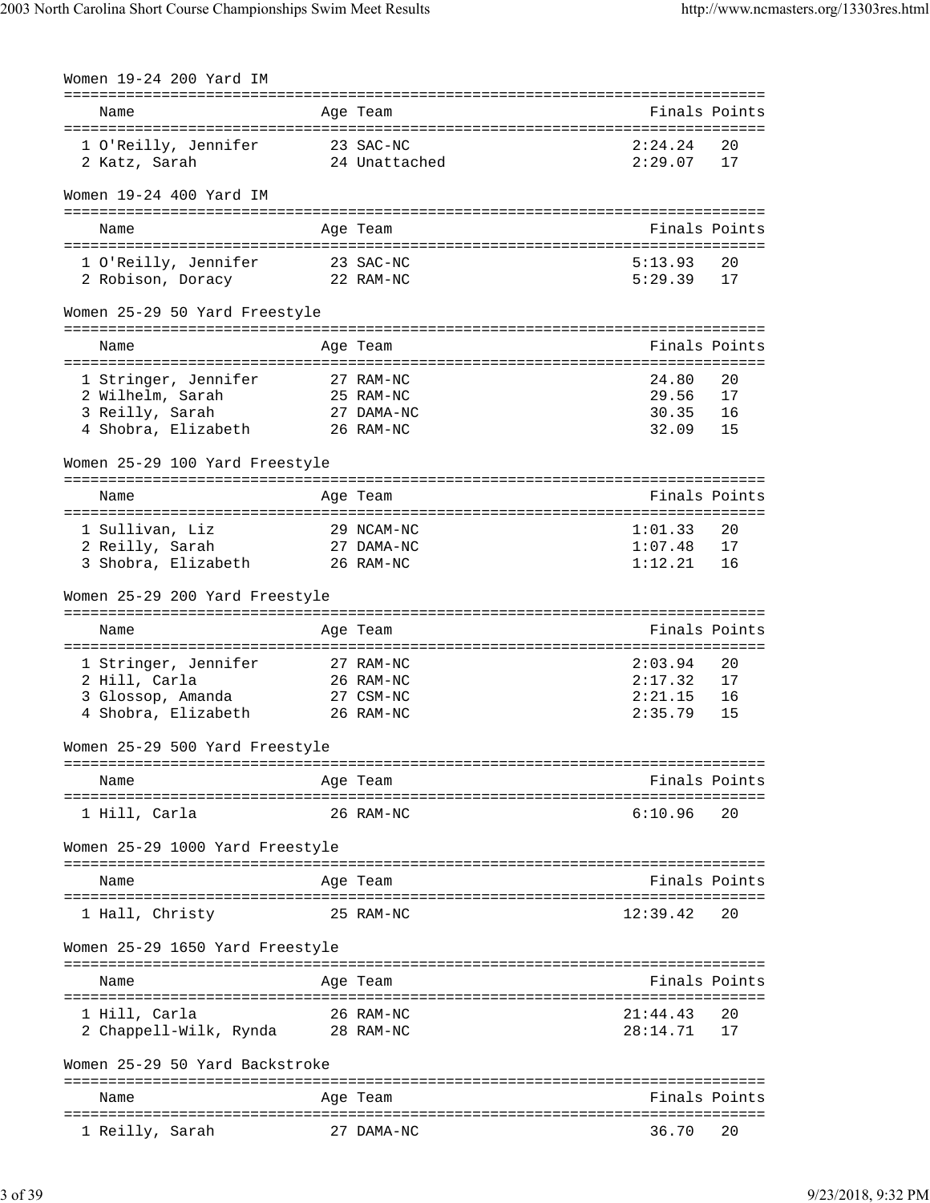### Women 19-24 200 Yard IM

| | Name | Age | Team | Finals | Points |
|---|---|---|---|---|---|
| 1 | O'Reilly, Jennifer | 23 | SAC-NC | 2:24.24 | 20 |
| 2 | Katz, Sarah | 24 | Unattached | 2:29.07 | 17 |

### Women 19-24 400 Yard IM

| | Name | Age | Team | Finals | Points |
|---|---|---|---|---|---|
| 1 | O'Reilly, Jennifer | 23 | SAC-NC | 5:13.93 | 20 |
| 2 | Robison, Doracy | 22 | RAM-NC | 5:29.39 | 17 |

### Women 25-29 50 Yard Freestyle

| | Name | Age | Team | Finals | Points |
|---|---|---|---|---|---|
| 1 | Stringer, Jennifer | 27 | RAM-NC | 24.80 | 20 |
| 2 | Wilhelm, Sarah | 25 | RAM-NC | 29.56 | 17 |
| 3 | Reilly, Sarah | 27 | DAMA-NC | 30.35 | 16 |
| 4 | Shobra, Elizabeth | 26 | RAM-NC | 32.09 | 15 |

### Women 25-29 100 Yard Freestyle

| | Name | Age | Team | Finals | Points |
|---|---|---|---|---|---|
| 1 | Sullivan, Liz | 29 | NCAM-NC | 1:01.33 | 20 |
| 2 | Reilly, Sarah | 27 | DAMA-NC | 1:07.48 | 17 |
| 3 | Shobra, Elizabeth | 26 | RAM-NC | 1:12.21 | 16 |

### Women 25-29 200 Yard Freestyle

| | Name | Age | Team | Finals | Points |
|---|---|---|---|---|---|
| 1 | Stringer, Jennifer | 27 | RAM-NC | 2:03.94 | 20 |
| 2 | Hill, Carla | 26 | RAM-NC | 2:17.32 | 17 |
| 3 | Glossop, Amanda | 27 | CSM-NC | 2:21.15 | 16 |
| 4 | Shobra, Elizabeth | 26 | RAM-NC | 2:35.79 | 15 |

### Women 25-29 500 Yard Freestyle

| | Name | Age | Team | Finals | Points |
|---|---|---|---|---|---|
| 1 | Hill, Carla | 26 | RAM-NC | 6:10.96 | 20 |

### Women 25-29 1000 Yard Freestyle

| | Name | Age | Team | Finals | Points |
|---|---|---|---|---|---|
| 1 | Hall, Christy | 25 | RAM-NC | 12:39.42 | 20 |

### Women 25-29 1650 Yard Freestyle

| | Name | Age | Team | Finals | Points |
|---|---|---|---|---|---|
| 1 | Hill, Carla | 26 | RAM-NC | 21:44.43 | 20 |
| 2 | Chappell-Wilk, Rynda | 28 | RAM-NC | 28:14.71 | 17 |

### Women 25-29 50 Yard Backstroke

| | Name | Age | Team | Finals | Points |
|---|---|---|---|---|---|
| 1 | Reilly, Sarah | 27 | DAMA-NC | 36.70 | 20 |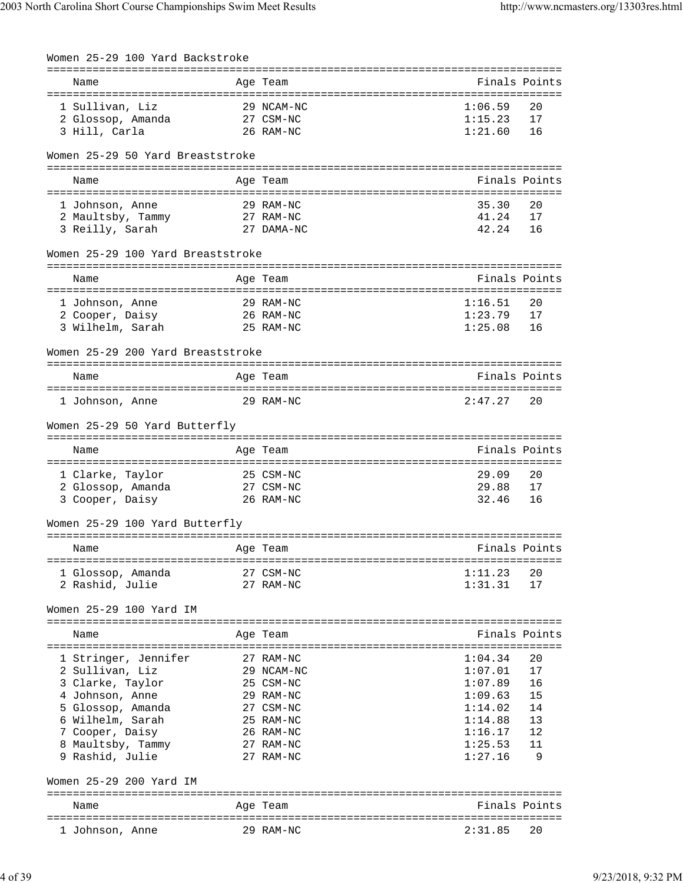## Women 25-29 100 Yard Backstroke

| | Name | Age | Team | Finals | Points |
|---|---|---|---|---|---|
| 1 | Sullivan, Liz | 29 | NCAM-NC | 1:06.59 | 20 |
| 2 | Glossop, Amanda | 27 | CSM-NC | 1:15.23 | 17 |
| 3 | Hill, Carla | 26 | RAM-NC | 1:21.60 | 16 |

## Women 25-29 50 Yard Breaststroke

| | Name | Age | Team | Finals | Points |
|---|---|---|---|---|---|
| 1 | Johnson, Anne | 29 | RAM-NC | 35.30 | 20 |
| 2 | Maultsby, Tammy | 27 | RAM-NC | 41.24 | 17 |
| 3 | Reilly, Sarah | 27 | DAMA-NC | 42.24 | 16 |

## Women 25-29 100 Yard Breaststroke

| | Name | Age | Team | Finals | Points |
|---|---|---|---|---|---|
| 1 | Johnson, Anne | 29 | RAM-NC | 1:16.51 | 20 |
| 2 | Cooper, Daisy | 26 | RAM-NC | 1:23.79 | 17 |
| 3 | Wilhelm, Sarah | 25 | RAM-NC | 1:25.08 | 16 |

## Women 25-29 200 Yard Breaststroke

| | Name | Age | Team | Finals | Points |
|---|---|---|---|---|---|
| 1 | Johnson, Anne | 29 | RAM-NC | 2:47.27 | 20 |

## Women 25-29 50 Yard Butterfly

| | Name | Age | Team | Finals | Points |
|---|---|---|---|---|---|
| 1 | Clarke, Taylor | 25 | CSM-NC | 29.09 | 20 |
| 2 | Glossop, Amanda | 27 | CSM-NC | 29.88 | 17 |
| 3 | Cooper, Daisy | 26 | RAM-NC | 32.46 | 16 |

## Women 25-29 100 Yard Butterfly

| | Name | Age | Team | Finals | Points |
|---|---|---|---|---|---|
| 1 | Glossop, Amanda | 27 | CSM-NC | 1:11.23 | 20 |
| 2 | Rashid, Julie | 27 | RAM-NC | 1:31.31 | 17 |

## Women 25-29 100 Yard IM

| | Name | Age | Team | Finals | Points |
|---|---|---|---|---|---|
| 1 | Stringer, Jennifer | 27 | RAM-NC | 1:04.34 | 20 |
| 2 | Sullivan, Liz | 29 | NCAM-NC | 1:07.01 | 17 |
| 3 | Clarke, Taylor | 25 | CSM-NC | 1:07.89 | 16 |
| 4 | Johnson, Anne | 29 | RAM-NC | 1:09.63 | 15 |
| 5 | Glossop, Amanda | 27 | CSM-NC | 1:14.02 | 14 |
| 6 | Wilhelm, Sarah | 25 | RAM-NC | 1:14.88 | 13 |
| 7 | Cooper, Daisy | 26 | RAM-NC | 1:16.17 | 12 |
| 8 | Maultsby, Tammy | 27 | RAM-NC | 1:25.53 | 11 |
| 9 | Rashid, Julie | 27 | RAM-NC | 1:27.16 | 9 |

## Women 25-29 200 Yard IM

| | Name | Age | Team | Finals | Points |
|---|---|---|---|---|---|
| 1 | Johnson, Anne | 29 | RAM-NC | 2:31.85 | 20 |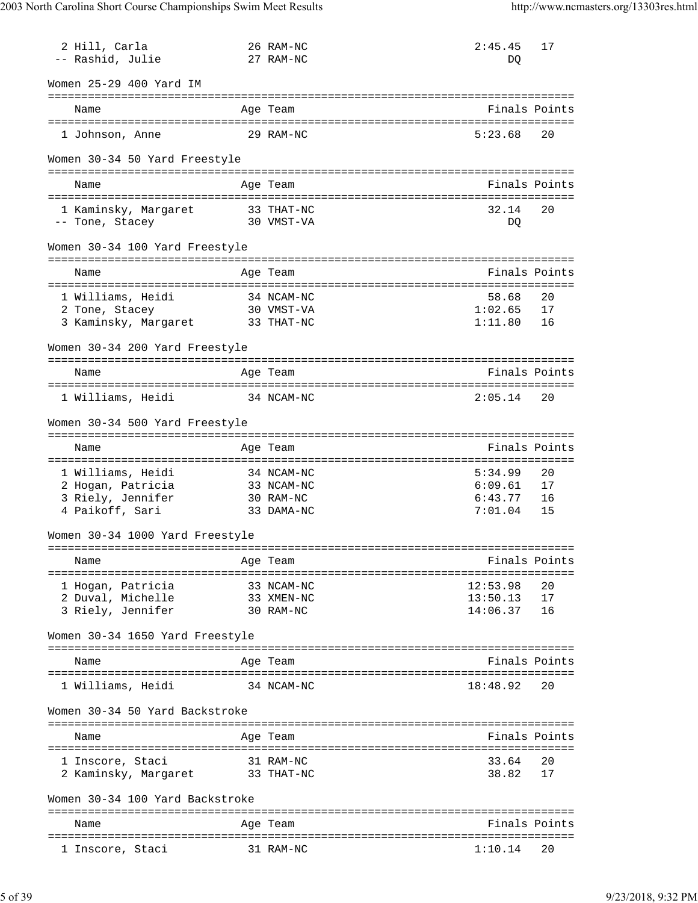| | Name | Age | Team | Finals | Points |
|---|---|---|---|---|---|
| 2 | Hill, Carla | 26 | RAM-NC | 2:45.45 | 17 |
| -- | Rashid, Julie | 27 | RAM-NC | DQ | |

## Women 25-29 400 Yard IM

| | Name | Age | Team | Finals | Points |
|---|---|---|---|---|---|
| 1 | Johnson, Anne | 29 | RAM-NC | 5:23.68 | 20 |

## Women 30-34 50 Yard Freestyle

| | Name | Age | Team | Finals | Points |
|---|---|---|---|---|---|
| 1 | Kaminsky, Margaret | 33 | THAT-NC | 32.14 | 20 |
| -- | Tone, Stacey | 30 | VMST-VA | DQ | |

## Women 30-34 100 Yard Freestyle

| | Name | Age | Team | Finals | Points |
|---|---|---|---|---|---|
| 1 | Williams, Heidi | 34 | NCAM-NC | 58.68 | 20 |
| 2 | Tone, Stacey | 30 | VMST-VA | 1:02.65 | 17 |
| 3 | Kaminsky, Margaret | 33 | THAT-NC | 1:11.80 | 16 |

## Women 30-34 200 Yard Freestyle

| | Name | Age | Team | Finals | Points |
|---|---|---|---|---|---|
| 1 | Williams, Heidi | 34 | NCAM-NC | 2:05.14 | 20 |

## Women 30-34 500 Yard Freestyle

| | Name | Age | Team | Finals | Points |
|---|---|---|---|---|---|
| 1 | Williams, Heidi | 34 | NCAM-NC | 5:34.99 | 20 |
| 2 | Hogan, Patricia | 33 | NCAM-NC | 6:09.61 | 17 |
| 3 | Riely, Jennifer | 30 | RAM-NC | 6:43.77 | 16 |
| 4 | Paikoff, Sari | 33 | DAMA-NC | 7:01.04 | 15 |

## Women 30-34 1000 Yard Freestyle

| | Name | Age | Team | Finals | Points |
|---|---|---|---|---|---|
| 1 | Hogan, Patricia | 33 | NCAM-NC | 12:53.98 | 20 |
| 2 | Duval, Michelle | 33 | XMEN-NC | 13:50.13 | 17 |
| 3 | Riely, Jennifer | 30 | RAM-NC | 14:06.37 | 16 |

## Women 30-34 1650 Yard Freestyle

| | Name | Age | Team | Finals | Points |
|---|---|---|---|---|---|
| 1 | Williams, Heidi | 34 | NCAM-NC | 18:48.92 | 20 |

## Women 30-34 50 Yard Backstroke

| | Name | Age | Team | Finals | Points |
|---|---|---|---|---|---|
| 1 | Inscore, Staci | 31 | RAM-NC | 33.64 | 20 |
| 2 | Kaminsky, Margaret | 33 | THAT-NC | 38.82 | 17 |

## Women 30-34 100 Yard Backstroke

| | Name | Age | Team | Finals | Points |
|---|---|---|---|---|---|
| 1 | Inscore, Staci | 31 | RAM-NC | 1:10.14 | 20 |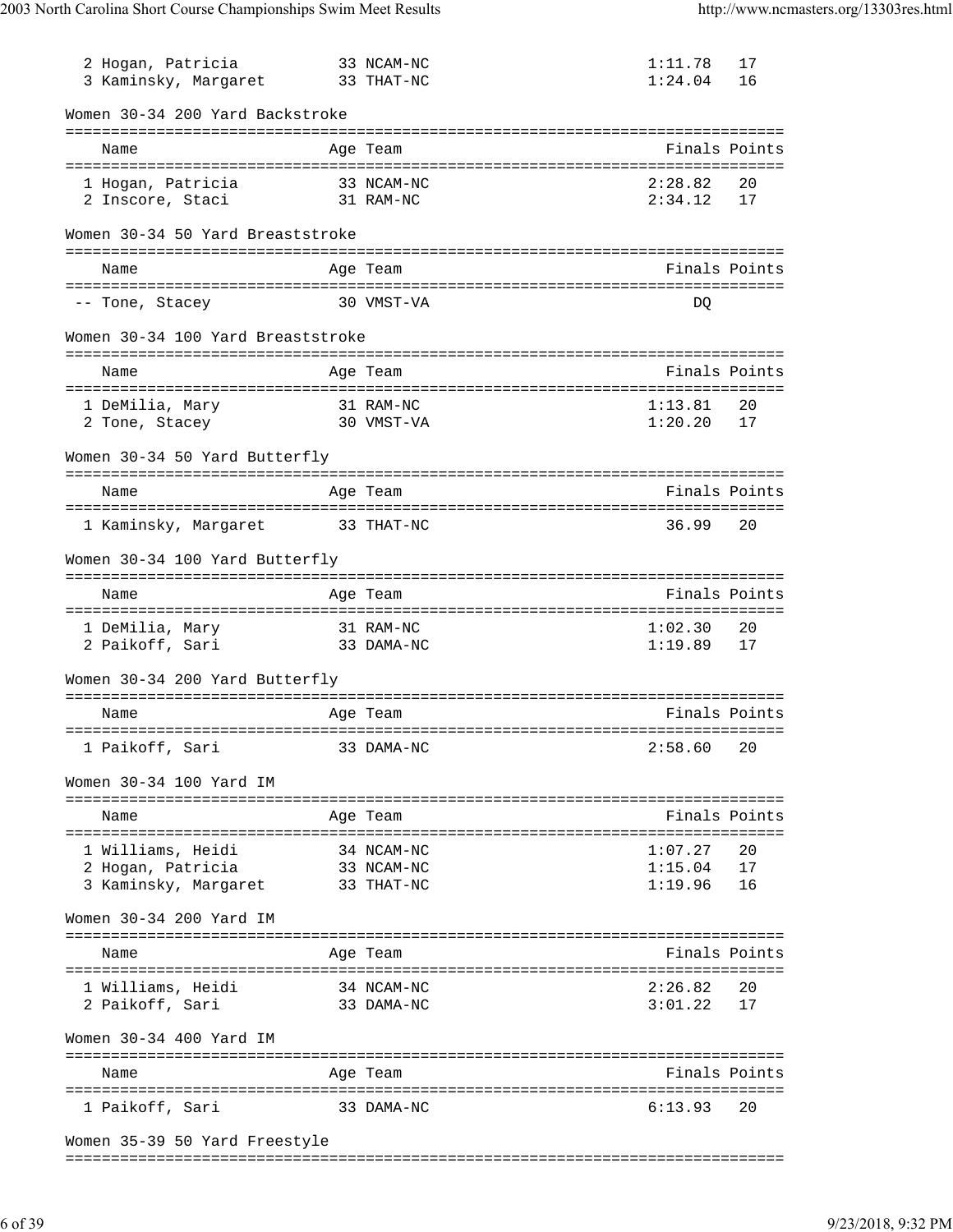| Place | Name | Age | Team | Finals | Points |
|---|---|---|---|---|---|
| 2 | Hogan, Patricia | 33 | NCAM-NC | 1:11.78 | 17 |
| 3 | Kaminsky, Margaret | 33 | THAT-NC | 1:24.04 | 16 |

### Women 30-34 200 Yard Backstroke

| Place | Name | Age | Team | Finals | Points |
|---|---|---|---|---|---|
| 1 | Hogan, Patricia | 33 | NCAM-NC | 2:28.82 | 20 |
| 2 | Inscore, Staci | 31 | RAM-NC | 2:34.12 | 17 |

### Women 30-34 50 Yard Breaststroke

| Place | Name | Age | Team | Finals | Points |
|---|---|---|---|---|---|
| -- | Tone, Stacey | 30 | VMST-VA | DQ | |

### Women 30-34 100 Yard Breaststroke

| Place | Name | Age | Team | Finals | Points |
|---|---|---|---|---|---|
| 1 | DeMilia, Mary | 31 | RAM-NC | 1:13.81 | 20 |
| 2 | Tone, Stacey | 30 | VMST-VA | 1:20.20 | 17 |

### Women 30-34 50 Yard Butterfly

| Place | Name | Age | Team | Finals | Points |
|---|---|---|---|---|---|
| 1 | Kaminsky, Margaret | 33 | THAT-NC | 36.99 | 20 |

### Women 30-34 100 Yard Butterfly

| Place | Name | Age | Team | Finals | Points |
|---|---|---|---|---|---|
| 1 | DeMilia, Mary | 31 | RAM-NC | 1:02.30 | 20 |
| 2 | Paikoff, Sari | 33 | DAMA-NC | 1:19.89 | 17 |

### Women 30-34 200 Yard Butterfly

| Place | Name | Age | Team | Finals | Points |
|---|---|---|---|---|---|
| 1 | Paikoff, Sari | 33 | DAMA-NC | 2:58.60 | 20 |

### Women 30-34 100 Yard IM

| Place | Name | Age | Team | Finals | Points |
|---|---|---|---|---|---|
| 1 | Williams, Heidi | 34 | NCAM-NC | 1:07.27 | 20 |
| 2 | Hogan, Patricia | 33 | NCAM-NC | 1:15.04 | 17 |
| 3 | Kaminsky, Margaret | 33 | THAT-NC | 1:19.96 | 16 |

### Women 30-34 200 Yard IM

| Place | Name | Age | Team | Finals | Points |
|---|---|---|---|---|---|
| 1 | Williams, Heidi | 34 | NCAM-NC | 2:26.82 | 20 |
| 2 | Paikoff, Sari | 33 | DAMA-NC | 3:01.22 | 17 |

### Women 30-34 400 Yard IM

| Place | Name | Age | Team | Finals | Points |
|---|---|---|---|---|---|
| 1 | Paikoff, Sari | 33 | DAMA-NC | 6:13.93 | 20 |

### Women 35-39 50 Yard Freestyle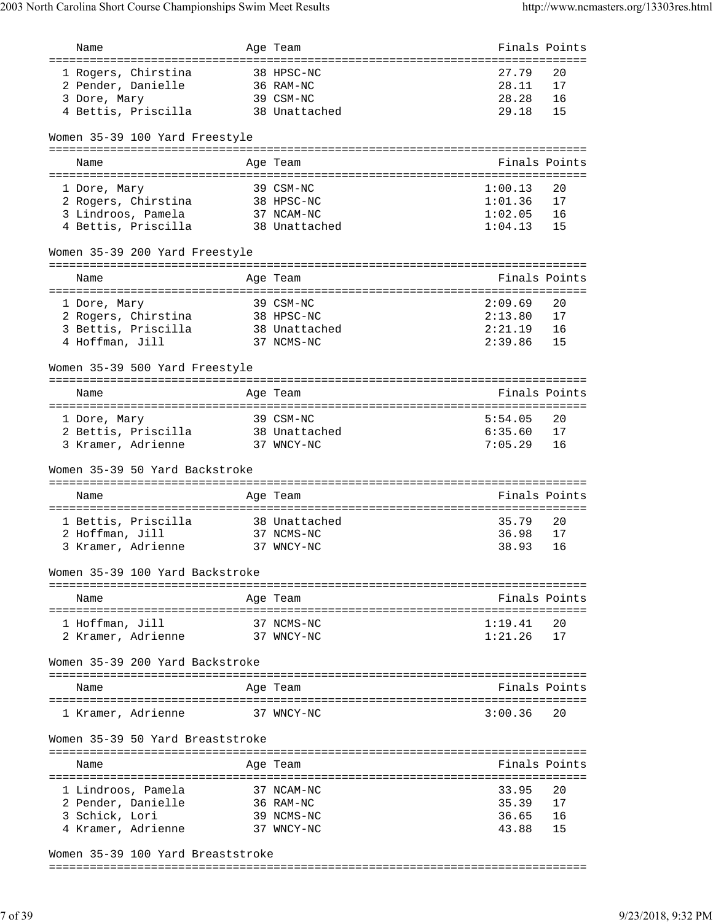| Name | Age | Team | Finals | Points |
|---|---|---|---|---|
| 1 Rogers, Chirstina | 38 | HPSC-NC | 27.79 | 20 |
| 2 Pender, Danielle | 36 | RAM-NC | 28.11 | 17 |
| 3 Dore, Mary | 39 | CSM-NC | 28.28 | 16 |
| 4 Bettis, Priscilla | 38 | Unattached | 29.18 | 15 |

### Women 35-39 100 Yard Freestyle

| Name | Age | Team | Finals | Points |
|---|---|---|---|---|
| 1 Dore, Mary | 39 | CSM-NC | 1:00.13 | 20 |
| 2 Rogers, Chirstina | 38 | HPSC-NC | 1:01.36 | 17 |
| 3 Lindroos, Pamela | 37 | NCAM-NC | 1:02.05 | 16 |
| 4 Bettis, Priscilla | 38 | Unattached | 1:04.13 | 15 |

### Women 35-39 200 Yard Freestyle

| Name | Age | Team | Finals | Points |
|---|---|---|---|---|
| 1 Dore, Mary | 39 | CSM-NC | 2:09.69 | 20 |
| 2 Rogers, Chirstina | 38 | HPSC-NC | 2:13.80 | 17 |
| 3 Bettis, Priscilla | 38 | Unattached | 2:21.19 | 16 |
| 4 Hoffman, Jill | 37 | NCMS-NC | 2:39.86 | 15 |

### Women 35-39 500 Yard Freestyle

| Name | Age | Team | Finals | Points |
|---|---|---|---|---|
| 1 Dore, Mary | 39 | CSM-NC | 5:54.05 | 20 |
| 2 Bettis, Priscilla | 38 | Unattached | 6:35.60 | 17 |
| 3 Kramer, Adrienne | 37 | WNCY-NC | 7:05.29 | 16 |

### Women 35-39 50 Yard Backstroke

| Name | Age | Team | Finals | Points |
|---|---|---|---|---|
| 1 Bettis, Priscilla | 38 | Unattached | 35.79 | 20 |
| 2 Hoffman, Jill | 37 | NCMS-NC | 36.98 | 17 |
| 3 Kramer, Adrienne | 37 | WNCY-NC | 38.93 | 16 |

### Women 35-39 100 Yard Backstroke

| Name | Age | Team | Finals | Points |
|---|---|---|---|---|
| 1 Hoffman, Jill | 37 | NCMS-NC | 1:19.41 | 20 |
| 2 Kramer, Adrienne | 37 | WNCY-NC | 1:21.26 | 17 |

### Women 35-39 200 Yard Backstroke

| Name | Age | Team | Finals | Points |
|---|---|---|---|---|
| 1 Kramer, Adrienne | 37 | WNCY-NC | 3:00.36 | 20 |

### Women 35-39 50 Yard Breaststroke

| Name | Age | Team | Finals | Points |
|---|---|---|---|---|
| 1 Lindroos, Pamela | 37 | NCAM-NC | 33.95 | 20 |
| 2 Pender, Danielle | 36 | RAM-NC | 35.39 | 17 |
| 3 Schick, Lori | 39 | NCMS-NC | 36.65 | 16 |
| 4 Kramer, Adrienne | 37 | WNCY-NC | 43.88 | 15 |

### Women 35-39 100 Yard Breaststroke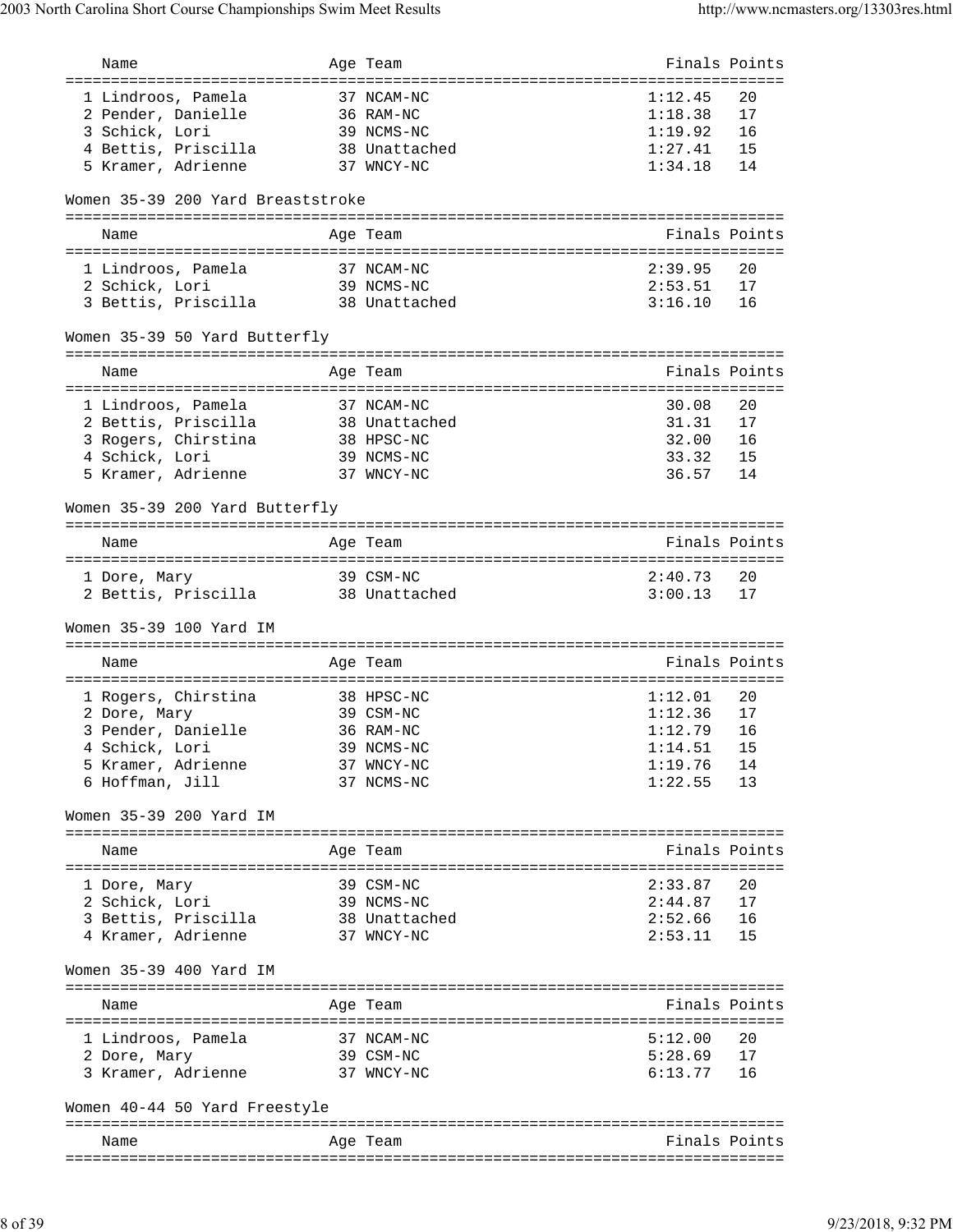| Name | Age | Team | Finals | Points |
|---|---|---|---|---|
| 1 Lindroos, Pamela | 37 | NCAM-NC | 1:12.45 | 20 |
| 2 Pender, Danielle | 36 | RAM-NC | 1:18.38 | 17 |
| 3 Schick, Lori | 39 | NCMS-NC | 1:19.92 | 16 |
| 4 Bettis, Priscilla | 38 | Unattached | 1:27.41 | 15 |
| 5 Kramer, Adrienne | 37 | WNCY-NC | 1:34.18 | 14 |

### Women 35-39 200 Yard Breaststroke

| Name | Age | Team | Finals | Points |
|---|---|---|---|---|
| 1 Lindroos, Pamela | 37 | NCAM-NC | 2:39.95 | 20 |
| 2 Schick, Lori | 39 | NCMS-NC | 2:53.51 | 17 |
| 3 Bettis, Priscilla | 38 | Unattached | 3:16.10 | 16 |

### Women 35-39 50 Yard Butterfly

| Name | Age | Team | Finals | Points |
|---|---|---|---|---|
| 1 Lindroos, Pamela | 37 | NCAM-NC | 30.08 | 20 |
| 2 Bettis, Priscilla | 38 | Unattached | 31.31 | 17 |
| 3 Rogers, Chirstina | 38 | HPSC-NC | 32.00 | 16 |
| 4 Schick, Lori | 39 | NCMS-NC | 33.32 | 15 |
| 5 Kramer, Adrienne | 37 | WNCY-NC | 36.57 | 14 |

### Women 35-39 200 Yard Butterfly

| Name | Age | Team | Finals | Points |
|---|---|---|---|---|
| 1 Dore, Mary | 39 | CSM-NC | 2:40.73 | 20 |
| 2 Bettis, Priscilla | 38 | Unattached | 3:00.13 | 17 |

### Women 35-39 100 Yard IM

| Name | Age | Team | Finals | Points |
|---|---|---|---|---|
| 1 Rogers, Chirstina | 38 | HPSC-NC | 1:12.01 | 20 |
| 2 Dore, Mary | 39 | CSM-NC | 1:12.36 | 17 |
| 3 Pender, Danielle | 36 | RAM-NC | 1:12.79 | 16 |
| 4 Schick, Lori | 39 | NCMS-NC | 1:14.51 | 15 |
| 5 Kramer, Adrienne | 37 | WNCY-NC | 1:19.76 | 14 |
| 6 Hoffman, Jill | 37 | NCMS-NC | 1:22.55 | 13 |

### Women 35-39 200 Yard IM

| Name | Age | Team | Finals | Points |
|---|---|---|---|---|
| 1 Dore, Mary | 39 | CSM-NC | 2:33.87 | 20 |
| 2 Schick, Lori | 39 | NCMS-NC | 2:44.87 | 17 |
| 3 Bettis, Priscilla | 38 | Unattached | 2:52.66 | 16 |
| 4 Kramer, Adrienne | 37 | WNCY-NC | 2:53.11 | 15 |

### Women 35-39 400 Yard IM

| Name | Age | Team | Finals | Points |
|---|---|---|---|---|
| 1 Lindroos, Pamela | 37 | NCAM-NC | 5:12.00 | 20 |
| 2 Dore, Mary | 39 | CSM-NC | 5:28.69 | 17 |
| 3 Kramer, Adrienne | 37 | WNCY-NC | 6:13.77 | 16 |

### Women 40-44 50 Yard Freestyle

| Name | Age | Team | Finals | Points |
|---|---|---|---|---|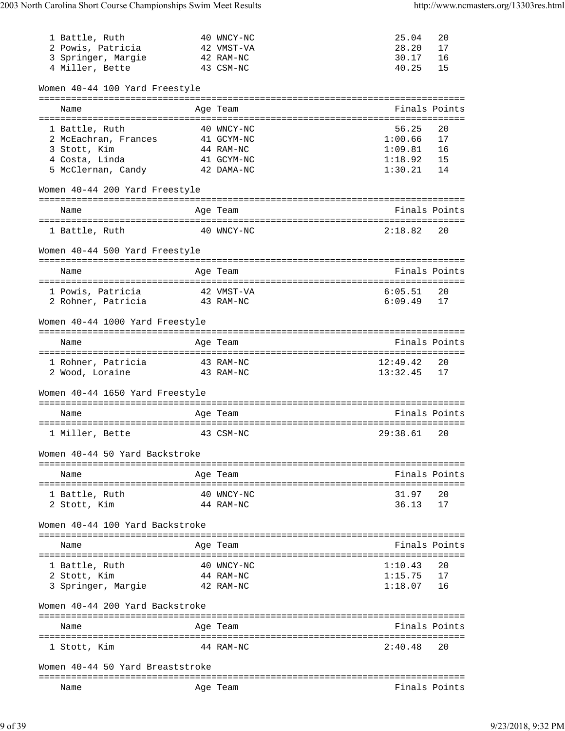| Name | Age | Team | Finals | Points |
|---|---|---|---|---|
| 1 Battle, Ruth | 40 | WNCY-NC | 25.04 | 20 |
| 2 Powis, Patricia | 42 | VMST-VA | 28.20 | 17 |
| 3 Springer, Margie | 42 | RAM-NC | 30.17 | 16 |
| 4 Miller, Bette | 43 | CSM-NC | 40.25 | 15 |

## Women 40-44 100 Yard Freestyle

| Name | Age | Team | Finals | Points |
|---|---|---|---|---|
| 1 Battle, Ruth | 40 | WNCY-NC | 56.25 | 20 |
| 2 McEachran, Frances | 41 | GCYM-NC | 1:00.66 | 17 |
| 3 Stott, Kim | 44 | RAM-NC | 1:09.81 | 16 |
| 4 Costa, Linda | 41 | GCYM-NC | 1:18.92 | 15 |
| 5 McClernan, Candy | 42 | DAMA-NC | 1:30.21 | 14 |

## Women 40-44 200 Yard Freestyle

| Name | Age | Team | Finals | Points |
|---|---|---|---|---|
| 1 Battle, Ruth | 40 | WNCY-NC | 2:18.82 | 20 |

## Women 40-44 500 Yard Freestyle

| Name | Age | Team | Finals | Points |
|---|---|---|---|---|
| 1 Powis, Patricia | 42 | VMST-VA | 6:05.51 | 20 |
| 2 Rohner, Patricia | 43 | RAM-NC | 6:09.49 | 17 |

## Women 40-44 1000 Yard Freestyle

| Name | Age | Team | Finals | Points |
|---|---|---|---|---|
| 1 Rohner, Patricia | 43 | RAM-NC | 12:49.42 | 20 |
| 2 Wood, Loraine | 43 | RAM-NC | 13:32.45 | 17 |

## Women 40-44 1650 Yard Freestyle

| Name | Age | Team | Finals | Points |
|---|---|---|---|---|
| 1 Miller, Bette | 43 | CSM-NC | 29:38.61 | 20 |

## Women 40-44 50 Yard Backstroke

| Name | Age | Team | Finals | Points |
|---|---|---|---|---|
| 1 Battle, Ruth | 40 | WNCY-NC | 31.97 | 20 |
| 2 Stott, Kim | 44 | RAM-NC | 36.13 | 17 |

## Women 40-44 100 Yard Backstroke

| Name | Age | Team | Finals | Points |
|---|---|---|---|---|
| 1 Battle, Ruth | 40 | WNCY-NC | 1:10.43 | 20 |
| 2 Stott, Kim | 44 | RAM-NC | 1:15.75 | 17 |
| 3 Springer, Margie | 42 | RAM-NC | 1:18.07 | 16 |

## Women 40-44 200 Yard Backstroke

| Name | Age | Team | Finals | Points |
|---|---|---|---|---|
| 1 Stott, Kim | 44 | RAM-NC | 2:40.48 | 20 |

## Women 40-44 50 Yard Breaststroke

| Name | Age | Team | Finals | Points |
|---|---|---|---|---|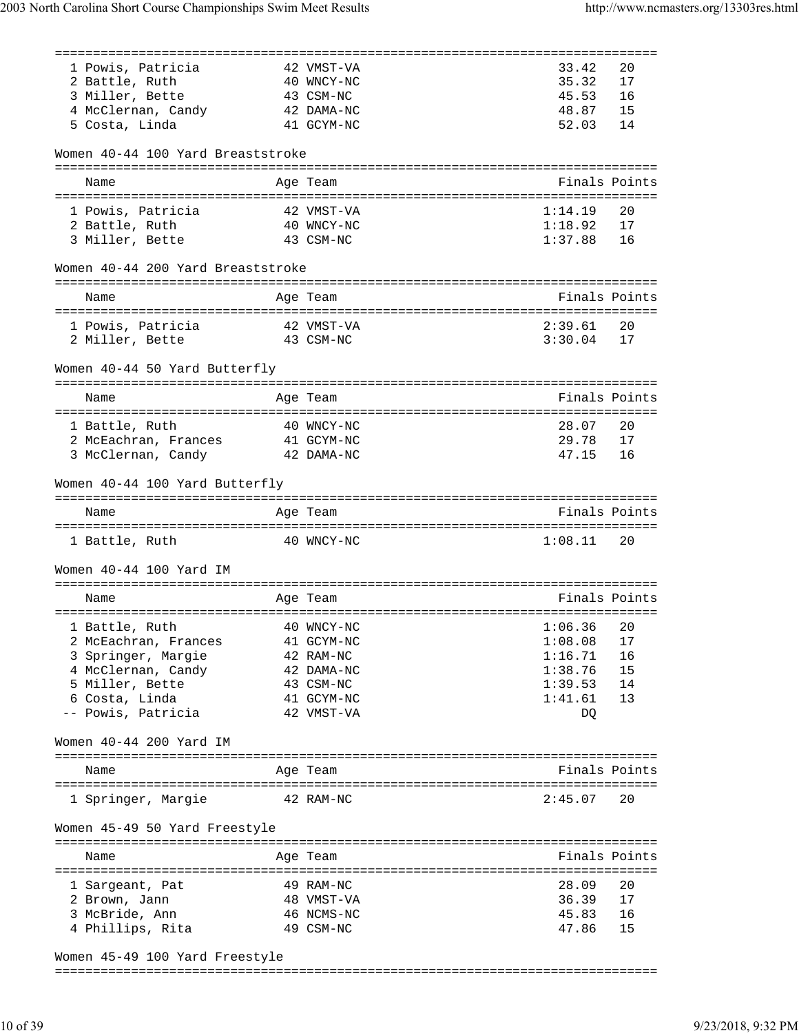| Name | Age | Team | Finals | Points |
| --- | --- | --- | --- | --- |
| 1 Powis, Patricia | 42 | VMST-VA | 33.42 | 20 |
| 2 Battle, Ruth | 40 | WNCY-NC | 35.32 | 17 |
| 3 Miller, Bette | 43 | CSM-NC | 45.53 | 16 |
| 4 McClernan, Candy | 42 | DAMA-NC | 48.87 | 15 |
| 5 Costa, Linda | 41 | GCYM-NC | 52.03 | 14 |

### Women 40-44 100 Yard Breaststroke

| Name | Age | Team | Finals | Points |
| --- | --- | --- | --- | --- |
| 1 Powis, Patricia | 42 | VMST-VA | 1:14.19 | 20 |
| 2 Battle, Ruth | 40 | WNCY-NC | 1:18.92 | 17 |
| 3 Miller, Bette | 43 | CSM-NC | 1:37.88 | 16 |

### Women 40-44 200 Yard Breaststroke

| Name | Age | Team | Finals | Points |
| --- | --- | --- | --- | --- |
| 1 Powis, Patricia | 42 | VMST-VA | 2:39.61 | 20 |
| 2 Miller, Bette | 43 | CSM-NC | 3:30.04 | 17 |

### Women 40-44 50 Yard Butterfly

| Name | Age | Team | Finals | Points |
| --- | --- | --- | --- | --- |
| 1 Battle, Ruth | 40 | WNCY-NC | 28.07 | 20 |
| 2 McEachran, Frances | 41 | GCYM-NC | 29.78 | 17 |
| 3 McClernan, Candy | 42 | DAMA-NC | 47.15 | 16 |

### Women 40-44 100 Yard Butterfly

| Name | Age | Team | Finals | Points |
| --- | --- | --- | --- | --- |
| 1 Battle, Ruth | 40 | WNCY-NC | 1:08.11 | 20 |

### Women 40-44 100 Yard IM

| Name | Age | Team | Finals | Points |
| --- | --- | --- | --- | --- |
| 1 Battle, Ruth | 40 | WNCY-NC | 1:06.36 | 20 |
| 2 McEachran, Frances | 41 | GCYM-NC | 1:08.08 | 17 |
| 3 Springer, Margie | 42 | RAM-NC | 1:16.71 | 16 |
| 4 McClernan, Candy | 42 | DAMA-NC | 1:38.76 | 15 |
| 5 Miller, Bette | 43 | CSM-NC | 1:39.53 | 14 |
| 6 Costa, Linda | 41 | GCYM-NC | 1:41.61 | 13 |
| -- Powis, Patricia | 42 | VMST-VA | DQ | |

### Women 40-44 200 Yard IM

| Name | Age | Team | Finals | Points |
| --- | --- | --- | --- | --- |
| 1 Springer, Margie | 42 | RAM-NC | 2:45.07 | 20 |

### Women 45-49 50 Yard Freestyle

| Name | Age | Team | Finals | Points |
| --- | --- | --- | --- | --- |
| 1 Sargeant, Pat | 49 | RAM-NC | 28.09 | 20 |
| 2 Brown, Jann | 48 | VMST-VA | 36.39 | 17 |
| 3 McBride, Ann | 46 | NCMS-NC | 45.83 | 16 |
| 4 Phillips, Rita | 49 | CSM-NC | 47.86 | 15 |

### Women 45-49 100 Yard Freestyle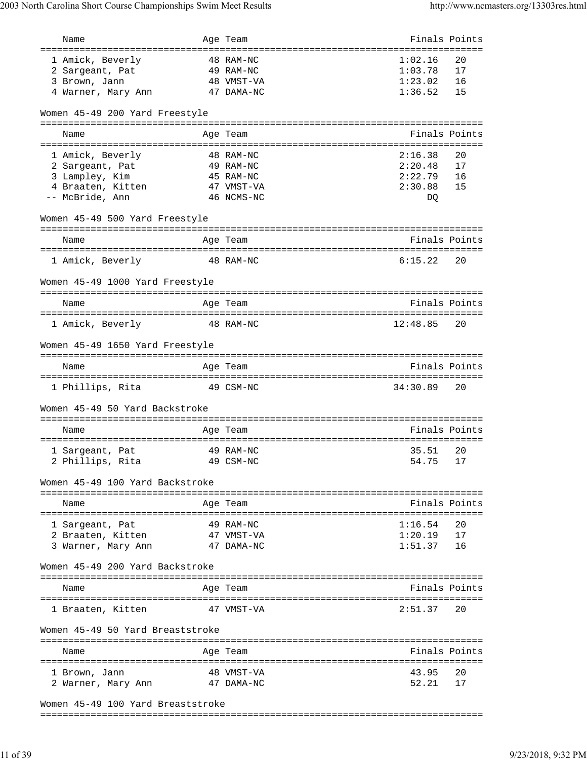| Name | Age | Team | Finals | Points |
|---|---|---|---|---|
| 1 Amick, Beverly | 48 | RAM-NC | 1:02.16 | 20 |
| 2 Sargeant, Pat | 49 | RAM-NC | 1:03.78 | 17 |
| 3 Brown, Jann | 48 | VMST-VA | 1:23.02 | 16 |
| 4 Warner, Mary Ann | 47 | DAMA-NC | 1:36.52 | 15 |

Women 45-49 200 Yard Freestyle

| Name | Age | Team | Finals | Points |
|---|---|---|---|---|
| 1 Amick, Beverly | 48 | RAM-NC | 2:16.38 | 20 |
| 2 Sargeant, Pat | 49 | RAM-NC | 2:20.48 | 17 |
| 3 Lampley, Kim | 45 | RAM-NC | 2:22.79 | 16 |
| 4 Braaten, Kitten | 47 | VMST-VA | 2:30.88 | 15 |
| -- McBride, Ann | 46 | NCMS-NC | DQ | |

Women 45-49 500 Yard Freestyle

| Name | Age | Team | Finals | Points |
|---|---|---|---|---|
| 1 Amick, Beverly | 48 | RAM-NC | 6:15.22 | 20 |

Women 45-49 1000 Yard Freestyle

| Name | Age | Team | Finals | Points |
|---|---|---|---|---|
| 1 Amick, Beverly | 48 | RAM-NC | 12:48.85 | 20 |

Women 45-49 1650 Yard Freestyle

| Name | Age | Team | Finals | Points |
|---|---|---|---|---|
| 1 Phillips, Rita | 49 | CSM-NC | 34:30.89 | 20 |

Women 45-49 50 Yard Backstroke

| Name | Age | Team | Finals | Points |
|---|---|---|---|---|
| 1 Sargeant, Pat | 49 | RAM-NC | 35.51 | 20 |
| 2 Phillips, Rita | 49 | CSM-NC | 54.75 | 17 |

Women 45-49 100 Yard Backstroke

| Name | Age | Team | Finals | Points |
|---|---|---|---|---|
| 1 Sargeant, Pat | 49 | RAM-NC | 1:16.54 | 20 |
| 2 Braaten, Kitten | 47 | VMST-VA | 1:20.19 | 17 |
| 3 Warner, Mary Ann | 47 | DAMA-NC | 1:51.37 | 16 |

Women 45-49 200 Yard Backstroke

| Name | Age | Team | Finals | Points |
|---|---|---|---|---|
| 1 Braaten, Kitten | 47 | VMST-VA | 2:51.37 | 20 |

Women 45-49 50 Yard Breaststroke

| Name | Age | Team | Finals | Points |
|---|---|---|---|---|
| 1 Brown, Jann | 48 | VMST-VA | 43.95 | 20 |
| 2 Warner, Mary Ann | 47 | DAMA-NC | 52.21 | 17 |

Women 45-49 100 Yard Breaststroke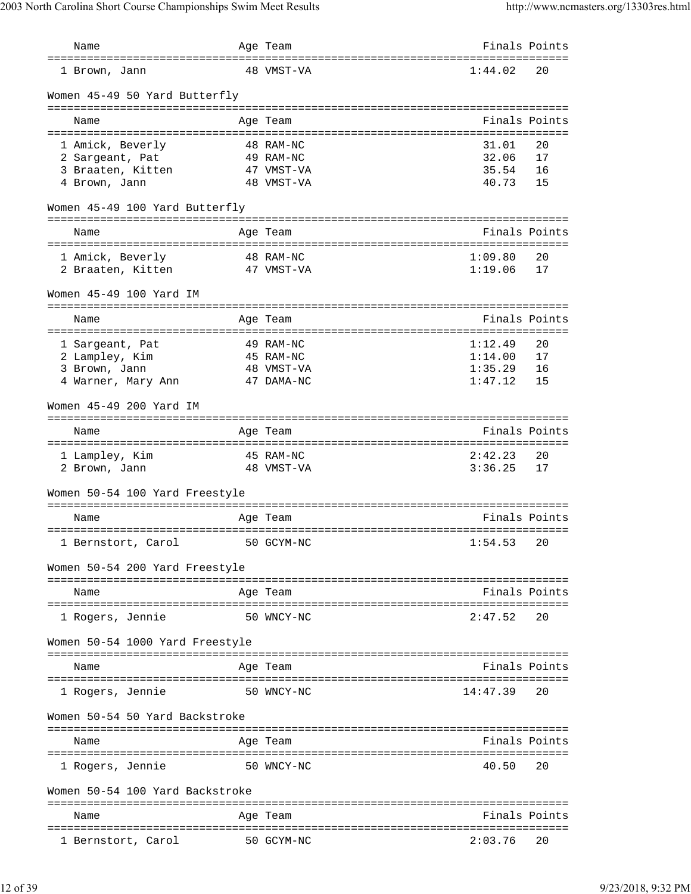| Name | Age | Team | Finals | Points |
|---|---|---|---|---|
| 1 Brown, Jann | 48 | VMST-VA | 1:44.02 | 20 |

### Women 45-49 50 Yard Butterfly

| Name | Age | Team | Finals | Points |
|---|---|---|---|---|
| 1 Amick, Beverly | 48 | RAM-NC | 31.01 | 20 |
| 2 Sargeant, Pat | 49 | RAM-NC | 32.06 | 17 |
| 3 Braaten, Kitten | 47 | VMST-VA | 35.54 | 16 |
| 4 Brown, Jann | 48 | VMST-VA | 40.73 | 15 |

### Women 45-49 100 Yard Butterfly

| Name | Age | Team | Finals | Points |
|---|---|---|---|---|
| 1 Amick, Beverly | 48 | RAM-NC | 1:09.80 | 20 |
| 2 Braaten, Kitten | 47 | VMST-VA | 1:19.06 | 17 |

### Women 45-49 100 Yard IM

| Name | Age | Team | Finals | Points |
|---|---|---|---|---|
| 1 Sargeant, Pat | 49 | RAM-NC | 1:12.49 | 20 |
| 2 Lampley, Kim | 45 | RAM-NC | 1:14.00 | 17 |
| 3 Brown, Jann | 48 | VMST-VA | 1:35.29 | 16 |
| 4 Warner, Mary Ann | 47 | DAMA-NC | 1:47.12 | 15 |

### Women 45-49 200 Yard IM

| Name | Age | Team | Finals | Points |
|---|---|---|---|---|
| 1 Lampley, Kim | 45 | RAM-NC | 2:42.23 | 20 |
| 2 Brown, Jann | 48 | VMST-VA | 3:36.25 | 17 |

### Women 50-54 100 Yard Freestyle

| Name | Age | Team | Finals | Points |
|---|---|---|---|---|
| 1 Bernstort, Carol | 50 | GCYM-NC | 1:54.53 | 20 |

### Women 50-54 200 Yard Freestyle

| Name | Age | Team | Finals | Points |
|---|---|---|---|---|
| 1 Rogers, Jennie | 50 | WNCY-NC | 2:47.52 | 20 |

### Women 50-54 1000 Yard Freestyle

| Name | Age | Team | Finals | Points |
|---|---|---|---|---|
| 1 Rogers, Jennie | 50 | WNCY-NC | 14:47.39 | 20 |

### Women 50-54 50 Yard Backstroke

| Name | Age | Team | Finals | Points |
|---|---|---|---|---|
| 1 Rogers, Jennie | 50 | WNCY-NC | 40.50 | 20 |

### Women 50-54 100 Yard Backstroke

| Name | Age | Team | Finals | Points |
|---|---|---|---|---|
| 1 Bernstort, Carol | 50 | GCYM-NC | 2:03.76 | 20 |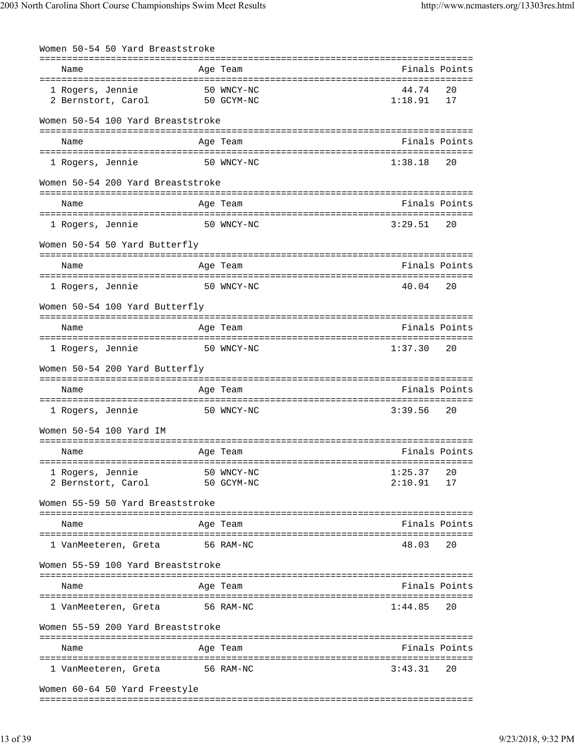### Women 50-54 50 Yard Breaststroke

| | Name | Age | Team | Finals | Points |
|---|---|---|---|---|---|
| 1 | Rogers, Jennie | 50 | WNCY-NC | 44.74 | 20 |
| 2 | Bernstort, Carol | 50 | GCYM-NC | 1:18.91 | 17 |

### Women 50-54 100 Yard Breaststroke

| | Name | Age | Team | Finals | Points |
|---|---|---|---|---|---|
| 1 | Rogers, Jennie | 50 | WNCY-NC | 1:38.18 | 20 |

### Women 50-54 200 Yard Breaststroke

| | Name | Age | Team | Finals | Points |
|---|---|---|---|---|---|
| 1 | Rogers, Jennie | 50 | WNCY-NC | 3:29.51 | 20 |

### Women 50-54 50 Yard Butterfly

| | Name | Age | Team | Finals | Points |
|---|---|---|---|---|---|
| 1 | Rogers, Jennie | 50 | WNCY-NC | 40.04 | 20 |

### Women 50-54 100 Yard Butterfly

| | Name | Age | Team | Finals | Points |
|---|---|---|---|---|---|
| 1 | Rogers, Jennie | 50 | WNCY-NC | 1:37.30 | 20 |

### Women 50-54 200 Yard Butterfly

| | Name | Age | Team | Finals | Points |
|---|---|---|---|---|---|
| 1 | Rogers, Jennie | 50 | WNCY-NC | 3:39.56 | 20 |

### Women 50-54 100 Yard IM

| | Name | Age | Team | Finals | Points |
|---|---|---|---|---|---|
| 1 | Rogers, Jennie | 50 | WNCY-NC | 1:25.37 | 20 |
| 2 | Bernstort, Carol | 50 | GCYM-NC | 2:10.91 | 17 |

### Women 55-59 50 Yard Breaststroke

| | Name | Age | Team | Finals | Points |
|---|---|---|---|---|---|
| 1 | VanMeeteren, Greta | 56 | RAM-NC | 48.03 | 20 |

### Women 55-59 100 Yard Breaststroke

| | Name | Age | Team | Finals | Points |
|---|---|---|---|---|---|
| 1 | VanMeeteren, Greta | 56 | RAM-NC | 1:44.85 | 20 |

### Women 55-59 200 Yard Breaststroke

| | Name | Age | Team | Finals | Points |
|---|---|---|---|---|---|
| 1 | VanMeeteren, Greta | 56 | RAM-NC | 3:43.31 | 20 |

### Women 60-64 50 Yard Freestyle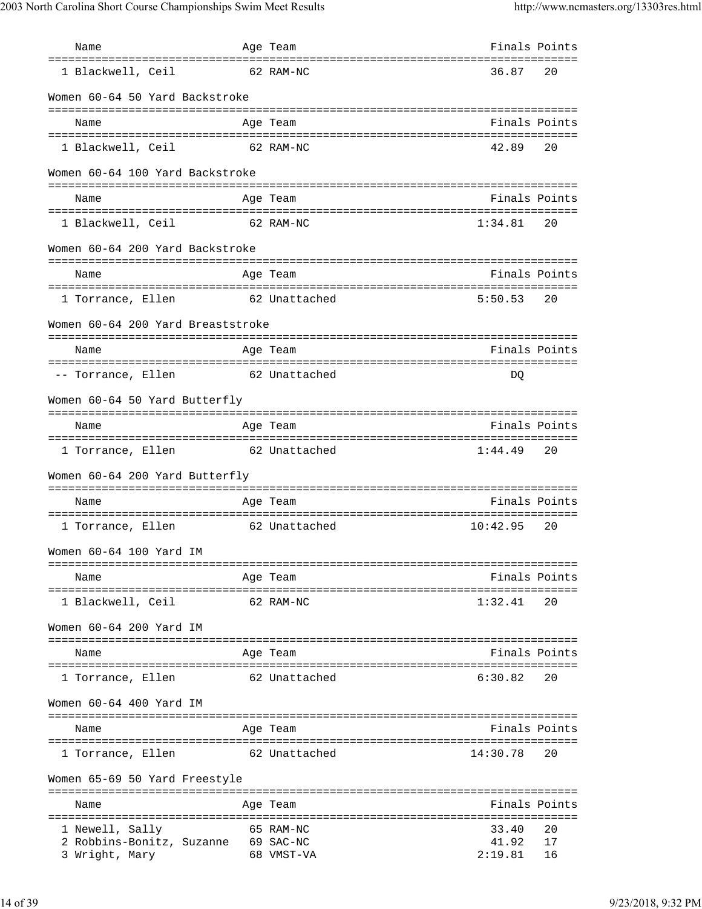| Name | Age | Team | Finals | Points |
|---|---|---|---|---|
| 1 Blackwell, Ceil | 62 | RAM-NC | 36.87 | 20 |

Women 60-64 50 Yard Backstroke

| Name | Age | Team | Finals | Points |
|---|---|---|---|---|
| 1 Blackwell, Ceil | 62 | RAM-NC | 42.89 | 20 |

Women 60-64 100 Yard Backstroke

| Name | Age | Team | Finals | Points |
|---|---|---|---|---|
| 1 Blackwell, Ceil | 62 | RAM-NC | 1:34.81 | 20 |

Women 60-64 200 Yard Backstroke

| Name | Age | Team | Finals | Points |
|---|---|---|---|---|
| 1 Torrance, Ellen | 62 | Unattached | 5:50.53 | 20 |

Women 60-64 200 Yard Breaststroke

| Name | Age | Team | Finals | Points |
|---|---|---|---|---|
| -- Torrance, Ellen | 62 | Unattached | DQ | |

Women 60-64 50 Yard Butterfly

| Name | Age | Team | Finals | Points |
|---|---|---|---|---|
| 1 Torrance, Ellen | 62 | Unattached | 1:44.49 | 20 |

Women 60-64 200 Yard Butterfly

| Name | Age | Team | Finals | Points |
|---|---|---|---|---|
| 1 Torrance, Ellen | 62 | Unattached | 10:42.95 | 20 |

Women 60-64 100 Yard IM

| Name | Age | Team | Finals | Points |
|---|---|---|---|---|
| 1 Blackwell, Ceil | 62 | RAM-NC | 1:32.41 | 20 |

Women 60-64 200 Yard IM

| Name | Age | Team | Finals | Points |
|---|---|---|---|---|
| 1 Torrance, Ellen | 62 | Unattached | 6:30.82 | 20 |

Women 60-64 400 Yard IM

| Name | Age | Team | Finals | Points |
|---|---|---|---|---|
| 1 Torrance, Ellen | 62 | Unattached | 14:30.78 | 20 |

Women 65-69 50 Yard Freestyle

| Name | Age | Team | Finals | Points |
|---|---|---|---|---|
| 1 Newell, Sally | 65 | RAM-NC | 33.40 | 20 |
| 2 Robbins-Bonitz, Suzanne | 69 | SAC-NC | 41.92 | 17 |
| 3 Wright, Mary | 68 | VMST-VA | 2:19.81 | 16 |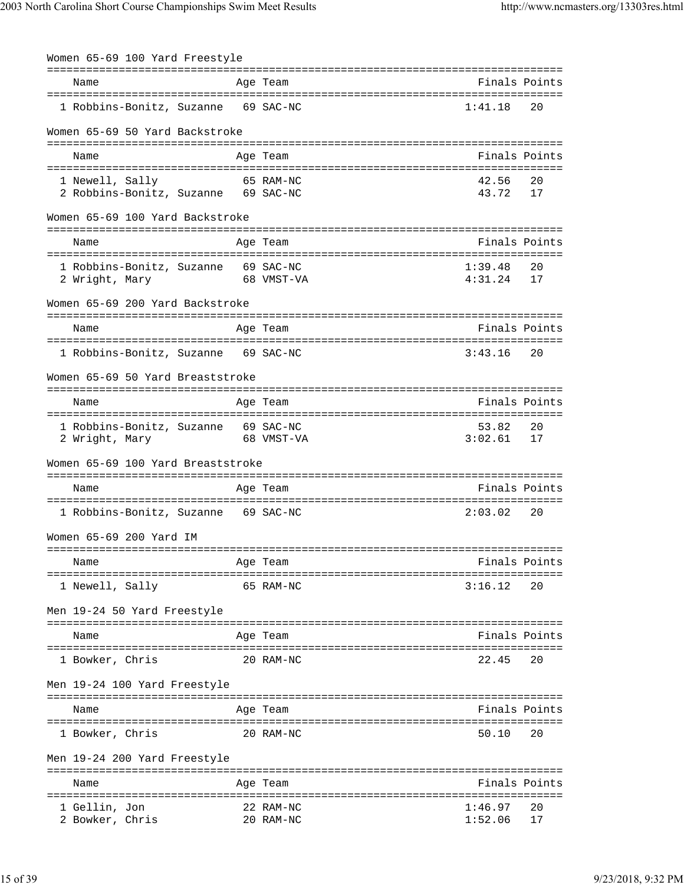### Women 65-69 100 Yard Freestyle

| | Name | Age | Team | Finals | Points |
|---|---|---|---|---|---|
| 1 | Robbins-Bonitz, Suzanne | 69 | SAC-NC | 1:41.18 | 20 |

### Women 65-69 50 Yard Backstroke

| | Name | Age | Team | Finals | Points |
|---|---|---|---|---|---|
| 1 | Newell, Sally | 65 | RAM-NC | 42.56 | 20 |
| 2 | Robbins-Bonitz, Suzanne | 69 | SAC-NC | 43.72 | 17 |

### Women 65-69 100 Yard Backstroke

| | Name | Age | Team | Finals | Points |
|---|---|---|---|---|---|
| 1 | Robbins-Bonitz, Suzanne | 69 | SAC-NC | 1:39.48 | 20 |
| 2 | Wright, Mary | 68 | VMST-VA | 4:31.24 | 17 |

### Women 65-69 200 Yard Backstroke

| | Name | Age | Team | Finals | Points |
|---|---|---|---|---|---|
| 1 | Robbins-Bonitz, Suzanne | 69 | SAC-NC | 3:43.16 | 20 |

### Women 65-69 50 Yard Breaststroke

| | Name | Age | Team | Finals | Points |
|---|---|---|---|---|---|
| 1 | Robbins-Bonitz, Suzanne | 69 | SAC-NC | 53.82 | 20 |
| 2 | Wright, Mary | 68 | VMST-VA | 3:02.61 | 17 |

### Women 65-69 100 Yard Breaststroke

| | Name | Age | Team | Finals | Points |
|---|---|---|---|---|---|
| 1 | Robbins-Bonitz, Suzanne | 69 | SAC-NC | 2:03.02 | 20 |

### Women 65-69 200 Yard IM

| | Name | Age | Team | Finals | Points |
|---|---|---|---|---|---|
| 1 | Newell, Sally | 65 | RAM-NC | 3:16.12 | 20 |

### Men 19-24 50 Yard Freestyle

| | Name | Age | Team | Finals | Points |
|---|---|---|---|---|---|
| 1 | Bowker, Chris | 20 | RAM-NC | 22.45 | 20 |

### Men 19-24 100 Yard Freestyle

| | Name | Age | Team | Finals | Points |
|---|---|---|---|---|---|
| 1 | Bowker, Chris | 20 | RAM-NC | 50.10 | 20 |

### Men 19-24 200 Yard Freestyle

| | Name | Age | Team | Finals | Points |
|---|---|---|---|---|---|
| 1 | Gellin, Jon | 22 | RAM-NC | 1:46.97 | 20 |
| 2 | Bowker, Chris | 20 | RAM-NC | 1:52.06 | 17 |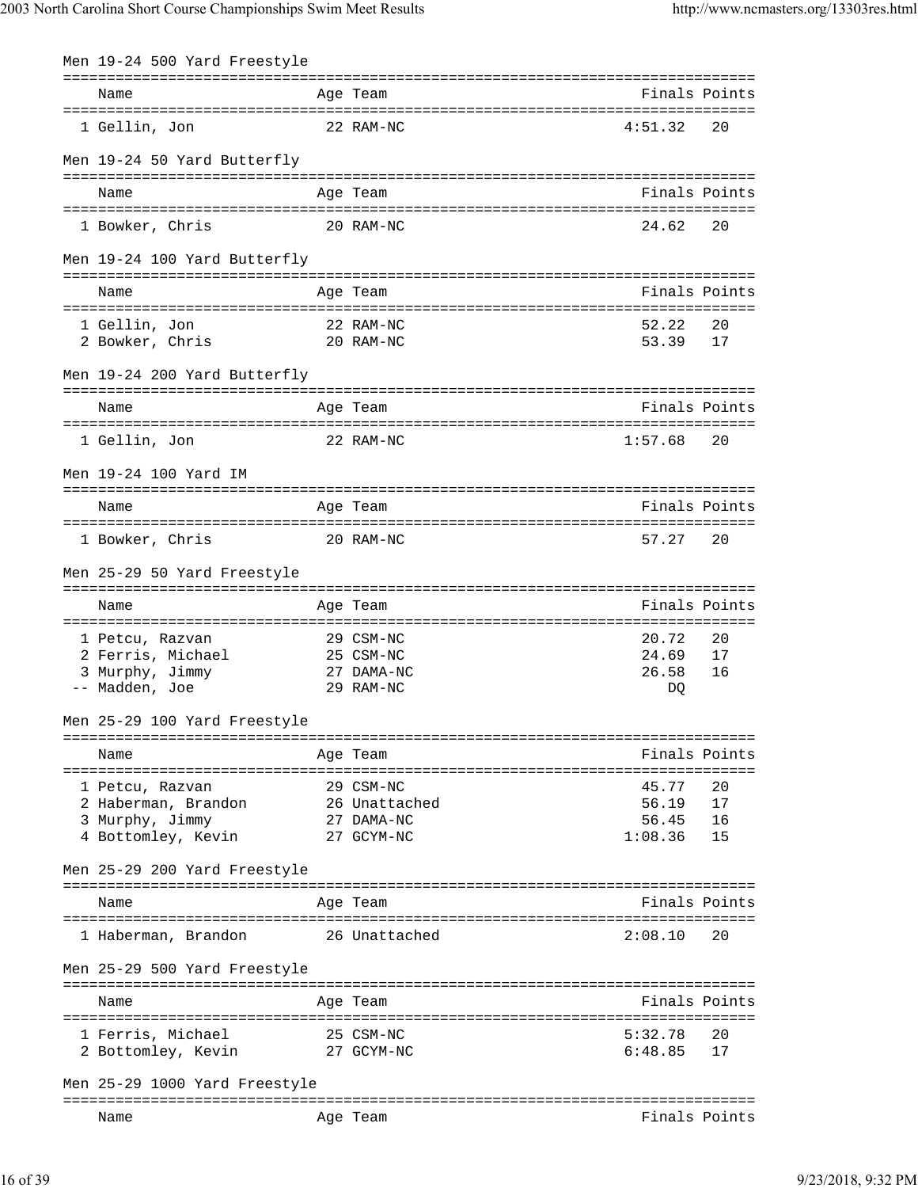### Men 19-24 500 Yard Freestyle

| | Name | Age | Team | Finals | Points |
|---|---|---|---|---|---|
| 1 | Gellin, Jon | 22 | RAM-NC | 4:51.32 | 20 |

### Men 19-24 50 Yard Butterfly

| | Name | Age | Team | Finals | Points |
|---|---|---|---|---|---|
| 1 | Bowker, Chris | 20 | RAM-NC | 24.62 | 20 |

### Men 19-24 100 Yard Butterfly

| | Name | Age | Team | Finals | Points |
|---|---|---|---|---|---|
| 1 | Gellin, Jon | 22 | RAM-NC | 52.22 | 20 |
| 2 | Bowker, Chris | 20 | RAM-NC | 53.39 | 17 |

### Men 19-24 200 Yard Butterfly

| | Name | Age | Team | Finals | Points |
|---|---|---|---|---|---|
| 1 | Gellin, Jon | 22 | RAM-NC | 1:57.68 | 20 |

### Men 19-24 100 Yard IM

| | Name | Age | Team | Finals | Points |
|---|---|---|---|---|---|
| 1 | Bowker, Chris | 20 | RAM-NC | 57.27 | 20 |

### Men 25-29 50 Yard Freestyle

| | Name | Age | Team | Finals | Points |
|---|---|---|---|---|---|
| 1 | Petcu, Razvan | 29 | CSM-NC | 20.72 | 20 |
| 2 | Ferris, Michael | 25 | CSM-NC | 24.69 | 17 |
| 3 | Murphy, Jimmy | 27 | DAMA-NC | 26.58 | 16 |
| -- | Madden, Joe | 29 | RAM-NC | DQ | |

### Men 25-29 100 Yard Freestyle

| | Name | Age | Team | Finals | Points |
|---|---|---|---|---|---|
| 1 | Petcu, Razvan | 29 | CSM-NC | 45.77 | 20 |
| 2 | Haberman, Brandon | 26 | Unattached | 56.19 | 17 |
| 3 | Murphy, Jimmy | 27 | DAMA-NC | 56.45 | 16 |
| 4 | Bottomley, Kevin | 27 | GCYM-NC | 1:08.36 | 15 |

### Men 25-29 200 Yard Freestyle

| | Name | Age | Team | Finals | Points |
|---|---|---|---|---|---|
| 1 | Haberman, Brandon | 26 | Unattached | 2:08.10 | 20 |

### Men 25-29 500 Yard Freestyle

| | Name | Age | Team | Finals | Points |
|---|---|---|---|---|---|
| 1 | Ferris, Michael | 25 | CSM-NC | 5:32.78 | 20 |
| 2 | Bottomley, Kevin | 27 | GCYM-NC | 6:48.85 | 17 |

### Men 25-29 1000 Yard Freestyle

| | Name | Age | Team | Finals | Points |
|---|---|---|---|---|---|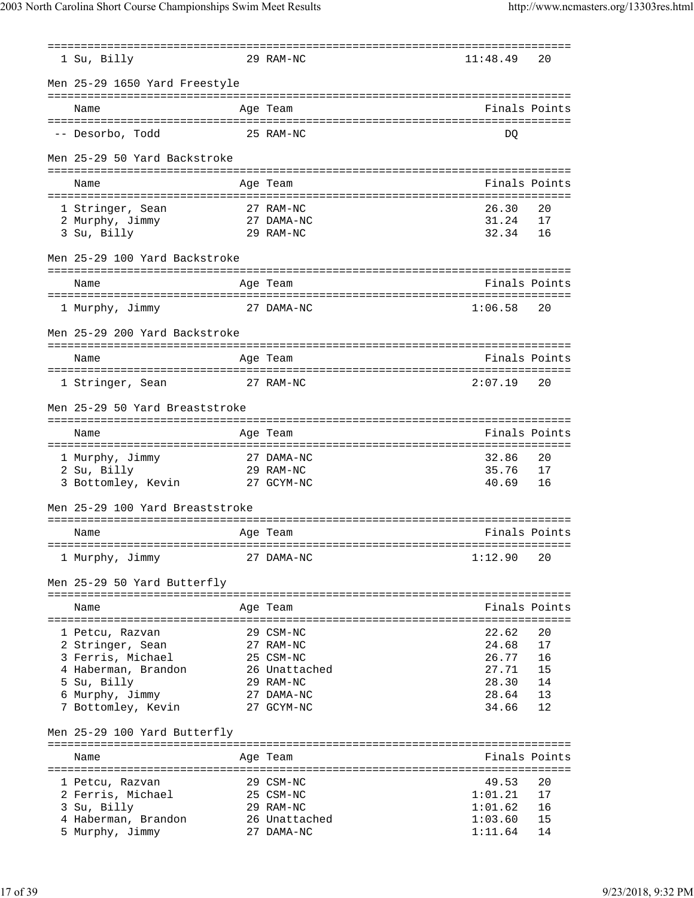| | Name | Age | Team | Finals | Points |
|---|---|---|---|---|---|
| 1 | Su, Billy | 29 | RAM-NC | 11:48.49 | 20 |

## Men 25-29 1650 Yard Freestyle

| | Name | Age | Team | Finals | Points |
|---|---|---|---|---|---|
| -- | Desorbo, Todd | 25 | RAM-NC | DQ | |

## Men 25-29 50 Yard Backstroke

| | Name | Age | Team | Finals | Points |
|---|---|---|---|---|---|
| 1 | Stringer, Sean | 27 | RAM-NC | 26.30 | 20 |
| 2 | Murphy, Jimmy | 27 | DAMA-NC | 31.24 | 17 |
| 3 | Su, Billy | 29 | RAM-NC | 32.34 | 16 |

## Men 25-29 100 Yard Backstroke

| | Name | Age | Team | Finals | Points |
|---|---|---|---|---|---|
| 1 | Murphy, Jimmy | 27 | DAMA-NC | 1:06.58 | 20 |

## Men 25-29 200 Yard Backstroke

| | Name | Age | Team | Finals | Points |
|---|---|---|---|---|---|
| 1 | Stringer, Sean | 27 | RAM-NC | 2:07.19 | 20 |

## Men 25-29 50 Yard Breaststroke

| | Name | Age | Team | Finals | Points |
|---|---|---|---|---|---|
| 1 | Murphy, Jimmy | 27 | DAMA-NC | 32.86 | 20 |
| 2 | Su, Billy | 29 | RAM-NC | 35.76 | 17 |
| 3 | Bottomley, Kevin | 27 | GCYM-NC | 40.69 | 16 |

## Men 25-29 100 Yard Breaststroke

| | Name | Age | Team | Finals | Points |
|---|---|---|---|---|---|
| 1 | Murphy, Jimmy | 27 | DAMA-NC | 1:12.90 | 20 |

## Men 25-29 50 Yard Butterfly

| | Name | Age | Team | Finals | Points |
|---|---|---|---|---|---|
| 1 | Petcu, Razvan | 29 | CSM-NC | 22.62 | 20 |
| 2 | Stringer, Sean | 27 | RAM-NC | 24.68 | 17 |
| 3 | Ferris, Michael | 25 | CSM-NC | 26.77 | 16 |
| 4 | Haberman, Brandon | 26 | Unattached | 27.71 | 15 |
| 5 | Su, Billy | 29 | RAM-NC | 28.30 | 14 |
| 6 | Murphy, Jimmy | 27 | DAMA-NC | 28.64 | 13 |
| 7 | Bottomley, Kevin | 27 | GCYM-NC | 34.66 | 12 |

## Men 25-29 100 Yard Butterfly

| | Name | Age | Team | Finals | Points |
|---|---|---|---|---|---|
| 1 | Petcu, Razvan | 29 | CSM-NC | 49.53 | 20 |
| 2 | Ferris, Michael | 25 | CSM-NC | 1:01.21 | 17 |
| 3 | Su, Billy | 29 | RAM-NC | 1:01.62 | 16 |
| 4 | Haberman, Brandon | 26 | Unattached | 1:03.60 | 15 |
| 5 | Murphy, Jimmy | 27 | DAMA-NC | 1:11.64 | 14 |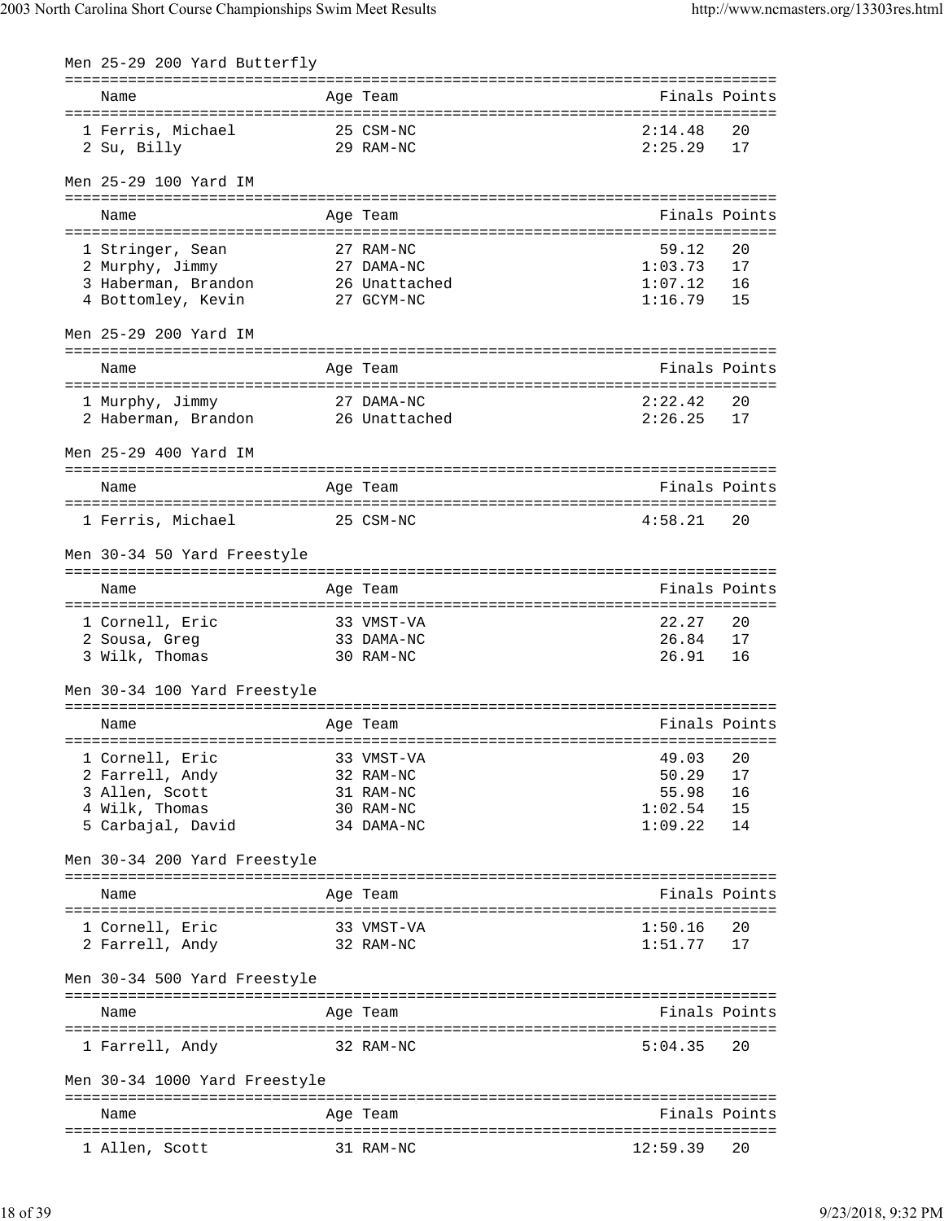### Men 25-29 200 Yard Butterfly

| | Name | Age | Team | Finals | Points |
|---|---|---|---|---|---|
| 1 | Ferris, Michael | 25 | CSM-NC | 2:14.48 | 20 |
| 2 | Su, Billy | 29 | RAM-NC | 2:25.29 | 17 |

### Men 25-29 100 Yard IM

| | Name | Age | Team | Finals | Points |
|---|---|---|---|---|---|
| 1 | Stringer, Sean | 27 | RAM-NC | 59.12 | 20 |
| 2 | Murphy, Jimmy | 27 | DAMA-NC | 1:03.73 | 17 |
| 3 | Haberman, Brandon | 26 | Unattached | 1:07.12 | 16 |
| 4 | Bottomley, Kevin | 27 | GCYM-NC | 1:16.79 | 15 |

### Men 25-29 200 Yard IM

| | Name | Age | Team | Finals | Points |
|---|---|---|---|---|---|
| 1 | Murphy, Jimmy | 27 | DAMA-NC | 2:22.42 | 20 |
| 2 | Haberman, Brandon | 26 | Unattached | 2:26.25 | 17 |

### Men 25-29 400 Yard IM

| | Name | Age | Team | Finals | Points |
|---|---|---|---|---|---|
| 1 | Ferris, Michael | 25 | CSM-NC | 4:58.21 | 20 |

### Men 30-34 50 Yard Freestyle

| | Name | Age | Team | Finals | Points |
|---|---|---|---|---|---|
| 1 | Cornell, Eric | 33 | VMST-VA | 22.27 | 20 |
| 2 | Sousa, Greg | 33 | DAMA-NC | 26.84 | 17 |
| 3 | Wilk, Thomas | 30 | RAM-NC | 26.91 | 16 |

### Men 30-34 100 Yard Freestyle

| | Name | Age | Team | Finals | Points |
|---|---|---|---|---|---|
| 1 | Cornell, Eric | 33 | VMST-VA | 49.03 | 20 |
| 2 | Farrell, Andy | 32 | RAM-NC | 50.29 | 17 |
| 3 | Allen, Scott | 31 | RAM-NC | 55.98 | 16 |
| 4 | Wilk, Thomas | 30 | RAM-NC | 1:02.54 | 15 |
| 5 | Carbajal, David | 34 | DAMA-NC | 1:09.22 | 14 |

### Men 30-34 200 Yard Freestyle

| | Name | Age | Team | Finals | Points |
|---|---|---|---|---|---|
| 1 | Cornell, Eric | 33 | VMST-VA | 1:50.16 | 20 |
| 2 | Farrell, Andy | 32 | RAM-NC | 1:51.77 | 17 |

### Men 30-34 500 Yard Freestyle

| | Name | Age | Team | Finals | Points |
|---|---|---|---|---|---|
| 1 | Farrell, Andy | 32 | RAM-NC | 5:04.35 | 20 |

### Men 30-34 1000 Yard Freestyle

| | Name | Age | Team | Finals | Points |
|---|---|---|---|---|---|
| 1 | Allen, Scott | 31 | RAM-NC | 12:59.39 | 20 |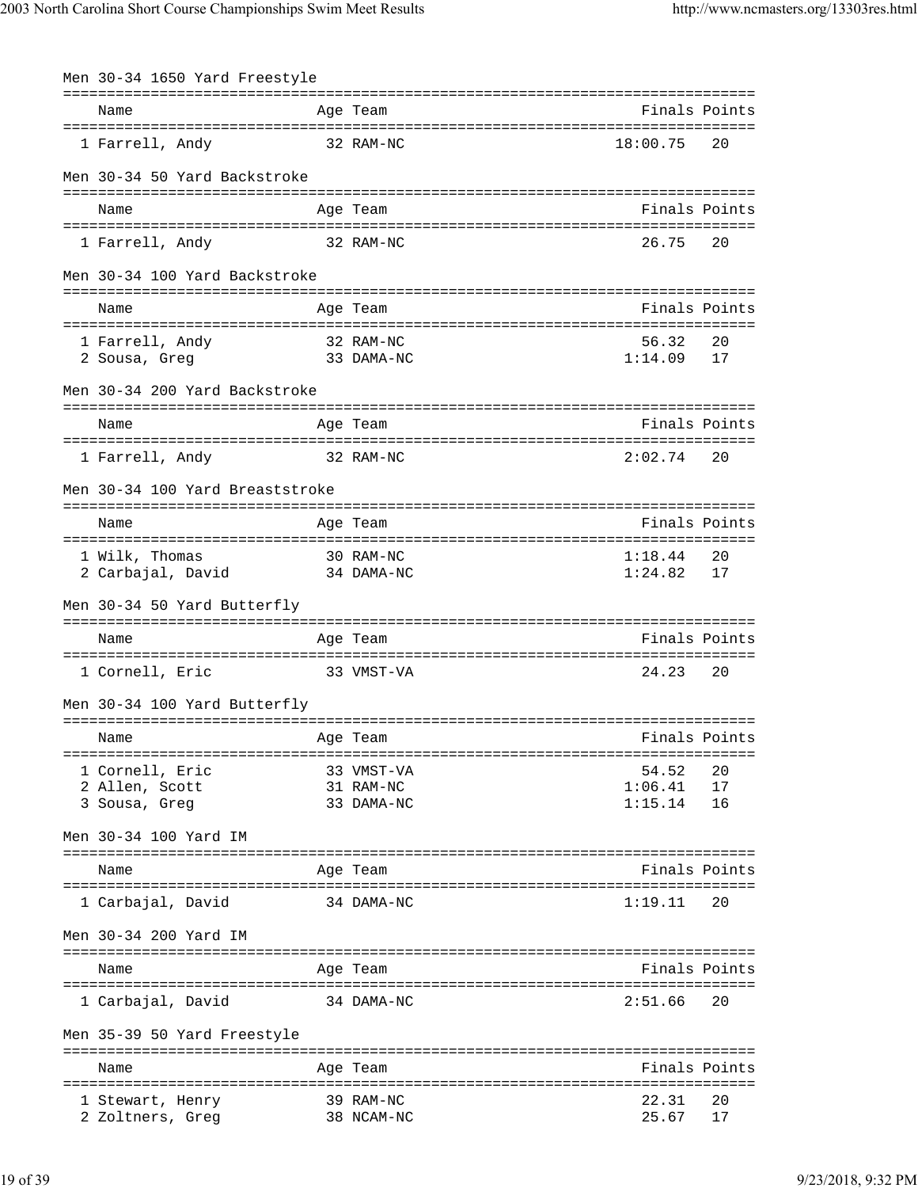### Men 30-34 1650 Yard Freestyle

| | Name | Age | Team | Finals | Points |
|---|---|---|---|---|---|
| 1 | Farrell, Andy | 32 | RAM-NC | 18:00.75 | 20 |

### Men 30-34 50 Yard Backstroke

| | Name | Age | Team | Finals | Points |
|---|---|---|---|---|---|
| 1 | Farrell, Andy | 32 | RAM-NC | 26.75 | 20 |

### Men 30-34 100 Yard Backstroke

| | Name | Age | Team | Finals | Points |
|---|---|---|---|---|---|
| 1 | Farrell, Andy | 32 | RAM-NC | 56.32 | 20 |
| 2 | Sousa, Greg | 33 | DAMA-NC | 1:14.09 | 17 |

### Men 30-34 200 Yard Backstroke

| | Name | Age | Team | Finals | Points |
|---|---|---|---|---|---|
| 1 | Farrell, Andy | 32 | RAM-NC | 2:02.74 | 20 |

### Men 30-34 100 Yard Breaststroke

| | Name | Age | Team | Finals | Points |
|---|---|---|---|---|---|
| 1 | Wilk, Thomas | 30 | RAM-NC | 1:18.44 | 20 |
| 2 | Carbajal, David | 34 | DAMA-NC | 1:24.82 | 17 |

### Men 30-34 50 Yard Butterfly

| | Name | Age | Team | Finals | Points |
|---|---|---|---|---|---|
| 1 | Cornell, Eric | 33 | VMST-VA | 24.23 | 20 |

### Men 30-34 100 Yard Butterfly

| | Name | Age | Team | Finals | Points |
|---|---|---|---|---|---|
| 1 | Cornell, Eric | 33 | VMST-VA | 54.52 | 20 |
| 2 | Allen, Scott | 31 | RAM-NC | 1:06.41 | 17 |
| 3 | Sousa, Greg | 33 | DAMA-NC | 1:15.14 | 16 |

### Men 30-34 100 Yard IM

| | Name | Age | Team | Finals | Points |
|---|---|---|---|---|---|
| 1 | Carbajal, David | 34 | DAMA-NC | 1:19.11 | 20 |

### Men 30-34 200 Yard IM

| | Name | Age | Team | Finals | Points |
|---|---|---|---|---|---|
| 1 | Carbajal, David | 34 | DAMA-NC | 2:51.66 | 20 |

### Men 35-39 50 Yard Freestyle

| | Name | Age | Team | Finals | Points |
|---|---|---|---|---|---|
| 1 | Stewart, Henry | 39 | RAM-NC | 22.31 | 20 |
| 2 | Zoltners, Greg | 38 | NCAM-NC | 25.67 | 17 |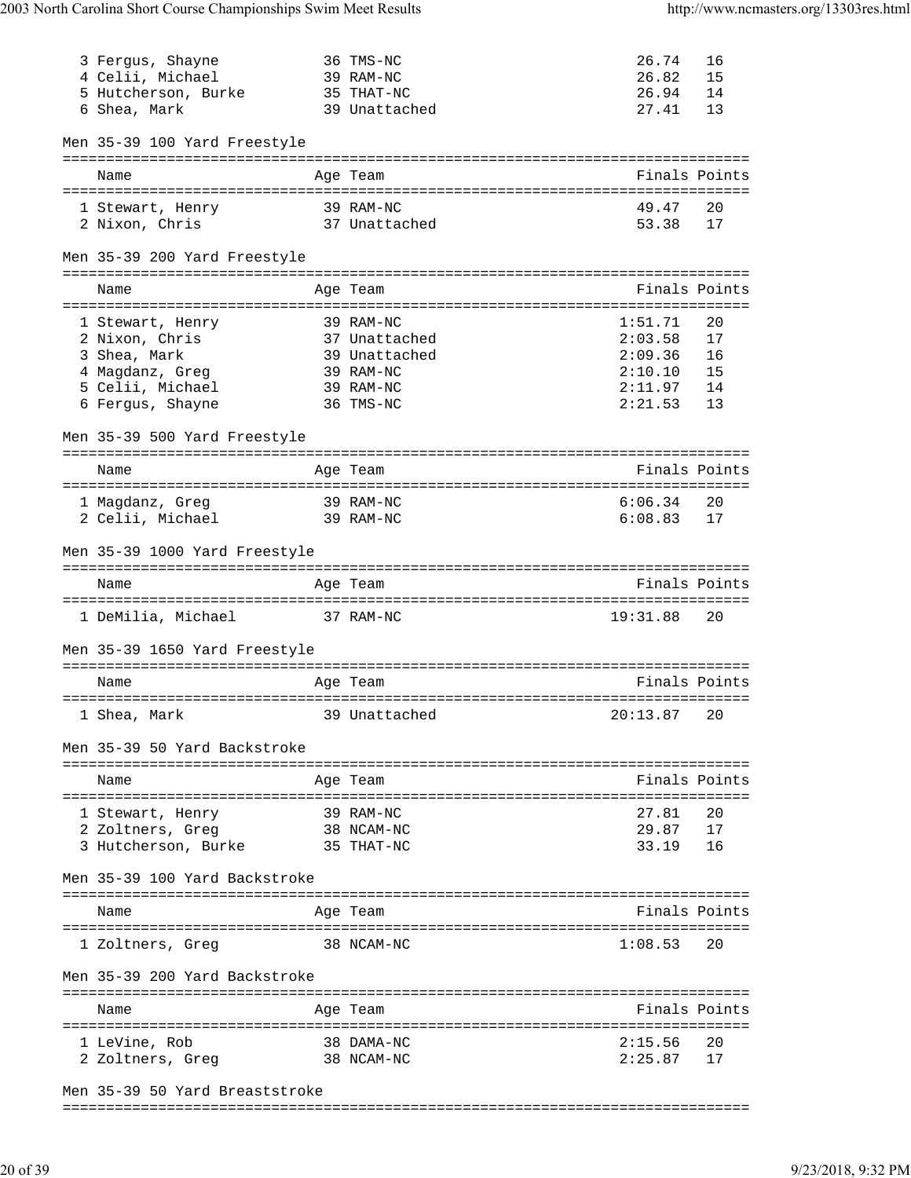| Place | Name | Age | Team | Finals | Points |
|---|---|---|---|---|---|
| 3 | Fergus, Shayne | 36 | TMS-NC | 26.74 | 16 |
| 4 | Celii, Michael | 39 | RAM-NC | 26.82 | 15 |
| 5 | Hutcherson, Burke | 35 | THAT-NC | 26.94 | 14 |
| 6 | Shea, Mark | 39 | Unattached | 27.41 | 13 |

### Men 35-39 100 Yard Freestyle

| Place | Name | Age | Team | Finals | Points |
|---|---|---|---|---|---|
| 1 | Stewart, Henry | 39 | RAM-NC | 49.47 | 20 |
| 2 | Nixon, Chris | 37 | Unattached | 53.38 | 17 |

### Men 35-39 200 Yard Freestyle

| Place | Name | Age | Team | Finals | Points |
|---|---|---|---|---|---|
| 1 | Stewart, Henry | 39 | RAM-NC | 1:51.71 | 20 |
| 2 | Nixon, Chris | 37 | Unattached | 2:03.58 | 17 |
| 3 | Shea, Mark | 39 | Unattached | 2:09.36 | 16 |
| 4 | Magdanz, Greg | 39 | RAM-NC | 2:10.10 | 15 |
| 5 | Celii, Michael | 39 | RAM-NC | 2:11.97 | 14 |
| 6 | Fergus, Shayne | 36 | TMS-NC | 2:21.53 | 13 |

### Men 35-39 500 Yard Freestyle

| Place | Name | Age | Team | Finals | Points |
|---|---|---|---|---|---|
| 1 | Magdanz, Greg | 39 | RAM-NC | 6:06.34 | 20 |
| 2 | Celii, Michael | 39 | RAM-NC | 6:08.83 | 17 |

### Men 35-39 1000 Yard Freestyle

| Place | Name | Age | Team | Finals | Points |
|---|---|---|---|---|---|
| 1 | DeMilia, Michael | 37 | RAM-NC | 19:31.88 | 20 |

### Men 35-39 1650 Yard Freestyle

| Place | Name | Age | Team | Finals | Points |
|---|---|---|---|---|---|
| 1 | Shea, Mark | 39 | Unattached | 20:13.87 | 20 |

### Men 35-39 50 Yard Backstroke

| Place | Name | Age | Team | Finals | Points |
|---|---|---|---|---|---|
| 1 | Stewart, Henry | 39 | RAM-NC | 27.81 | 20 |
| 2 | Zoltners, Greg | 38 | NCAM-NC | 29.87 | 17 |
| 3 | Hutcherson, Burke | 35 | THAT-NC | 33.19 | 16 |

### Men 35-39 100 Yard Backstroke

| Place | Name | Age | Team | Finals | Points |
|---|---|---|---|---|---|
| 1 | Zoltners, Greg | 38 | NCAM-NC | 1:08.53 | 20 |

### Men 35-39 200 Yard Backstroke

| Place | Name | Age | Team | Finals | Points |
|---|---|---|---|---|---|
| 1 | LeVine, Rob | 38 | DAMA-NC | 2:15.56 | 20 |
| 2 | Zoltners, Greg | 38 | NCAM-NC | 2:25.87 | 17 |

### Men 35-39 50 Yard Breaststroke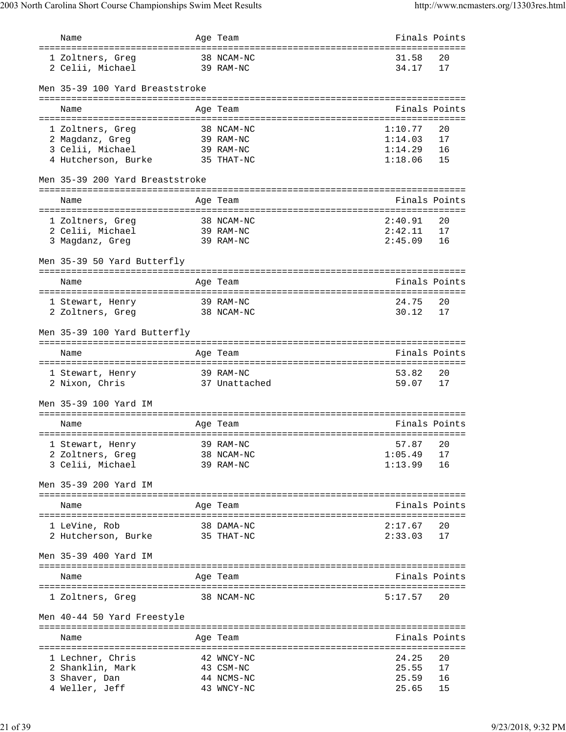| Name | Age | Team | Finals | Points |
|---|---|---|---|---|
| 1 Zoltners, Greg | 38 | NCAM-NC | 31.58 | 20 |
| 2 Celii, Michael | 39 | RAM-NC | 34.17 | 17 |

### Men 35-39 100 Yard Breaststroke

| Name | Age | Team | Finals | Points |
|---|---|---|---|---|
| 1 Zoltners, Greg | 38 | NCAM-NC | 1:10.77 | 20 |
| 2 Magdanz, Greg | 39 | RAM-NC | 1:14.03 | 17 |
| 3 Celii, Michael | 39 | RAM-NC | 1:14.29 | 16 |
| 4 Hutcherson, Burke | 35 | THAT-NC | 1:18.06 | 15 |

### Men 35-39 200 Yard Breaststroke

| Name | Age | Team | Finals | Points |
|---|---|---|---|---|
| 1 Zoltners, Greg | 38 | NCAM-NC | 2:40.91 | 20 |
| 2 Celii, Michael | 39 | RAM-NC | 2:42.11 | 17 |
| 3 Magdanz, Greg | 39 | RAM-NC | 2:45.09 | 16 |

### Men 35-39 50 Yard Butterfly

| Name | Age | Team | Finals | Points |
|---|---|---|---|---|
| 1 Stewart, Henry | 39 | RAM-NC | 24.75 | 20 |
| 2 Zoltners, Greg | 38 | NCAM-NC | 30.12 | 17 |

### Men 35-39 100 Yard Butterfly

| Name | Age | Team | Finals | Points |
|---|---|---|---|---|
| 1 Stewart, Henry | 39 | RAM-NC | 53.82 | 20 |
| 2 Nixon, Chris | 37 | Unattached | 59.07 | 17 |

### Men 35-39 100 Yard IM

| Name | Age | Team | Finals | Points |
|---|---|---|---|---|
| 1 Stewart, Henry | 39 | RAM-NC | 57.87 | 20 |
| 2 Zoltners, Greg | 38 | NCAM-NC | 1:05.49 | 17 |
| 3 Celii, Michael | 39 | RAM-NC | 1:13.99 | 16 |

### Men 35-39 200 Yard IM

| Name | Age | Team | Finals | Points |
|---|---|---|---|---|
| 1 LeVine, Rob | 38 | DAMA-NC | 2:17.67 | 20 |
| 2 Hutcherson, Burke | 35 | THAT-NC | 2:33.03 | 17 |

### Men 35-39 400 Yard IM

| Name | Age | Team | Finals | Points |
|---|---|---|---|---|
| 1 Zoltners, Greg | 38 | NCAM-NC | 5:17.57 | 20 |

### Men 40-44 50 Yard Freestyle

| Name | Age | Team | Finals | Points |
|---|---|---|---|---|
| 1 Lechner, Chris | 42 | WNCY-NC | 24.25 | 20 |
| 2 Shanklin, Mark | 43 | CSM-NC | 25.55 | 17 |
| 3 Shaver, Dan | 44 | NCMS-NC | 25.59 | 16 |
| 4 Weller, Jeff | 43 | WNCY-NC | 25.65 | 15 |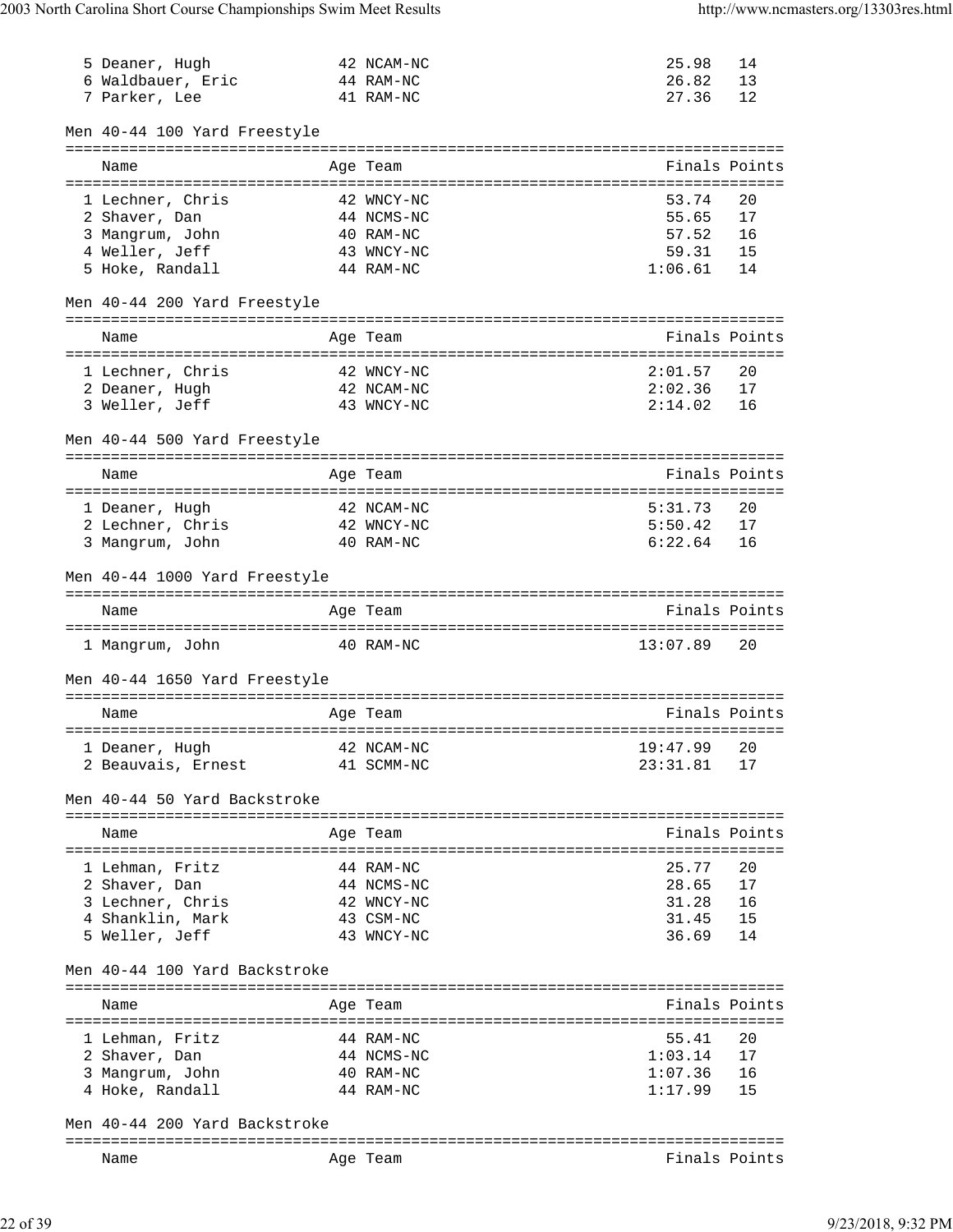| | Name | Age | Team | Finals | Points |
|---|---|---|---|---|---|
| 5 | Deaner, Hugh | 42 | NCAM-NC | 25.98 | 14 |
| 6 | Waldbauer, Eric | 44 | RAM-NC | 26.82 | 13 |
| 7 | Parker, Lee | 41 | RAM-NC | 27.36 | 12 |

### Men 40-44 100 Yard Freestyle

| | Name | Age | Team | Finals | Points |
|---|---|---|---|---|---|
| 1 | Lechner, Chris | 42 | WNCY-NC | 53.74 | 20 |
| 2 | Shaver, Dan | 44 | NCMS-NC | 55.65 | 17 |
| 3 | Mangrum, John | 40 | RAM-NC | 57.52 | 16 |
| 4 | Weller, Jeff | 43 | WNCY-NC | 59.31 | 15 |
| 5 | Hoke, Randall | 44 | RAM-NC | 1:06.61 | 14 |

### Men 40-44 200 Yard Freestyle

| | Name | Age | Team | Finals | Points |
|---|---|---|---|---|---|
| 1 | Lechner, Chris | 42 | WNCY-NC | 2:01.57 | 20 |
| 2 | Deaner, Hugh | 42 | NCAM-NC | 2:02.36 | 17 |
| 3 | Weller, Jeff | 43 | WNCY-NC | 2:14.02 | 16 |

### Men 40-44 500 Yard Freestyle

| | Name | Age | Team | Finals | Points |
|---|---|---|---|---|---|
| 1 | Deaner, Hugh | 42 | NCAM-NC | 5:31.73 | 20 |
| 2 | Lechner, Chris | 42 | WNCY-NC | 5:50.42 | 17 |
| 3 | Mangrum, John | 40 | RAM-NC | 6:22.64 | 16 |

### Men 40-44 1000 Yard Freestyle

| | Name | Age | Team | Finals | Points |
|---|---|---|---|---|---|
| 1 | Mangrum, John | 40 | RAM-NC | 13:07.89 | 20 |

### Men 40-44 1650 Yard Freestyle

| | Name | Age | Team | Finals | Points |
|---|---|---|---|---|---|
| 1 | Deaner, Hugh | 42 | NCAM-NC | 19:47.99 | 20 |
| 2 | Beauvais, Ernest | 41 | SCMM-NC | 23:31.81 | 17 |

### Men 40-44 50 Yard Backstroke

| | Name | Age | Team | Finals | Points |
|---|---|---|---|---|---|
| 1 | Lehman, Fritz | 44 | RAM-NC | 25.77 | 20 |
| 2 | Shaver, Dan | 44 | NCMS-NC | 28.65 | 17 |
| 3 | Lechner, Chris | 42 | WNCY-NC | 31.28 | 16 |
| 4 | Shanklin, Mark | 43 | CSM-NC | 31.45 | 15 |
| 5 | Weller, Jeff | 43 | WNCY-NC | 36.69 | 14 |

### Men 40-44 100 Yard Backstroke

| | Name | Age | Team | Finals | Points |
|---|---|---|---|---|---|
| 1 | Lehman, Fritz | 44 | RAM-NC | 55.41 | 20 |
| 2 | Shaver, Dan | 44 | NCMS-NC | 1:03.14 | 17 |
| 3 | Mangrum, John | 40 | RAM-NC | 1:07.36 | 16 |
| 4 | Hoke, Randall | 44 | RAM-NC | 1:17.99 | 15 |

### Men 40-44 200 Yard Backstroke

| Name | Age | Team | Finals | Points |
|---|---|---|---|---|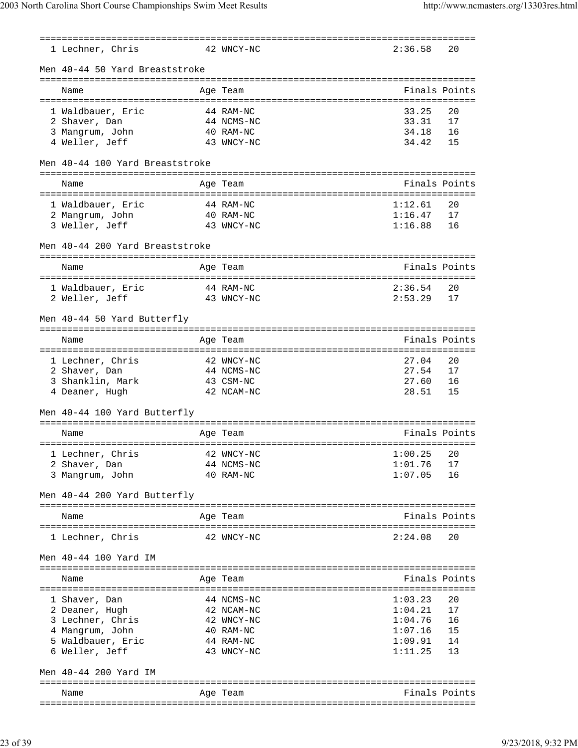| | Name | Age | Team | Finals | Points |
|---|---|---|---|---|---|
| 1 | Lechner, Chris | 42 | WNCY-NC | 2:36.58 | 20 |

Men 40-44 50 Yard Breaststroke

| | Name | Age | Team | Finals | Points |
|---|---|---|---|---|---|
| 1 | Waldbauer, Eric | 44 | RAM-NC | 33.25 | 20 |
| 2 | Shaver, Dan | 44 | NCMS-NC | 33.31 | 17 |
| 3 | Mangrum, John | 40 | RAM-NC | 34.18 | 16 |
| 4 | Weller, Jeff | 43 | WNCY-NC | 34.42 | 15 |

Men 40-44 100 Yard Breaststroke

| | Name | Age | Team | Finals | Points |
|---|---|---|---|---|---|
| 1 | Waldbauer, Eric | 44 | RAM-NC | 1:12.61 | 20 |
| 2 | Mangrum, John | 40 | RAM-NC | 1:16.47 | 17 |
| 3 | Weller, Jeff | 43 | WNCY-NC | 1:16.88 | 16 |

Men 40-44 200 Yard Breaststroke

| | Name | Age | Team | Finals | Points |
|---|---|---|---|---|---|
| 1 | Waldbauer, Eric | 44 | RAM-NC | 2:36.54 | 20 |
| 2 | Weller, Jeff | 43 | WNCY-NC | 2:53.29 | 17 |

Men 40-44 50 Yard Butterfly

| | Name | Age | Team | Finals | Points |
|---|---|---|---|---|---|
| 1 | Lechner, Chris | 42 | WNCY-NC | 27.04 | 20 |
| 2 | Shaver, Dan | 44 | NCMS-NC | 27.54 | 17 |
| 3 | Shanklin, Mark | 43 | CSM-NC | 27.60 | 16 |
| 4 | Deaner, Hugh | 42 | NCAM-NC | 28.51 | 15 |

Men 40-44 100 Yard Butterfly

| | Name | Age | Team | Finals | Points |
|---|---|---|---|---|---|
| 1 | Lechner, Chris | 42 | WNCY-NC | 1:00.25 | 20 |
| 2 | Shaver, Dan | 44 | NCMS-NC | 1:01.76 | 17 |
| 3 | Mangrum, John | 40 | RAM-NC | 1:07.05 | 16 |

Men 40-44 200 Yard Butterfly

| | Name | Age | Team | Finals | Points |
|---|---|---|---|---|---|
| 1 | Lechner, Chris | 42 | WNCY-NC | 2:24.08 | 20 |

Men 40-44 100 Yard IM

| | Name | Age | Team | Finals | Points |
|---|---|---|---|---|---|
| 1 | Shaver, Dan | 44 | NCMS-NC | 1:03.23 | 20 |
| 2 | Deaner, Hugh | 42 | NCAM-NC | 1:04.21 | 17 |
| 3 | Lechner, Chris | 42 | WNCY-NC | 1:04.76 | 16 |
| 4 | Mangrum, John | 40 | RAM-NC | 1:07.16 | 15 |
| 5 | Waldbauer, Eric | 44 | RAM-NC | 1:09.91 | 14 |
| 6 | Weller, Jeff | 43 | WNCY-NC | 1:11.25 | 13 |

Men 40-44 200 Yard IM

| | Name | Age | Team | Finals | Points |
|---|---|---|---|---|---|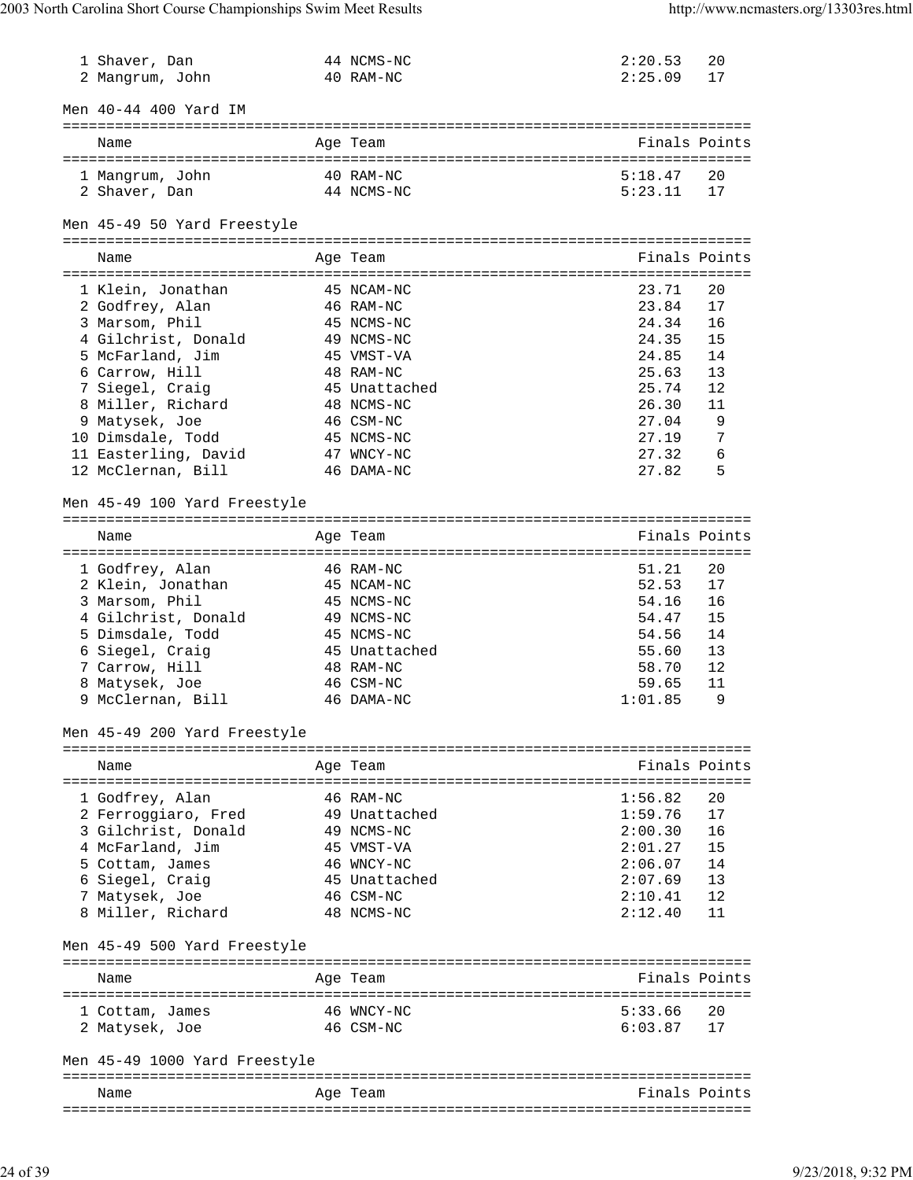| | Name | Age | Team | Finals | Points |
|---|---|---|---|---|---|
| 1 | Shaver, Dan | 44 | NCMS-NC | 2:20.53 | 20 |
| 2 | Mangrum, John | 40 | RAM-NC | 2:25.09 | 17 |

Men 40-44 400 Yard IM

| | Name | Age | Team | Finals | Points |
|---|---|---|---|---|---|
| 1 | Mangrum, John | 40 | RAM-NC | 5:18.47 | 20 |
| 2 | Shaver, Dan | 44 | NCMS-NC | 5:23.11 | 17 |

Men 45-49 50 Yard Freestyle

| | Name | Age | Team | Finals | Points |
|---|---|---|---|---|---|
| 1 | Klein, Jonathan | 45 | NCAM-NC | 23.71 | 20 |
| 2 | Godfrey, Alan | 46 | RAM-NC | 23.84 | 17 |
| 3 | Marsom, Phil | 45 | NCMS-NC | 24.34 | 16 |
| 4 | Gilchrist, Donald | 49 | NCMS-NC | 24.35 | 15 |
| 5 | McFarland, Jim | 45 | VMST-VA | 24.85 | 14 |
| 6 | Carrow, Hill | 48 | RAM-NC | 25.63 | 13 |
| 7 | Siegel, Craig | 45 | Unattached | 25.74 | 12 |
| 8 | Miller, Richard | 48 | NCMS-NC | 26.30 | 11 |
| 9 | Matysek, Joe | 46 | CSM-NC | 27.04 | 9 |
| 10 | Dimsdale, Todd | 45 | NCMS-NC | 27.19 | 7 |
| 11 | Easterling, David | 47 | WNCY-NC | 27.32 | 6 |
| 12 | McClernan, Bill | 46 | DAMA-NC | 27.82 | 5 |

Men 45-49 100 Yard Freestyle

| | Name | Age | Team | Finals | Points |
|---|---|---|---|---|---|
| 1 | Godfrey, Alan | 46 | RAM-NC | 51.21 | 20 |
| 2 | Klein, Jonathan | 45 | NCAM-NC | 52.53 | 17 |
| 3 | Marsom, Phil | 45 | NCMS-NC | 54.16 | 16 |
| 4 | Gilchrist, Donald | 49 | NCMS-NC | 54.47 | 15 |
| 5 | Dimsdale, Todd | 45 | NCMS-NC | 54.56 | 14 |
| 6 | Siegel, Craig | 45 | Unattached | 55.60 | 13 |
| 7 | Carrow, Hill | 48 | RAM-NC | 58.70 | 12 |
| 8 | Matysek, Joe | 46 | CSM-NC | 59.65 | 11 |
| 9 | McClernan, Bill | 46 | DAMA-NC | 1:01.85 | 9 |

Men 45-49 200 Yard Freestyle

| | Name | Age | Team | Finals | Points |
|---|---|---|---|---|---|
| 1 | Godfrey, Alan | 46 | RAM-NC | 1:56.82 | 20 |
| 2 | Ferroggiaro, Fred | 49 | Unattached | 1:59.76 | 17 |
| 3 | Gilchrist, Donald | 49 | NCMS-NC | 2:00.30 | 16 |
| 4 | McFarland, Jim | 45 | VMST-VA | 2:01.27 | 15 |
| 5 | Cottam, James | 46 | WNCY-NC | 2:06.07 | 14 |
| 6 | Siegel, Craig | 45 | Unattached | 2:07.69 | 13 |
| 7 | Matysek, Joe | 46 | CSM-NC | 2:10.41 | 12 |
| 8 | Miller, Richard | 48 | NCMS-NC | 2:12.40 | 11 |

Men 45-49 500 Yard Freestyle

| | Name | Age | Team | Finals | Points |
|---|---|---|---|---|---|
| 1 | Cottam, James | 46 | WNCY-NC | 5:33.66 | 20 |
| 2 | Matysek, Joe | 46 | CSM-NC | 6:03.87 | 17 |

Men 45-49 1000 Yard Freestyle

| | Name | Age | Team | Finals | Points |
|---|---|---|---|---|---|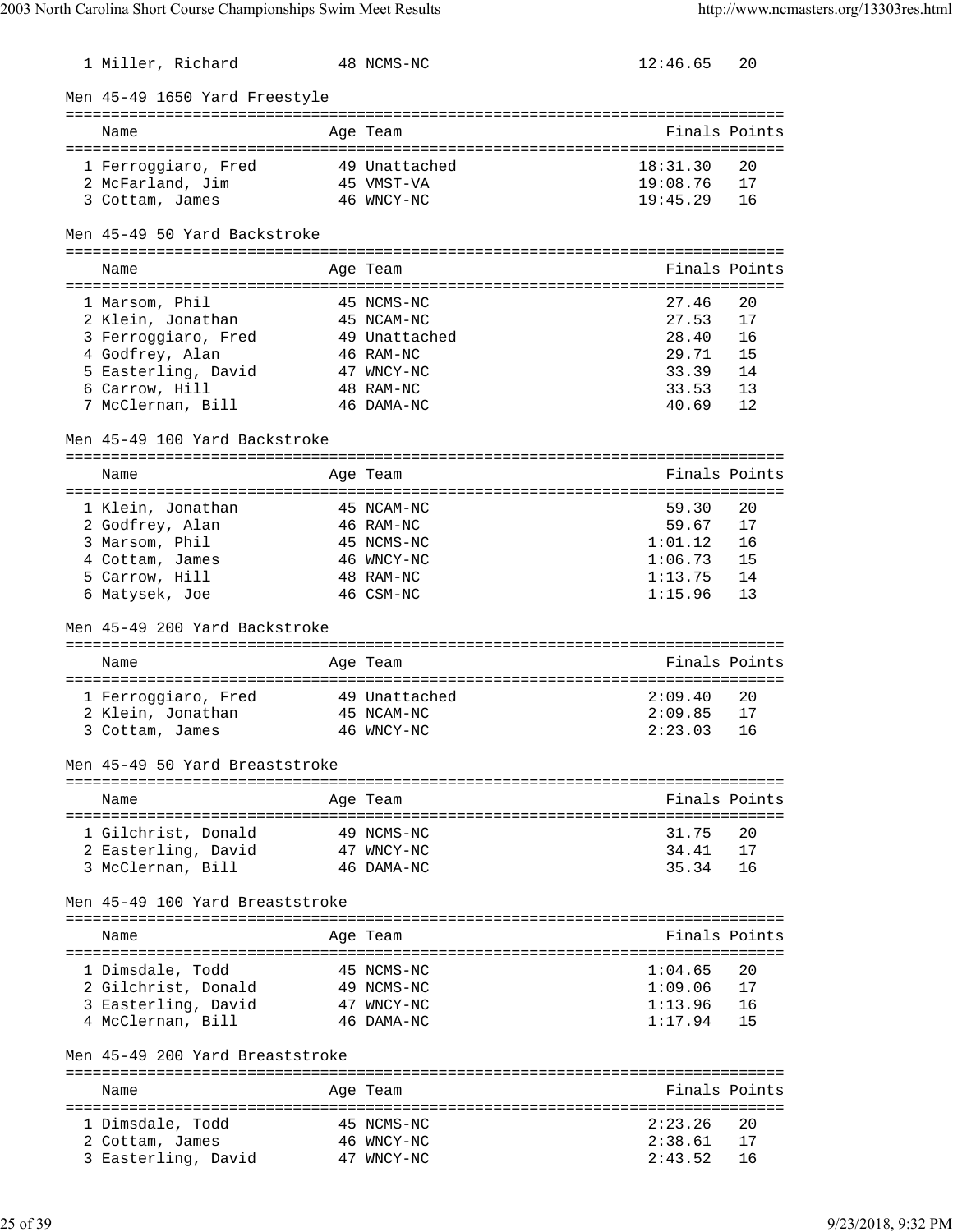| Name | Age | Team | Finals | Points |
|---|---|---|---|---|
| 1 Miller, Richard | 48 | NCMS-NC | 12:46.65 | 20 |

### Men 45-49 1650 Yard Freestyle

| Name | Age | Team | Finals | Points |
|---|---|---|---|---|
| 1 Ferroggiaro, Fred | 49 | Unattached | 18:31.30 | 20 |
| 2 McFarland, Jim | 45 | VMST-VA | 19:08.76 | 17 |
| 3 Cottam, James | 46 | WNCY-NC | 19:45.29 | 16 |

### Men 45-49 50 Yard Backstroke

| Name | Age | Team | Finals | Points |
|---|---|---|---|---|
| 1 Marsom, Phil | 45 | NCMS-NC | 27.46 | 20 |
| 2 Klein, Jonathan | 45 | NCAM-NC | 27.53 | 17 |
| 3 Ferroggiaro, Fred | 49 | Unattached | 28.40 | 16 |
| 4 Godfrey, Alan | 46 | RAM-NC | 29.71 | 15 |
| 5 Easterling, David | 47 | WNCY-NC | 33.39 | 14 |
| 6 Carrow, Hill | 48 | RAM-NC | 33.53 | 13 |
| 7 McClernan, Bill | 46 | DAMA-NC | 40.69 | 12 |

### Men 45-49 100 Yard Backstroke

| Name | Age | Team | Finals | Points |
|---|---|---|---|---|
| 1 Klein, Jonathan | 45 | NCAM-NC | 59.30 | 20 |
| 2 Godfrey, Alan | 46 | RAM-NC | 59.67 | 17 |
| 3 Marsom, Phil | 45 | NCMS-NC | 1:01.12 | 16 |
| 4 Cottam, James | 46 | WNCY-NC | 1:06.73 | 15 |
| 5 Carrow, Hill | 48 | RAM-NC | 1:13.75 | 14 |
| 6 Matysek, Joe | 46 | CSM-NC | 1:15.96 | 13 |

### Men 45-49 200 Yard Backstroke

| Name | Age | Team | Finals | Points |
|---|---|---|---|---|
| 1 Ferroggiaro, Fred | 49 | Unattached | 2:09.40 | 20 |
| 2 Klein, Jonathan | 45 | NCAM-NC | 2:09.85 | 17 |
| 3 Cottam, James | 46 | WNCY-NC | 2:23.03 | 16 |

### Men 45-49 50 Yard Breaststroke

| Name | Age | Team | Finals | Points |
|---|---|---|---|---|
| 1 Gilchrist, Donald | 49 | NCMS-NC | 31.75 | 20 |
| 2 Easterling, David | 47 | WNCY-NC | 34.41 | 17 |
| 3 McClernan, Bill | 46 | DAMA-NC | 35.34 | 16 |

### Men 45-49 100 Yard Breaststroke

| Name | Age | Team | Finals | Points |
|---|---|---|---|---|
| 1 Dimsdale, Todd | 45 | NCMS-NC | 1:04.65 | 20 |
| 2 Gilchrist, Donald | 49 | NCMS-NC | 1:09.06 | 17 |
| 3 Easterling, David | 47 | WNCY-NC | 1:13.96 | 16 |
| 4 McClernan, Bill | 46 | DAMA-NC | 1:17.94 | 15 |

### Men 45-49 200 Yard Breaststroke

| Name | Age | Team | Finals | Points |
|---|---|---|---|---|
| 1 Dimsdale, Todd | 45 | NCMS-NC | 2:23.26 | 20 |
| 2 Cottam, James | 46 | WNCY-NC | 2:38.61 | 17 |
| 3 Easterling, David | 47 | WNCY-NC | 2:43.52 | 16 |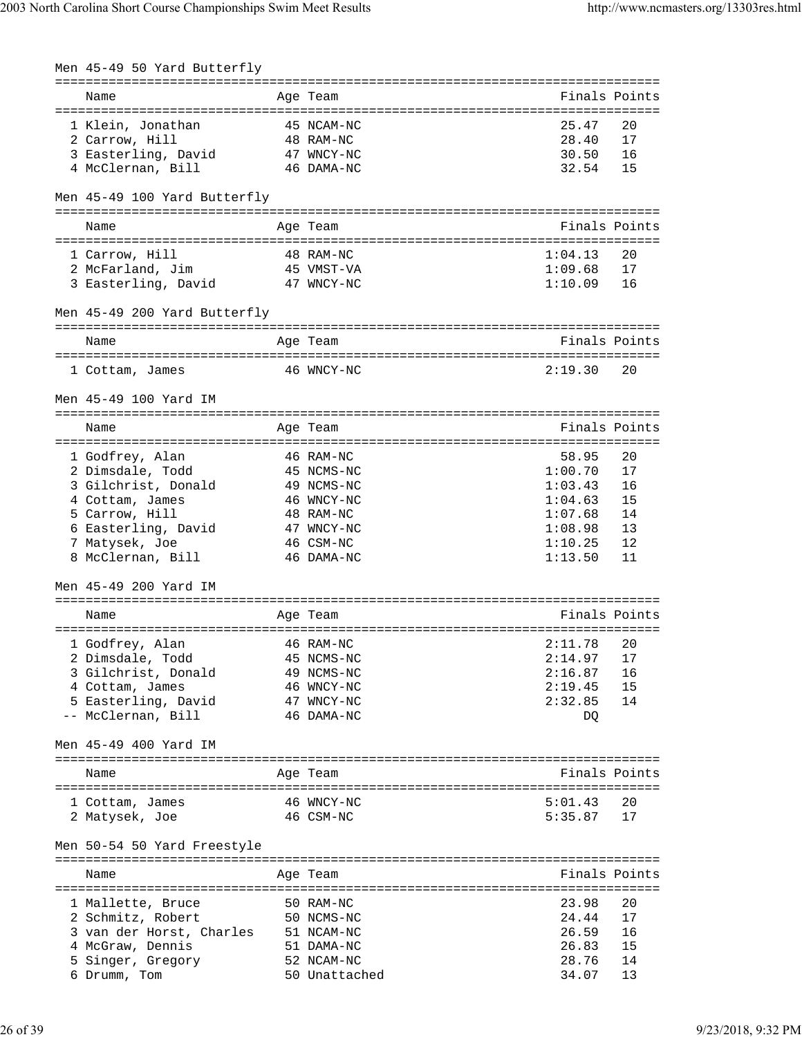### Men 45-49 50 Yard Butterfly

| | Name | Age | Team | Finals | Points |
|---|---|---|---|---|---|
| 1 | Klein, Jonathan | 45 | NCAM-NC | 25.47 | 20 |
| 2 | Carrow, Hill | 48 | RAM-NC | 28.40 | 17 |
| 3 | Easterling, David | 47 | WNCY-NC | 30.50 | 16 |
| 4 | McClernan, Bill | 46 | DAMA-NC | 32.54 | 15 |

### Men 45-49 100 Yard Butterfly

| | Name | Age | Team | Finals | Points |
|---|---|---|---|---|---|
| 1 | Carrow, Hill | 48 | RAM-NC | 1:04.13 | 20 |
| 2 | McFarland, Jim | 45 | VMST-VA | 1:09.68 | 17 |
| 3 | Easterling, David | 47 | WNCY-NC | 1:10.09 | 16 |

### Men 45-49 200 Yard Butterfly

| | Name | Age | Team | Finals | Points |
|---|---|---|---|---|---|
| 1 | Cottam, James | 46 | WNCY-NC | 2:19.30 | 20 |

### Men 45-49 100 Yard IM

| | Name | Age | Team | Finals | Points |
|---|---|---|---|---|---|
| 1 | Godfrey, Alan | 46 | RAM-NC | 58.95 | 20 |
| 2 | Dimsdale, Todd | 45 | NCMS-NC | 1:00.70 | 17 |
| 3 | Gilchrist, Donald | 49 | NCMS-NC | 1:03.43 | 16 |
| 4 | Cottam, James | 46 | WNCY-NC | 1:04.63 | 15 |
| 5 | Carrow, Hill | 48 | RAM-NC | 1:07.68 | 14 |
| 6 | Easterling, David | 47 | WNCY-NC | 1:08.98 | 13 |
| 7 | Matysek, Joe | 46 | CSM-NC | 1:10.25 | 12 |
| 8 | McClernan, Bill | 46 | DAMA-NC | 1:13.50 | 11 |

### Men 45-49 200 Yard IM

| | Name | Age | Team | Finals | Points |
|---|---|---|---|---|---|
| 1 | Godfrey, Alan | 46 | RAM-NC | 2:11.78 | 20 |
| 2 | Dimsdale, Todd | 45 | NCMS-NC | 2:14.97 | 17 |
| 3 | Gilchrist, Donald | 49 | NCMS-NC | 2:16.87 | 16 |
| 4 | Cottam, James | 46 | WNCY-NC | 2:19.45 | 15 |
| 5 | Easterling, David | 47 | WNCY-NC | 2:32.85 | 14 |
| -- | McClernan, Bill | 46 | DAMA-NC | DQ | |

### Men 45-49 400 Yard IM

| | Name | Age | Team | Finals | Points |
|---|---|---|---|---|---|
| 1 | Cottam, James | 46 | WNCY-NC | 5:01.43 | 20 |
| 2 | Matysek, Joe | 46 | CSM-NC | 5:35.87 | 17 |

### Men 50-54 50 Yard Freestyle

| | Name | Age | Team | Finals | Points |
|---|---|---|---|---|---|
| 1 | Mallette, Bruce | 50 | RAM-NC | 23.98 | 20 |
| 2 | Schmitz, Robert | 50 | NCMS-NC | 24.44 | 17 |
| 3 | van der Horst, Charles | 51 | NCAM-NC | 26.59 | 16 |
| 4 | McGraw, Dennis | 51 | DAMA-NC | 26.83 | 15 |
| 5 | Singer, Gregory | 52 | NCAM-NC | 28.76 | 14 |
| 6 | Drumm, Tom | 50 | Unattached | 34.07 | 13 |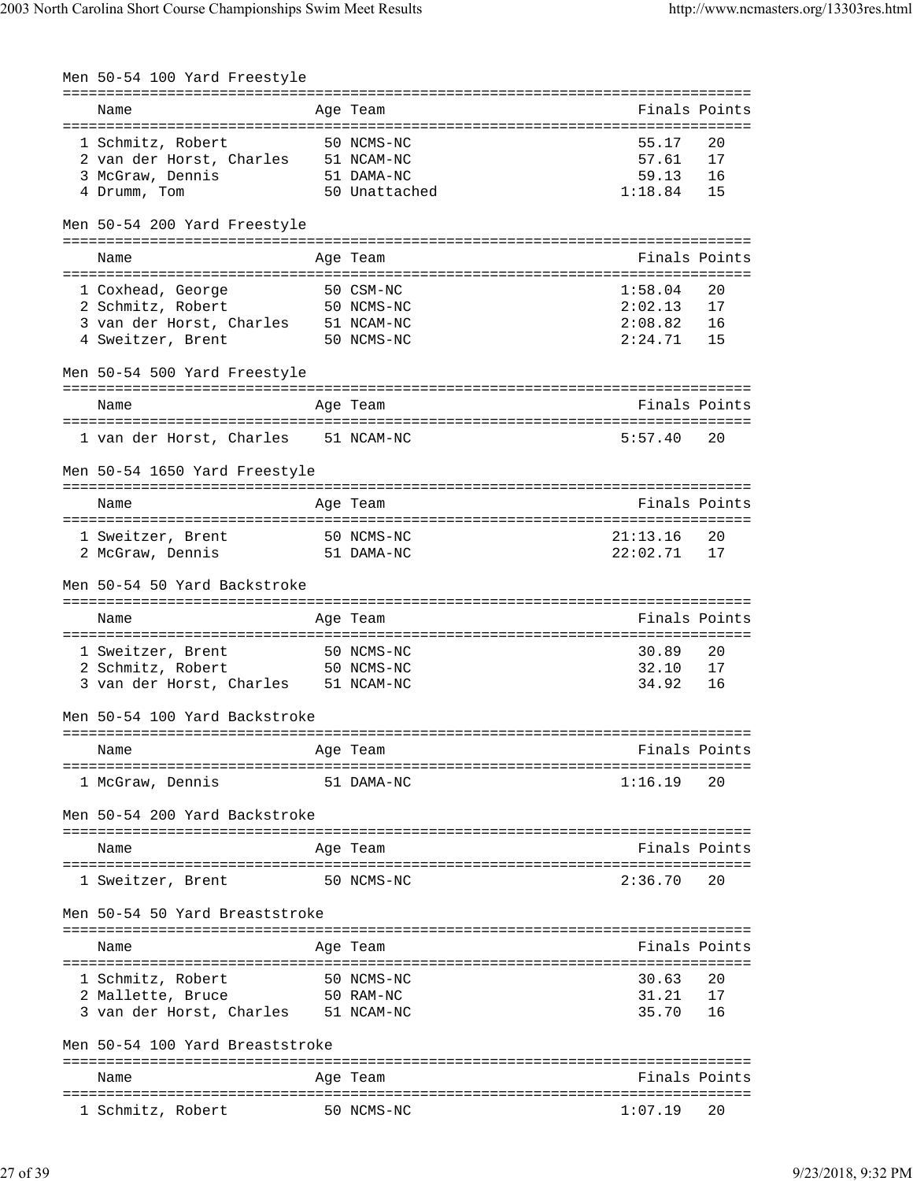### Men 50-54 100 Yard Freestyle

| | Name | Age | Team | Finals | Points |
|---|---|---|---|---|---|
| 1 | Schmitz, Robert | 50 | NCMS-NC | 55.17 | 20 |
| 2 | van der Horst, Charles | 51 | NCAM-NC | 57.61 | 17 |
| 3 | McGraw, Dennis | 51 | DAMA-NC | 59.13 | 16 |
| 4 | Drumm, Tom | 50 | Unattached | 1:18.84 | 15 |

### Men 50-54 200 Yard Freestyle

| | Name | Age | Team | Finals | Points |
|---|---|---|---|---|---|
| 1 | Coxhead, George | 50 | CSM-NC | 1:58.04 | 20 |
| 2 | Schmitz, Robert | 50 | NCMS-NC | 2:02.13 | 17 |
| 3 | van der Horst, Charles | 51 | NCAM-NC | 2:08.82 | 16 |
| 4 | Sweitzer, Brent | 50 | NCMS-NC | 2:24.71 | 15 |

### Men 50-54 500 Yard Freestyle

| | Name | Age | Team | Finals | Points |
|---|---|---|---|---|---|
| 1 | van der Horst, Charles | 51 | NCAM-NC | 5:57.40 | 20 |

### Men 50-54 1650 Yard Freestyle

| | Name | Age | Team | Finals | Points |
|---|---|---|---|---|---|
| 1 | Sweitzer, Brent | 50 | NCMS-NC | 21:13.16 | 20 |
| 2 | McGraw, Dennis | 51 | DAMA-NC | 22:02.71 | 17 |

### Men 50-54 50 Yard Backstroke

| | Name | Age | Team | Finals | Points |
|---|---|---|---|---|---|
| 1 | Sweitzer, Brent | 50 | NCMS-NC | 30.89 | 20 |
| 2 | Schmitz, Robert | 50 | NCMS-NC | 32.10 | 17 |
| 3 | van der Horst, Charles | 51 | NCAM-NC | 34.92 | 16 |

### Men 50-54 100 Yard Backstroke

| | Name | Age | Team | Finals | Points |
|---|---|---|---|---|---|
| 1 | McGraw, Dennis | 51 | DAMA-NC | 1:16.19 | 20 |

### Men 50-54 200 Yard Backstroke

| | Name | Age | Team | Finals | Points |
|---|---|---|---|---|---|
| 1 | Sweitzer, Brent | 50 | NCMS-NC | 2:36.70 | 20 |

### Men 50-54 50 Yard Breaststroke

| | Name | Age | Team | Finals | Points |
|---|---|---|---|---|---|
| 1 | Schmitz, Robert | 50 | NCMS-NC | 30.63 | 20 |
| 2 | Mallette, Bruce | 50 | RAM-NC | 31.21 | 17 |
| 3 | van der Horst, Charles | 51 | NCAM-NC | 35.70 | 16 |

### Men 50-54 100 Yard Breaststroke

| | Name | Age | Team | Finals | Points |
|---|---|---|---|---|---|
| 1 | Schmitz, Robert | 50 | NCMS-NC | 1:07.19 | 20 |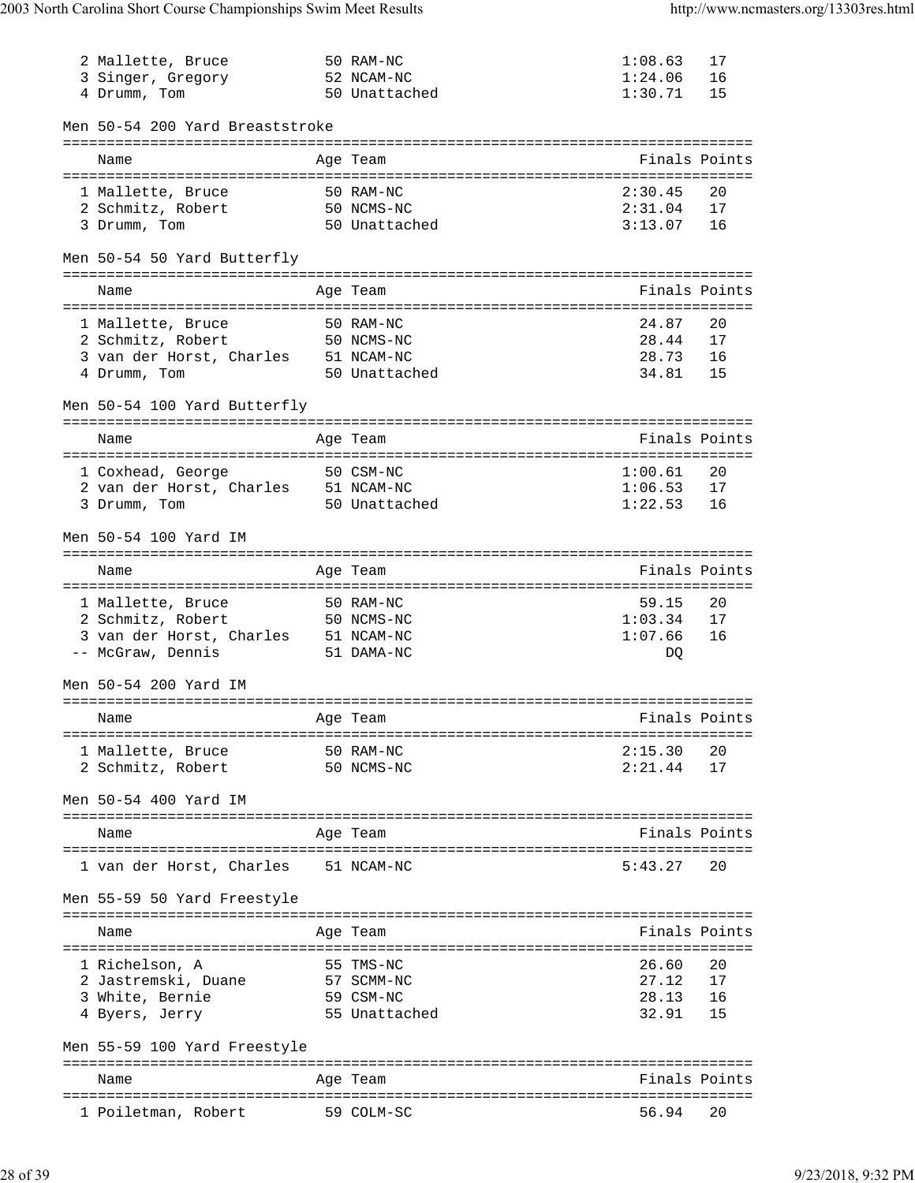| Place | Name | Age | Team | Finals | Points |
|---|---|---|---|---|---|
| 2 | Mallette, Bruce | 50 | RAM-NC | 1:08.63 | 17 |
| 3 | Singer, Gregory | 52 | NCAM-NC | 1:24.06 | 16 |
| 4 | Drumm, Tom | 50 | Unattached | 1:30.71 | 15 |

### Men 50-54 200 Yard Breaststroke

| Place | Name | Age | Team | Finals | Points |
|---|---|---|---|---|---|
| 1 | Mallette, Bruce | 50 | RAM-NC | 2:30.45 | 20 |
| 2 | Schmitz, Robert | 50 | NCMS-NC | 2:31.04 | 17 |
| 3 | Drumm, Tom | 50 | Unattached | 3:13.07 | 16 |

### Men 50-54 50 Yard Butterfly

| Place | Name | Age | Team | Finals | Points |
|---|---|---|---|---|---|
| 1 | Mallette, Bruce | 50 | RAM-NC | 24.87 | 20 |
| 2 | Schmitz, Robert | 50 | NCMS-NC | 28.44 | 17 |
| 3 | van der Horst, Charles | 51 | NCAM-NC | 28.73 | 16 |
| 4 | Drumm, Tom | 50 | Unattached | 34.81 | 15 |

### Men 50-54 100 Yard Butterfly

| Place | Name | Age | Team | Finals | Points |
|---|---|---|---|---|---|
| 1 | Coxhead, George | 50 | CSM-NC | 1:00.61 | 20 |
| 2 | van der Horst, Charles | 51 | NCAM-NC | 1:06.53 | 17 |
| 3 | Drumm, Tom | 50 | Unattached | 1:22.53 | 16 |

### Men 50-54 100 Yard IM

| Place | Name | Age | Team | Finals | Points |
|---|---|---|---|---|---|
| 1 | Mallette, Bruce | 50 | RAM-NC | 59.15 | 20 |
| 2 | Schmitz, Robert | 50 | NCMS-NC | 1:03.34 | 17 |
| 3 | van der Horst, Charles | 51 | NCAM-NC | 1:07.66 | 16 |
| -- | McGraw, Dennis | 51 | DAMA-NC | DQ | |

### Men 50-54 200 Yard IM

| Place | Name | Age | Team | Finals | Points |
|---|---|---|---|---|---|
| 1 | Mallette, Bruce | 50 | RAM-NC | 2:15.30 | 20 |
| 2 | Schmitz, Robert | 50 | NCMS-NC | 2:21.44 | 17 |

### Men 50-54 400 Yard IM

| Place | Name | Age | Team | Finals | Points |
|---|---|---|---|---|---|
| 1 | van der Horst, Charles | 51 | NCAM-NC | 5:43.27 | 20 |

### Men 55-59 50 Yard Freestyle

| Place | Name | Age | Team | Finals | Points |
|---|---|---|---|---|---|
| 1 | Richelson, A | 55 | TMS-NC | 26.60 | 20 |
| 2 | Jastremski, Duane | 57 | SCMM-NC | 27.12 | 17 |
| 3 | White, Bernie | 59 | CSM-NC | 28.13 | 16 |
| 4 | Byers, Jerry | 55 | Unattached | 32.91 | 15 |

### Men 55-59 100 Yard Freestyle

| Place | Name | Age | Team | Finals | Points |
|---|---|---|---|---|---|
| 1 | Poiletman, Robert | 59 | COLM-SC | 56.94 | 20 |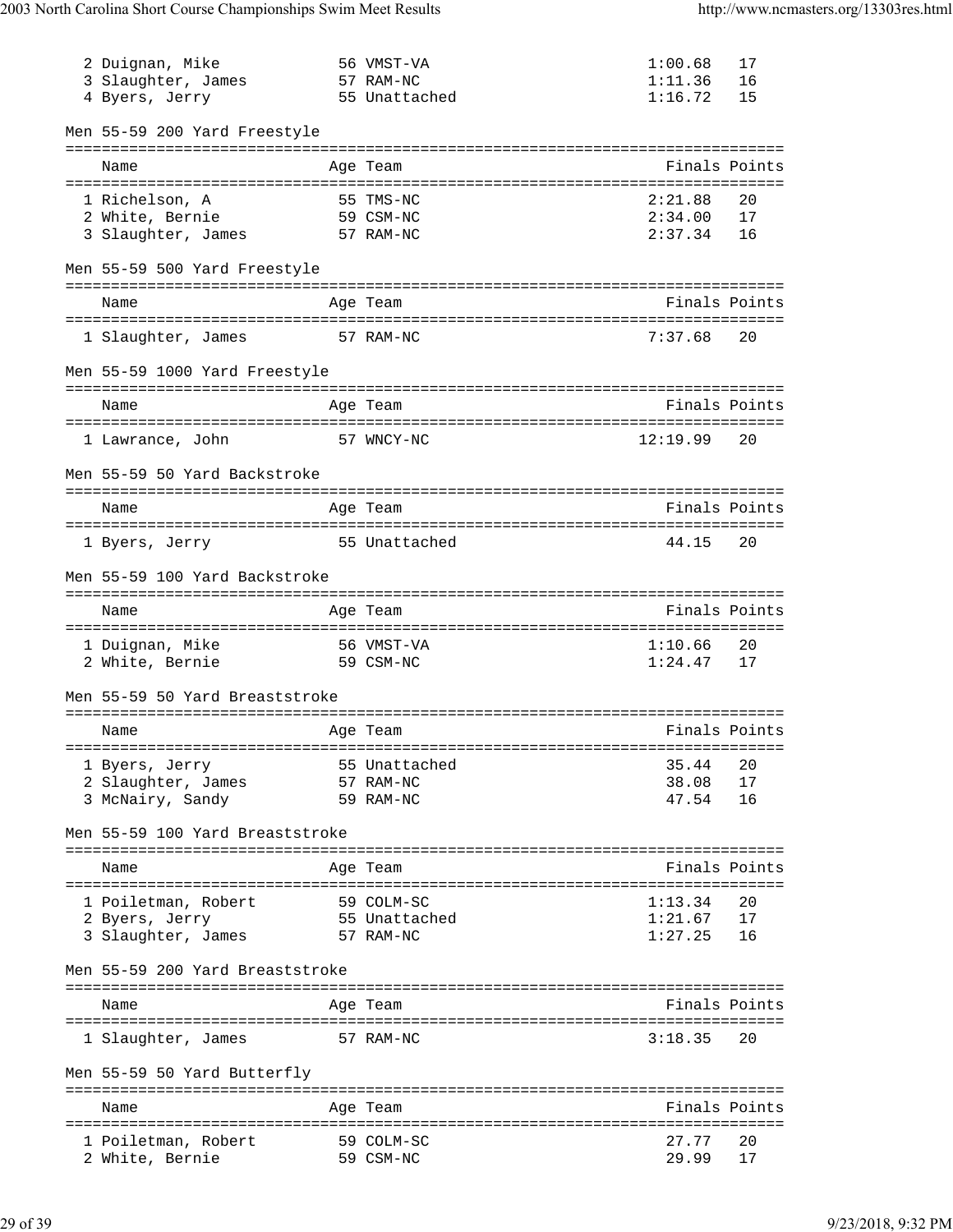| | Name | Age | Team | Finals | Points |
|---|---|---|---|---|---|
| 2 | Duignan, Mike | 56 | VMST-VA | 1:00.68 | 17 |
| 3 | Slaughter, James | 57 | RAM-NC | 1:11.36 | 16 |
| 4 | Byers, Jerry | 55 | Unattached | 1:16.72 | 15 |

### Men 55-59 200 Yard Freestyle

| | Name | Age | Team | Finals | Points |
|---|---|---|---|---|---|
| 1 | Richelson, A | 55 | TMS-NC | 2:21.88 | 20 |
| 2 | White, Bernie | 59 | CSM-NC | 2:34.00 | 17 |
| 3 | Slaughter, James | 57 | RAM-NC | 2:37.34 | 16 |

### Men 55-59 500 Yard Freestyle

| | Name | Age | Team | Finals | Points |
|---|---|---|---|---|---|
| 1 | Slaughter, James | 57 | RAM-NC | 7:37.68 | 20 |

### Men 55-59 1000 Yard Freestyle

| | Name | Age | Team | Finals | Points |
|---|---|---|---|---|---|
| 1 | Lawrance, John | 57 | WNCY-NC | 12:19.99 | 20 |

### Men 55-59 50 Yard Backstroke

| | Name | Age | Team | Finals | Points |
|---|---|---|---|---|---|
| 1 | Byers, Jerry | 55 | Unattached | 44.15 | 20 |

### Men 55-59 100 Yard Backstroke

| | Name | Age | Team | Finals | Points |
|---|---|---|---|---|---|
| 1 | Duignan, Mike | 56 | VMST-VA | 1:10.66 | 20 |
| 2 | White, Bernie | 59 | CSM-NC | 1:24.47 | 17 |

### Men 55-59 50 Yard Breaststroke

| | Name | Age | Team | Finals | Points |
|---|---|---|---|---|---|
| 1 | Byers, Jerry | 55 | Unattached | 35.44 | 20 |
| 2 | Slaughter, James | 57 | RAM-NC | 38.08 | 17 |
| 3 | McNairy, Sandy | 59 | RAM-NC | 47.54 | 16 |

### Men 55-59 100 Yard Breaststroke

| | Name | Age | Team | Finals | Points |
|---|---|---|---|---|---|
| 1 | Poiletman, Robert | 59 | COLM-SC | 1:13.34 | 20 |
| 2 | Byers, Jerry | 55 | Unattached | 1:21.67 | 17 |
| 3 | Slaughter, James | 57 | RAM-NC | 1:27.25 | 16 |

### Men 55-59 200 Yard Breaststroke

| | Name | Age | Team | Finals | Points |
|---|---|---|---|---|---|
| 1 | Slaughter, James | 57 | RAM-NC | 3:18.35 | 20 |

### Men 55-59 50 Yard Butterfly

| | Name | Age | Team | Finals | Points |
|---|---|---|---|---|---|
| 1 | Poiletman, Robert | 59 | COLM-SC | 27.77 | 20 |
| 2 | White, Bernie | 59 | CSM-NC | 29.99 | 17 |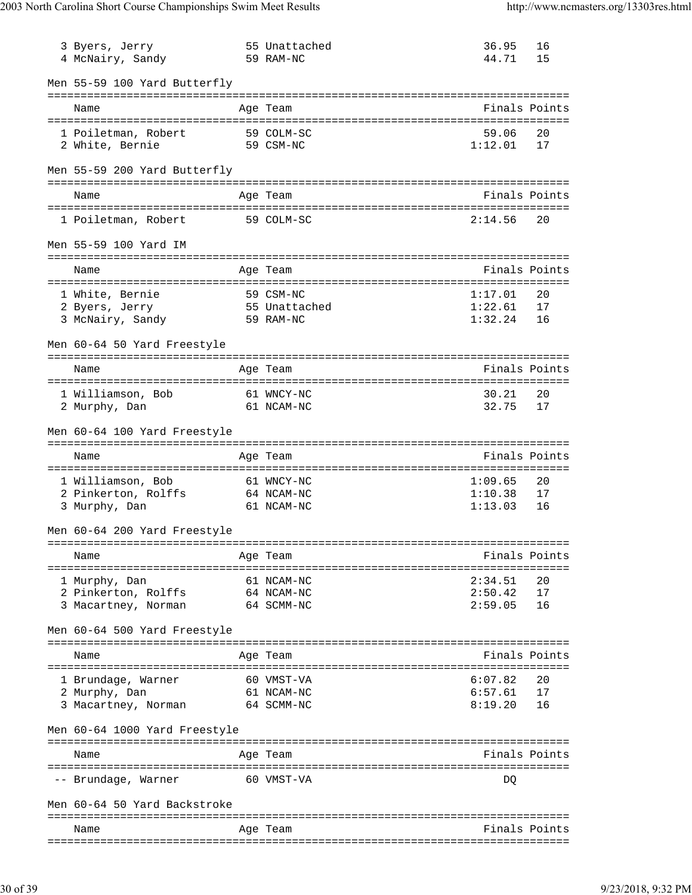| | Name | Age | Team | Finals | Points |
|---|---|---|---|---|---|
| 3 | Byers, Jerry | 55 | Unattached | 36.95 | 16 |
| 4 | McNairy, Sandy | 59 | RAM-NC | 44.71 | 15 |

### Men 55-59 100 Yard Butterfly

| | Name | Age | Team | Finals | Points |
|---|---|---|---|---|---|
| 1 | Poiletman, Robert | 59 | COLM-SC | 59.06 | 20 |
| 2 | White, Bernie | 59 | CSM-NC | 1:12.01 | 17 |

### Men 55-59 200 Yard Butterfly

| | Name | Age | Team | Finals | Points |
|---|---|---|---|---|---|
| 1 | Poiletman, Robert | 59 | COLM-SC | 2:14.56 | 20 |

### Men 55-59 100 Yard IM

| | Name | Age | Team | Finals | Points |
|---|---|---|---|---|---|
| 1 | White, Bernie | 59 | CSM-NC | 1:17.01 | 20 |
| 2 | Byers, Jerry | 55 | Unattached | 1:22.61 | 17 |
| 3 | McNairy, Sandy | 59 | RAM-NC | 1:32.24 | 16 |

### Men 60-64 50 Yard Freestyle

| | Name | Age | Team | Finals | Points |
|---|---|---|---|---|---|
| 1 | Williamson, Bob | 61 | WNCY-NC | 30.21 | 20 |
| 2 | Murphy, Dan | 61 | NCAM-NC | 32.75 | 17 |

### Men 60-64 100 Yard Freestyle

| | Name | Age | Team | Finals | Points |
|---|---|---|---|---|---|
| 1 | Williamson, Bob | 61 | WNCY-NC | 1:09.65 | 20 |
| 2 | Pinkerton, Rolffs | 64 | NCAM-NC | 1:10.38 | 17 |
| 3 | Murphy, Dan | 61 | NCAM-NC | 1:13.03 | 16 |

### Men 60-64 200 Yard Freestyle

| | Name | Age | Team | Finals | Points |
|---|---|---|---|---|---|
| 1 | Murphy, Dan | 61 | NCAM-NC | 2:34.51 | 20 |
| 2 | Pinkerton, Rolffs | 64 | NCAM-NC | 2:50.42 | 17 |
| 3 | Macartney, Norman | 64 | SCMM-NC | 2:59.05 | 16 |

### Men 60-64 500 Yard Freestyle

| | Name | Age | Team | Finals | Points |
|---|---|---|---|---|---|
| 1 | Brundage, Warner | 60 | VMST-VA | 6:07.82 | 20 |
| 2 | Murphy, Dan | 61 | NCAM-NC | 6:57.61 | 17 |
| 3 | Macartney, Norman | 64 | SCMM-NC | 8:19.20 | 16 |

### Men 60-64 1000 Yard Freestyle

| | Name | Age | Team | Finals | Points |
|---|---|---|---|---|---|
| -- | Brundage, Warner | 60 | VMST-VA | DQ | |

### Men 60-64 50 Yard Backstroke

| | Name | Age | Team | Finals | Points |
|---|---|---|---|---|---|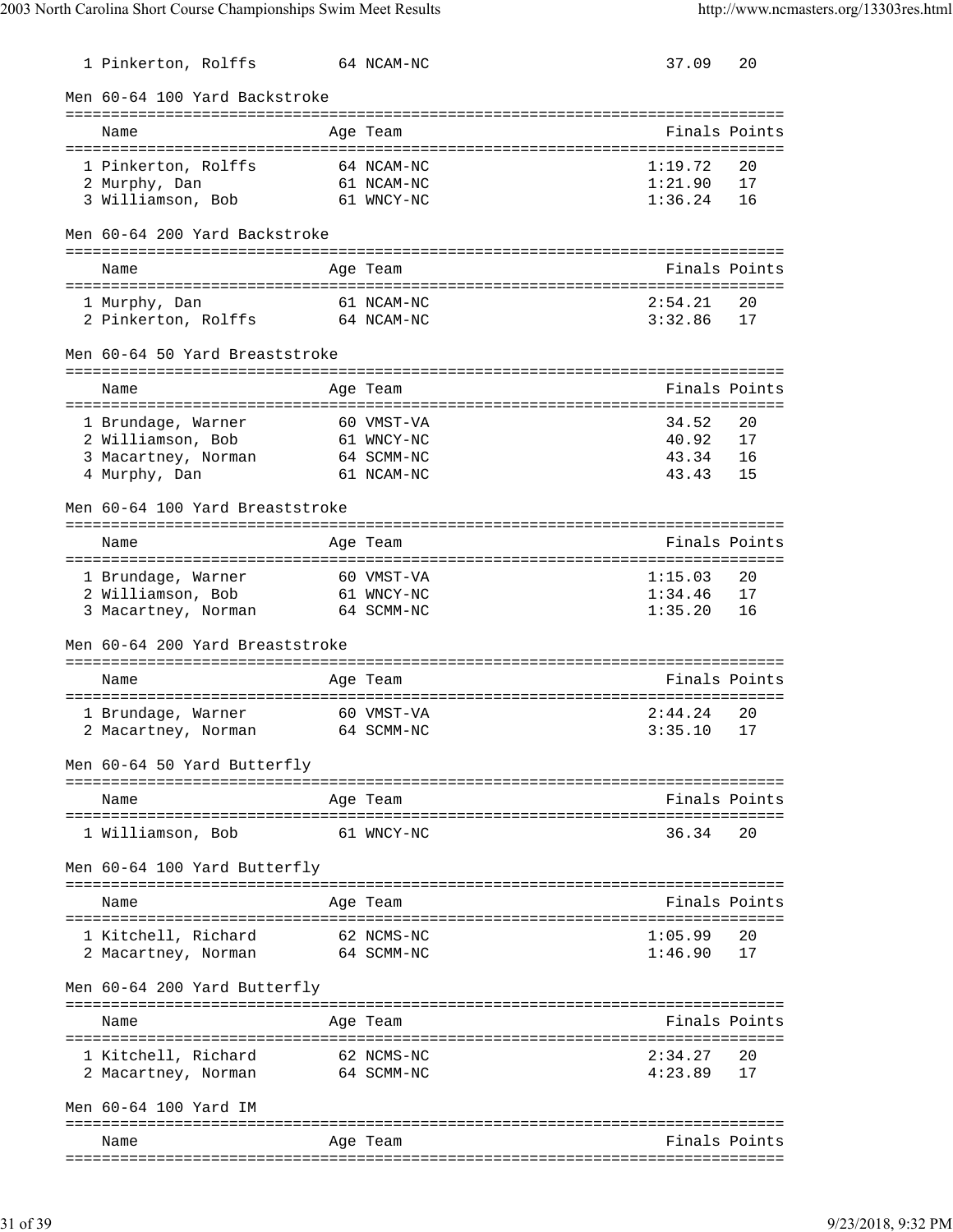| | Name | Age | Team | Finals | Points |
|---|---|---|---|---|---|
| 1 | Pinkerton, Rolffs | 64 | NCAM-NC | 37.09 | 20 |

## Men 60-64 100 Yard Backstroke

| | Name | Age | Team | Finals | Points |
|---|---|---|---|---|---|
| 1 | Pinkerton, Rolffs | 64 | NCAM-NC | 1:19.72 | 20 |
| 2 | Murphy, Dan | 61 | NCAM-NC | 1:21.90 | 17 |
| 3 | Williamson, Bob | 61 | WNCY-NC | 1:36.24 | 16 |

## Men 60-64 200 Yard Backstroke

| | Name | Age | Team | Finals | Points |
|---|---|---|---|---|---|
| 1 | Murphy, Dan | 61 | NCAM-NC | 2:54.21 | 20 |
| 2 | Pinkerton, Rolffs | 64 | NCAM-NC | 3:32.86 | 17 |

## Men 60-64 50 Yard Breaststroke

| | Name | Age | Team | Finals | Points |
|---|---|---|---|---|---|
| 1 | Brundage, Warner | 60 | VMST-VA | 34.52 | 20 |
| 2 | Williamson, Bob | 61 | WNCY-NC | 40.92 | 17 |
| 3 | Macartney, Norman | 64 | SCMM-NC | 43.34 | 16 |
| 4 | Murphy, Dan | 61 | NCAM-NC | 43.43 | 15 |

## Men 60-64 100 Yard Breaststroke

| | Name | Age | Team | Finals | Points |
|---|---|---|---|---|---|
| 1 | Brundage, Warner | 60 | VMST-VA | 1:15.03 | 20 |
| 2 | Williamson, Bob | 61 | WNCY-NC | 1:34.46 | 17 |
| 3 | Macartney, Norman | 64 | SCMM-NC | 1:35.20 | 16 |

## Men 60-64 200 Yard Breaststroke

| | Name | Age | Team | Finals | Points |
|---|---|---|---|---|---|
| 1 | Brundage, Warner | 60 | VMST-VA | 2:44.24 | 20 |
| 2 | Macartney, Norman | 64 | SCMM-NC | 3:35.10 | 17 |

## Men 60-64 50 Yard Butterfly

| | Name | Age | Team | Finals | Points |
|---|---|---|---|---|---|
| 1 | Williamson, Bob | 61 | WNCY-NC | 36.34 | 20 |

## Men 60-64 100 Yard Butterfly

| | Name | Age | Team | Finals | Points |
|---|---|---|---|---|---|
| 1 | Kitchell, Richard | 62 | NCMS-NC | 1:05.99 | 20 |
| 2 | Macartney, Norman | 64 | SCMM-NC | 1:46.90 | 17 |

## Men 60-64 200 Yard Butterfly

| | Name | Age | Team | Finals | Points |
|---|---|---|---|---|---|
| 1 | Kitchell, Richard | 62 | NCMS-NC | 2:34.27 | 20 |
| 2 | Macartney, Norman | 64 | SCMM-NC | 4:23.89 | 17 |

## Men 60-64 100 Yard IM

| | Name | Age | Team | Finals | Points |
|---|---|---|---|---|---|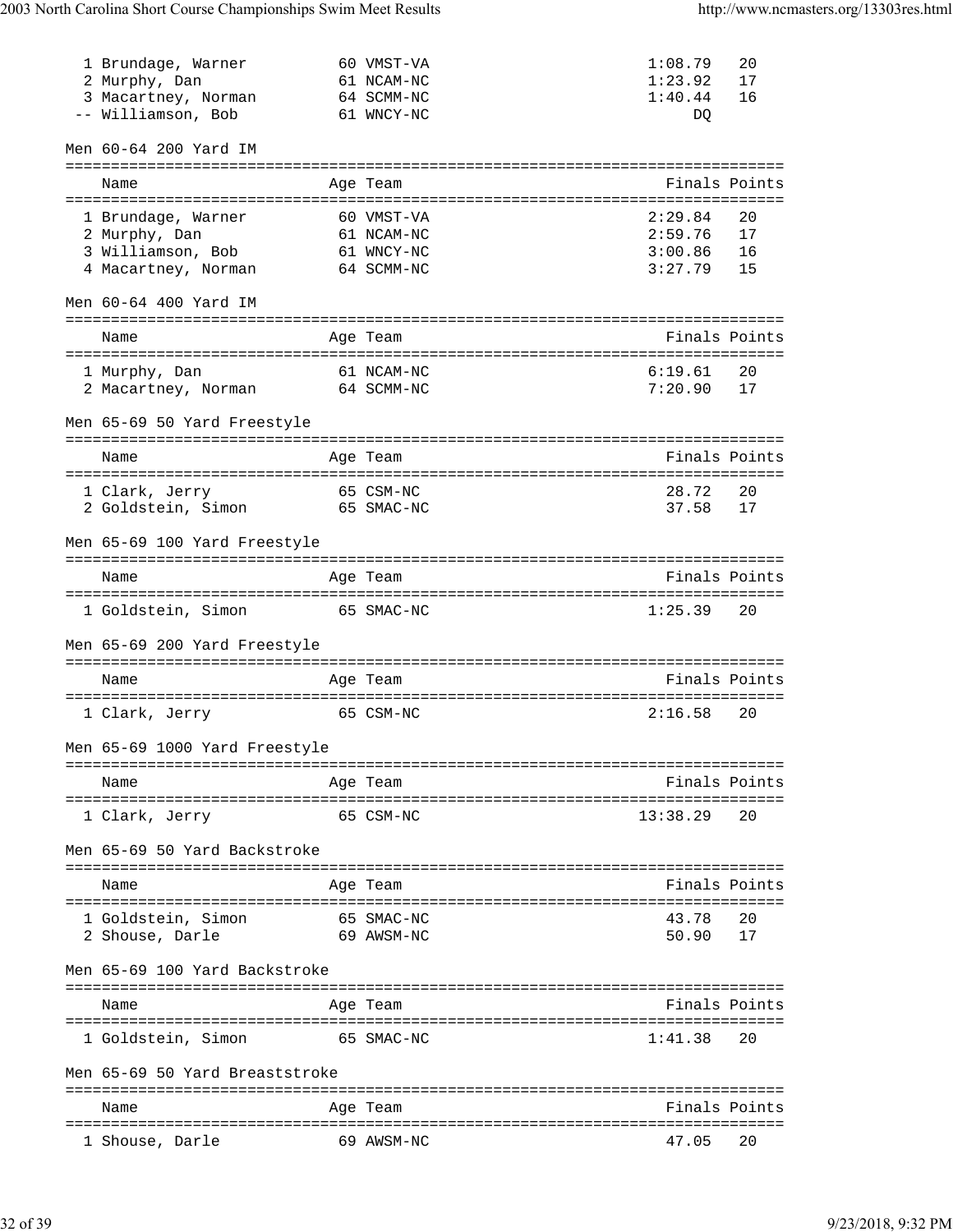| Place | Name | Age | Team | Finals | Points |
|---|---|---|---|---|---|
| 1 | Brundage, Warner | 60 | VMST-VA | 1:08.79 | 20 |
| 2 | Murphy, Dan | 61 | NCAM-NC | 1:23.92 | 17 |
| 3 | Macartney, Norman | 64 | SCMM-NC | 1:40.44 | 16 |
| -- | Williamson, Bob | 61 | WNCY-NC | DQ | |

## Men 60-64 200 Yard IM

| Place | Name | Age | Team | Finals | Points |
|---|---|---|---|---|---|
| 1 | Brundage, Warner | 60 | VMST-VA | 2:29.84 | 20 |
| 2 | Murphy, Dan | 61 | NCAM-NC | 2:59.76 | 17 |
| 3 | Williamson, Bob | 61 | WNCY-NC | 3:00.86 | 16 |
| 4 | Macartney, Norman | 64 | SCMM-NC | 3:27.79 | 15 |

## Men 60-64 400 Yard IM

| Place | Name | Age | Team | Finals | Points |
|---|---|---|---|---|---|
| 1 | Murphy, Dan | 61 | NCAM-NC | 6:19.61 | 20 |
| 2 | Macartney, Norman | 64 | SCMM-NC | 7:20.90 | 17 |

## Men 65-69 50 Yard Freestyle

| Place | Name | Age | Team | Finals | Points |
|---|---|---|---|---|---|
| 1 | Clark, Jerry | 65 | CSM-NC | 28.72 | 20 |
| 2 | Goldstein, Simon | 65 | SMAC-NC | 37.58 | 17 |

## Men 65-69 100 Yard Freestyle

| Place | Name | Age | Team | Finals | Points |
|---|---|---|---|---|---|
| 1 | Goldstein, Simon | 65 | SMAC-NC | 1:25.39 | 20 |

## Men 65-69 200 Yard Freestyle

| Place | Name | Age | Team | Finals | Points |
|---|---|---|---|---|---|
| 1 | Clark, Jerry | 65 | CSM-NC | 2:16.58 | 20 |

## Men 65-69 1000 Yard Freestyle

| Place | Name | Age | Team | Finals | Points |
|---|---|---|---|---|---|
| 1 | Clark, Jerry | 65 | CSM-NC | 13:38.29 | 20 |

## Men 65-69 50 Yard Backstroke

| Place | Name | Age | Team | Finals | Points |
|---|---|---|---|---|---|
| 1 | Goldstein, Simon | 65 | SMAC-NC | 43.78 | 20 |
| 2 | Shouse, Darle | 69 | AWSM-NC | 50.90 | 17 |

## Men 65-69 100 Yard Backstroke

| Place | Name | Age | Team | Finals | Points |
|---|---|---|---|---|---|
| 1 | Goldstein, Simon | 65 | SMAC-NC | 1:41.38 | 20 |

## Men 65-69 50 Yard Breaststroke

| Place | Name | Age | Team | Finals | Points |
|---|---|---|---|---|---|
| 1 | Shouse, Darle | 69 | AWSM-NC | 47.05 | 20 |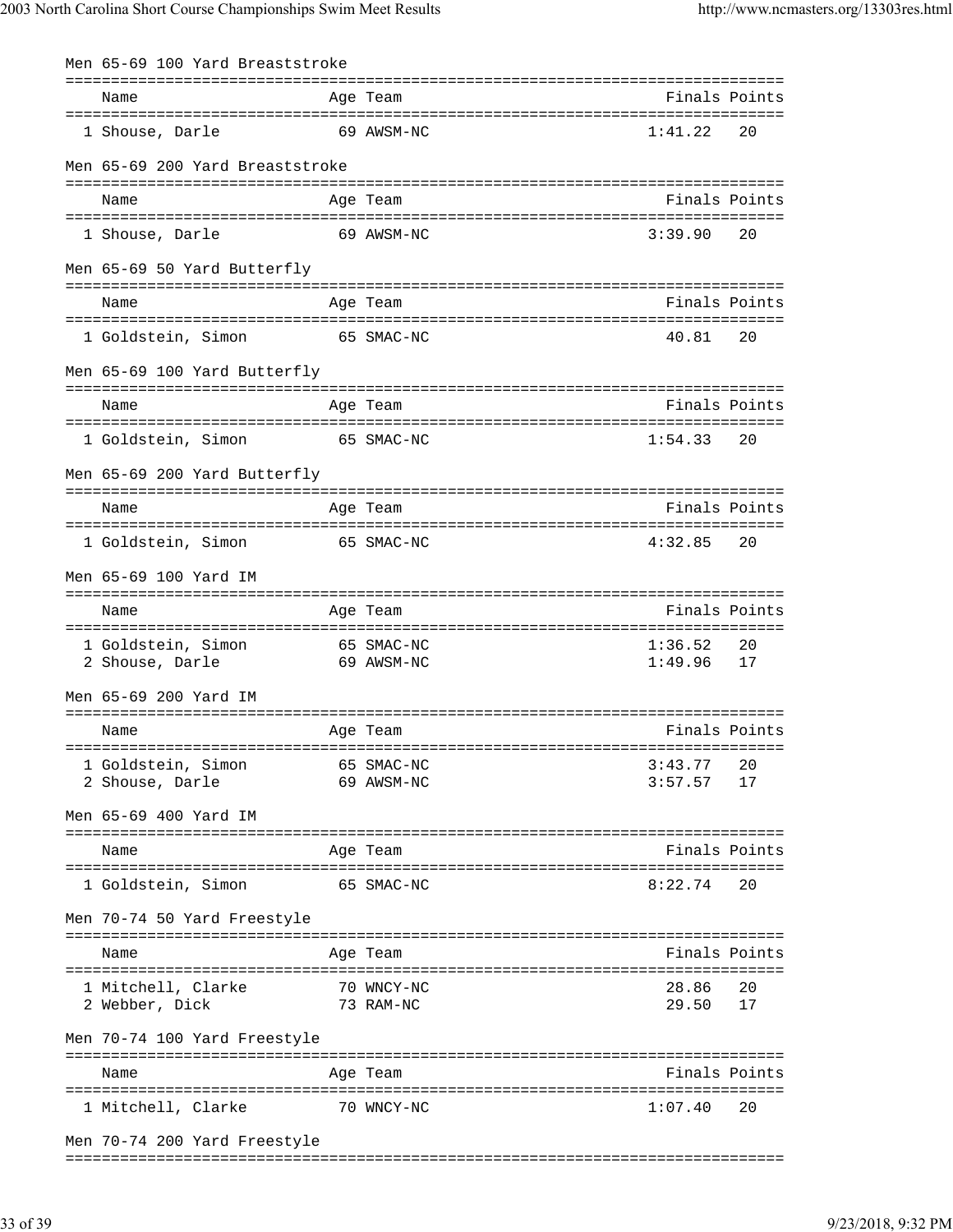### Men 65-69 100 Yard Breaststroke

| | Name | Age | Team | Finals | Points |
|---|---|---|---|---|---|
| 1 | Shouse, Darle | 69 | AWSM-NC | 1:41.22 | 20 |

### Men 65-69 200 Yard Breaststroke

| | Name | Age | Team | Finals | Points |
|---|---|---|---|---|---|
| 1 | Shouse, Darle | 69 | AWSM-NC | 3:39.90 | 20 |

### Men 65-69 50 Yard Butterfly

| | Name | Age | Team | Finals | Points |
|---|---|---|---|---|---|
| 1 | Goldstein, Simon | 65 | SMAC-NC | 40.81 | 20 |

### Men 65-69 100 Yard Butterfly

| | Name | Age | Team | Finals | Points |
|---|---|---|---|---|---|
| 1 | Goldstein, Simon | 65 | SMAC-NC | 1:54.33 | 20 |

### Men 65-69 200 Yard Butterfly

| | Name | Age | Team | Finals | Points |
|---|---|---|---|---|---|
| 1 | Goldstein, Simon | 65 | SMAC-NC | 4:32.85 | 20 |

### Men 65-69 100 Yard IM

| | Name | Age | Team | Finals | Points |
|---|---|---|---|---|---|
| 1 | Goldstein, Simon | 65 | SMAC-NC | 1:36.52 | 20 |
| 2 | Shouse, Darle | 69 | AWSM-NC | 1:49.96 | 17 |

### Men 65-69 200 Yard IM

| | Name | Age | Team | Finals | Points |
|---|---|---|---|---|---|
| 1 | Goldstein, Simon | 65 | SMAC-NC | 3:43.77 | 20 |
| 2 | Shouse, Darle | 69 | AWSM-NC | 3:57.57 | 17 |

### Men 65-69 400 Yard IM

| | Name | Age | Team | Finals | Points |
|---|---|---|---|---|---|
| 1 | Goldstein, Simon | 65 | SMAC-NC | 8:22.74 | 20 |

### Men 70-74 50 Yard Freestyle

| | Name | Age | Team | Finals | Points |
|---|---|---|---|---|---|
| 1 | Mitchell, Clarke | 70 | WNCY-NC | 28.86 | 20 |
| 2 | Webber, Dick | 73 | RAM-NC | 29.50 | 17 |

### Men 70-74 100 Yard Freestyle

| | Name | Age | Team | Finals | Points |
|---|---|---|---|---|---|
| 1 | Mitchell, Clarke | 70 | WNCY-NC | 1:07.40 | 20 |

### Men 70-74 200 Yard Freestyle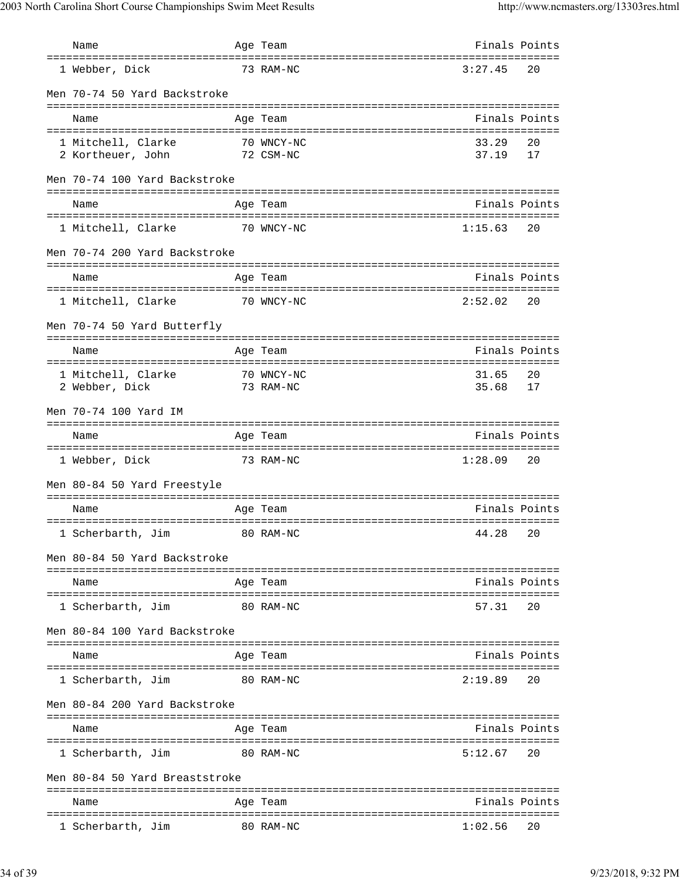| Name | Age | Team | Finals | Points |
|---|---|---|---|---|
| 1 Webber, Dick | 73 | RAM-NC | 3:27.45 | 20 |

Men 70-74 50 Yard Backstroke

| Name | Age | Team | Finals | Points |
|---|---|---|---|---|
| 1 Mitchell, Clarke | 70 | WNCY-NC | 33.29 | 20 |
| 2 Kortheuer, John | 72 | CSM-NC | 37.19 | 17 |

Men 70-74 100 Yard Backstroke

| Name | Age | Team | Finals | Points |
|---|---|---|---|---|
| 1 Mitchell, Clarke | 70 | WNCY-NC | 1:15.63 | 20 |

Men 70-74 200 Yard Backstroke

| Name | Age | Team | Finals | Points |
|---|---|---|---|---|
| 1 Mitchell, Clarke | 70 | WNCY-NC | 2:52.02 | 20 |

Men 70-74 50 Yard Butterfly

| Name | Age | Team | Finals | Points |
|---|---|---|---|---|
| 1 Mitchell, Clarke | 70 | WNCY-NC | 31.65 | 20 |
| 2 Webber, Dick | 73 | RAM-NC | 35.68 | 17 |

Men 70-74 100 Yard IM

| Name | Age | Team | Finals | Points |
|---|---|---|---|---|
| 1 Webber, Dick | 73 | RAM-NC | 1:28.09 | 20 |

Men 80-84 50 Yard Freestyle

| Name | Age | Team | Finals | Points |
|---|---|---|---|---|
| 1 Scherbarth, Jim | 80 | RAM-NC | 44.28 | 20 |

Men 80-84 50 Yard Backstroke

| Name | Age | Team | Finals | Points |
|---|---|---|---|---|
| 1 Scherbarth, Jim | 80 | RAM-NC | 57.31 | 20 |

Men 80-84 100 Yard Backstroke

| Name | Age | Team | Finals | Points |
|---|---|---|---|---|
| 1 Scherbarth, Jim | 80 | RAM-NC | 2:19.89 | 20 |

Men 80-84 200 Yard Backstroke

| Name | Age | Team | Finals | Points |
|---|---|---|---|---|
| 1 Scherbarth, Jim | 80 | RAM-NC | 5:12.67 | 20 |

Men 80-84 50 Yard Breaststroke

| Name | Age | Team | Finals | Points |
|---|---|---|---|---|
| 1 Scherbarth, Jim | 80 | RAM-NC | 1:02.56 | 20 |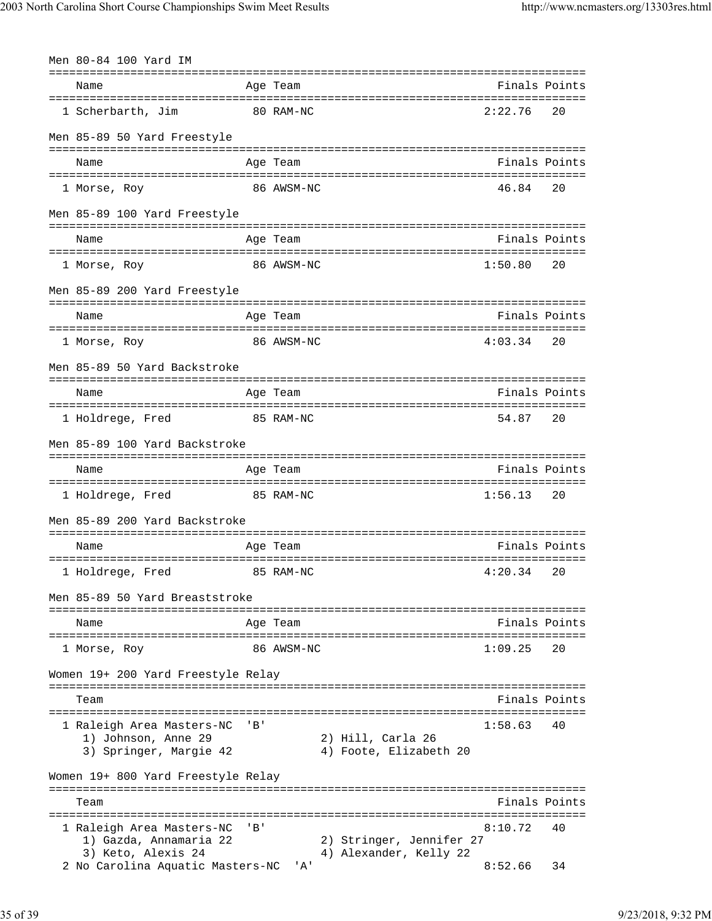### Men 80-84 100 Yard IM

| | Name | Age | Team | Finals | Points |
|---|---|---|---|---|---|
| 1 | Scherbarth, Jim | 80 | RAM-NC | 2:22.76 | 20 |

### Men 85-89 50 Yard Freestyle

| | Name | Age | Team | Finals | Points |
|---|---|---|---|---|---|
| 1 | Morse, Roy | 86 | AWSM-NC | 46.84 | 20 |

### Men 85-89 100 Yard Freestyle

| | Name | Age | Team | Finals | Points |
|---|---|---|---|---|---|
| 1 | Morse, Roy | 86 | AWSM-NC | 1:50.80 | 20 |

### Men 85-89 200 Yard Freestyle

| | Name | Age | Team | Finals | Points |
|---|---|---|---|---|---|
| 1 | Morse, Roy | 86 | AWSM-NC | 4:03.34 | 20 |

### Men 85-89 50 Yard Backstroke

| | Name | Age | Team | Finals | Points |
|---|---|---|---|---|---|
| 1 | Holdrege, Fred | 85 | RAM-NC | 54.87 | 20 |

### Men 85-89 100 Yard Backstroke

| | Name | Age | Team | Finals | Points |
|---|---|---|---|---|---|
| 1 | Holdrege, Fred | 85 | RAM-NC | 1:56.13 | 20 |

### Men 85-89 200 Yard Backstroke

| | Name | Age | Team | Finals | Points |
|---|---|---|---|---|---|
| 1 | Holdrege, Fred | 85 | RAM-NC | 4:20.34 | 20 |

### Men 85-89 50 Yard Breaststroke

| | Name | Age | Team | Finals | Points |
|---|---|---|---|---|---|
| 1 | Morse, Roy | 86 | AWSM-NC | 1:09.25 | 20 |

### Women 19+ 200 Yard Freestyle Relay

| | Team | Finals | Points |
|---|---|---|---|
| 1 | Raleigh Area Masters-NC 'B' | 1:58.63 | 40 |
| | 1) Johnson, Anne 29; 2) Hill, Carla 26; 3) Springer, Margie 42; 4) Foote, Elizabeth 20 | | |

### Women 19+ 800 Yard Freestyle Relay

| | Team | Finals | Points |
|---|---|---|---|
| 1 | Raleigh Area Masters-NC 'B' | 8:10.72 | 40 |
| | 1) Gazda, Annamaria 22; 2) Stringer, Jennifer 27; 3) Keto, Alexis 24; 4) Alexander, Kelly 22 | | |
| 2 | No Carolina Aquatic Masters-NC 'A' | 8:52.66 | 34 |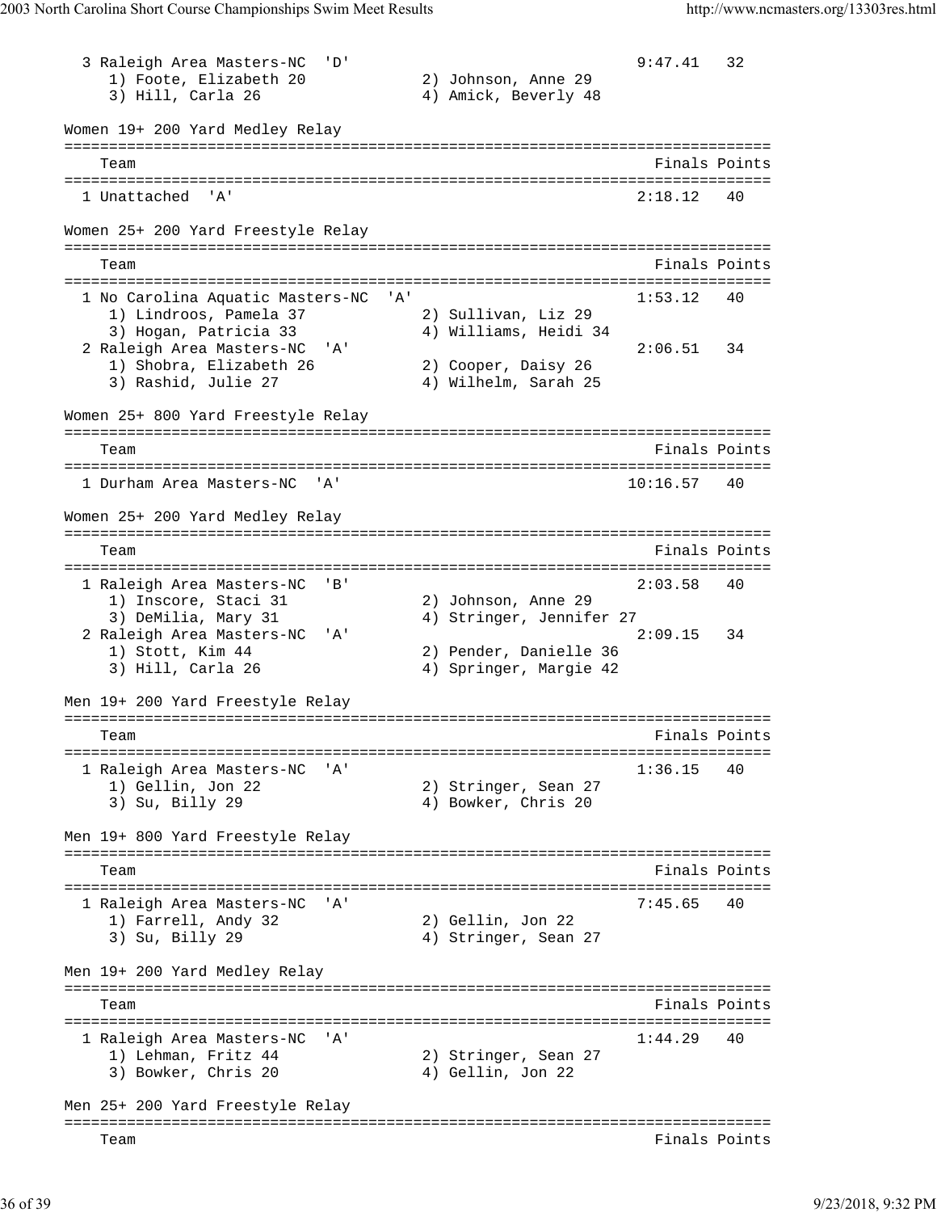| Team | | | Finals | Points |
|---|---|---|---|---|
| 3 Raleigh Area Masters-NC 'D' | | | 9:47.41 | 32 |
| | 1) Foote, Elizabeth 20 | 2) Johnson, Anne 29 | | |
| | 3) Hill, Carla 26 | 4) Amick, Beverly 48 | | |

### Women 19+ 200 Yard Medley Relay

| Team | Finals | Points |
|---|---|---|
| 1 Unattached 'A' | 2:18.12 | 40 |

### Women 25+ 200 Yard Freestyle Relay

| Team | | | Finals | Points |
|---|---|---|---|---|
| 1 No Carolina Aquatic Masters-NC 'A' | | | 1:53.12 | 40 |
| | 1) Lindroos, Pamela 37 | 2) Sullivan, Liz 29 | | |
| | 3) Hogan, Patricia 33 | 4) Williams, Heidi 34 | | |
| 2 Raleigh Area Masters-NC 'A' | | | 2:06.51 | 34 |
| | 1) Shobra, Elizabeth 26 | 2) Cooper, Daisy 26 | | |
| | 3) Rashid, Julie 27 | 4) Wilhelm, Sarah 25 | | |

### Women 25+ 800 Yard Freestyle Relay

| Team | Finals | Points |
|---|---|---|
| 1 Durham Area Masters-NC 'A' | 10:16.57 | 40 |

### Women 25+ 200 Yard Medley Relay

| Team | | | Finals | Points |
|---|---|---|---|---|
| 1 Raleigh Area Masters-NC 'B' | | | 2:03.58 | 40 |
| | 1) Inscore, Staci 31 | 2) Johnson, Anne 29 | | |
| | 3) DeMilia, Mary 31 | 4) Stringer, Jennifer 27 | | |
| 2 Raleigh Area Masters-NC 'A' | | | 2:09.15 | 34 |
| | 1) Stott, Kim 44 | 2) Pender, Danielle 36 | | |
| | 3) Hill, Carla 26 | 4) Springer, Margie 42 | | |

### Men 19+ 200 Yard Freestyle Relay

| Team | | | Finals | Points |
|---|---|---|---|---|
| 1 Raleigh Area Masters-NC 'A' | | | 1:36.15 | 40 |
| | 1) Gellin, Jon 22 | 2) Stringer, Sean 27 | | |
| | 3) Su, Billy 29 | 4) Bowker, Chris 20 | | |

### Men 19+ 800 Yard Freestyle Relay

| Team | | | Finals | Points |
|---|---|---|---|---|
| 1 Raleigh Area Masters-NC 'A' | | | 7:45.65 | 40 |
| | 1) Farrell, Andy 32 | 2) Gellin, Jon 22 | | |
| | 3) Su, Billy 29 | 4) Stringer, Sean 27 | | |

### Men 19+ 200 Yard Medley Relay

| Team | | | Finals | Points |
|---|---|---|---|---|
| 1 Raleigh Area Masters-NC 'A' | | | 1:44.29 | 40 |
| | 1) Lehman, Fritz 44 | 2) Stringer, Sean 27 | | |
| | 3) Bowker, Chris 20 | 4) Gellin, Jon 22 | | |

### Men 25+ 200 Yard Freestyle Relay

| Team | Finals | Points |
|---|---|---|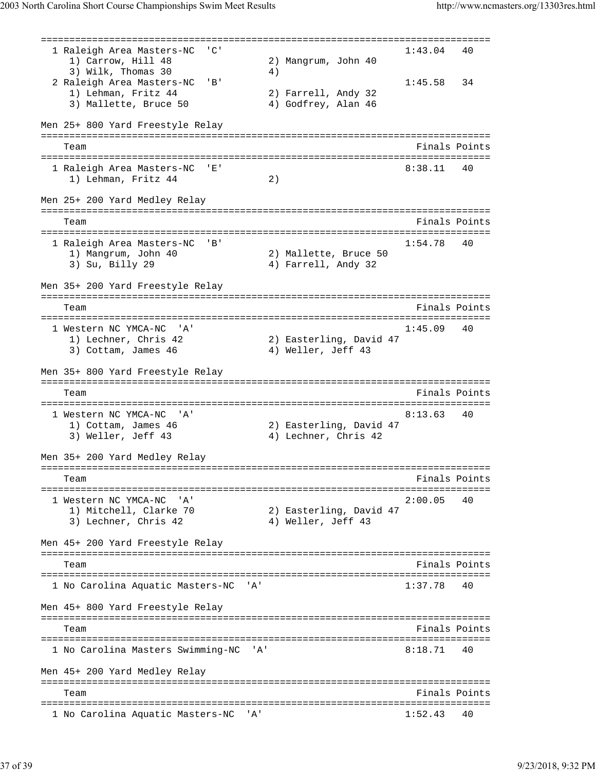| Team | | | Finals | Points |
|---|---|---|---|---|
| 1 Raleigh Area Masters-NC 'C' | | | 1:43.04 | 40 |
| | 1) Carrow, Hill 48 | 2) Mangrum, John 40 | | |
| | 3) Wilk, Thomas 30 | 4) | | |
| 2 Raleigh Area Masters-NC 'B' | | | 1:45.58 | 34 |
| | 1) Lehman, Fritz 44 | 2) Farrell, Andy 32 | | |
| | 3) Mallette, Bruce 50 | 4) Godfrey, Alan 46 | | |

Men 25+ 800 Yard Freestyle Relay

| Team | | | Finals | Points |
|---|---|---|---|---|
| 1 Raleigh Area Masters-NC 'E' | | | 8:38.11 | 40 |
| | 1) Lehman, Fritz 44 | 2) | | |

Men 25+ 200 Yard Medley Relay

| Team | | | Finals | Points |
|---|---|---|---|---|
| 1 Raleigh Area Masters-NC 'B' | | | 1:54.78 | 40 |
| | 1) Mangrum, John 40 | 2) Mallette, Bruce 50 | | |
| | 3) Su, Billy 29 | 4) Farrell, Andy 32 | | |

Men 35+ 200 Yard Freestyle Relay

| Team | | | Finals | Points |
|---|---|---|---|---|
| 1 Western NC YMCA-NC 'A' | | | 1:45.09 | 40 |
| | 1) Lechner, Chris 42 | 2) Easterling, David 47 | | |
| | 3) Cottam, James 46 | 4) Weller, Jeff 43 | | |

Men 35+ 800 Yard Freestyle Relay

| Team | | | Finals | Points |
|---|---|---|---|---|
| 1 Western NC YMCA-NC 'A' | | | 8:13.63 | 40 |
| | 1) Cottam, James 46 | 2) Easterling, David 47 | | |
| | 3) Weller, Jeff 43 | 4) Lechner, Chris 42 | | |

Men 35+ 200 Yard Medley Relay

| Team | | | Finals | Points |
|---|---|---|---|---|
| 1 Western NC YMCA-NC 'A' | | | 2:00.05 | 40 |
| | 1) Mitchell, Clarke 70 | 2) Easterling, David 47 | | |
| | 3) Lechner, Chris 42 | 4) Weller, Jeff 43 | | |

Men 45+ 200 Yard Freestyle Relay

| Team | Finals | Points |
|---|---|---|
| 1 No Carolina Aquatic Masters-NC 'A' | 1:37.78 | 40 |

Men 45+ 800 Yard Freestyle Relay

| Team | Finals | Points |
|---|---|---|
| 1 No Carolina Masters Swimming-NC 'A' | 8:18.71 | 40 |

Men 45+ 200 Yard Medley Relay

| Team | Finals | Points |
|---|---|---|
| 1 No Carolina Aquatic Masters-NC 'A' | 1:52.43 | 40 |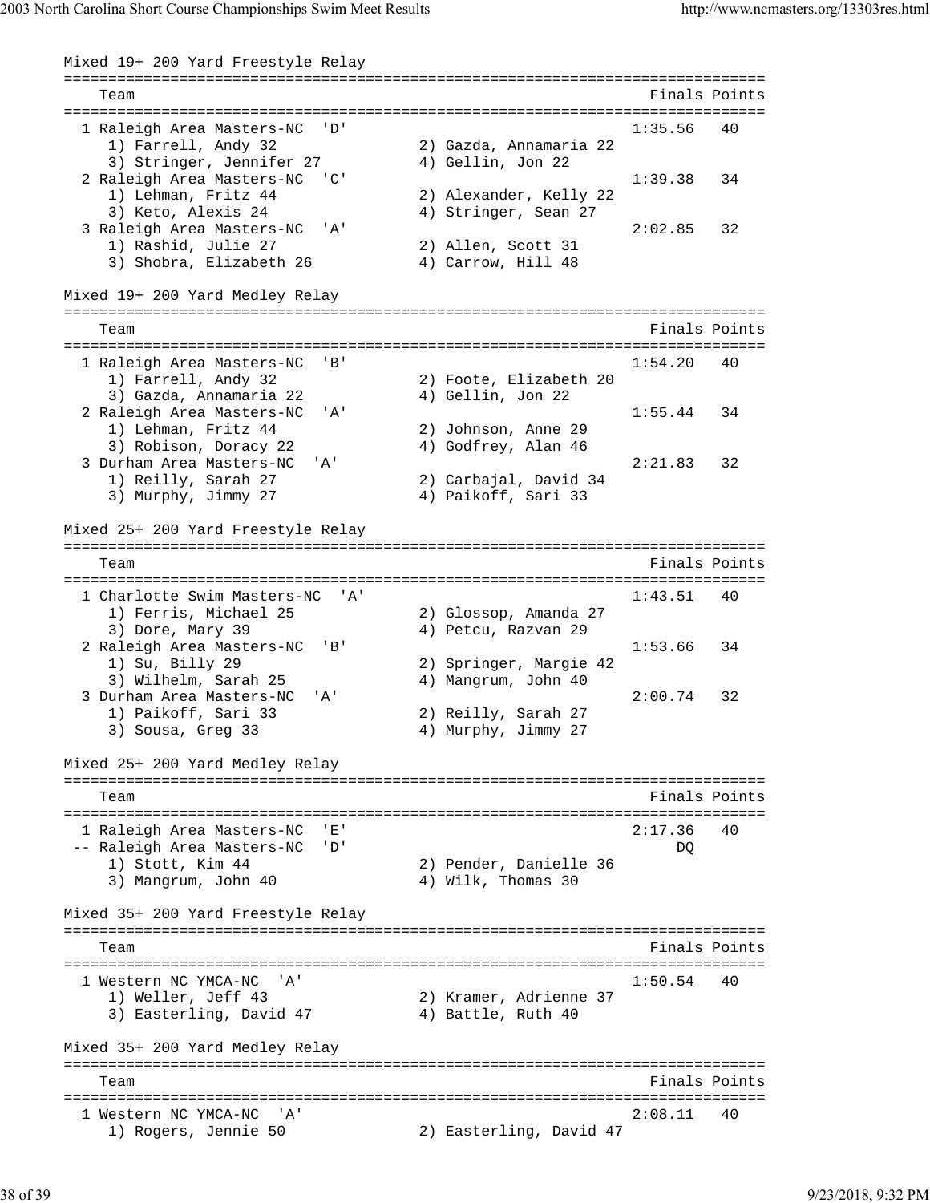## Mixed 19+ 200 Yard Freestyle Relay

| Place | Team | Finals | Points |
|---|---|---|---|
| 1 | Raleigh Area Masters-NC 'D' | 1:35.56 | 40 |
| | 1) Farrell, Andy 32; 2) Gazda, Annamaria 22; 3) Stringer, Jennifer 27; 4) Gellin, Jon 22 | | |
| 2 | Raleigh Area Masters-NC 'C' | 1:39.38 | 34 |
| | 1) Lehman, Fritz 44; 2) Alexander, Kelly 22; 3) Keto, Alexis 24; 4) Stringer, Sean 27 | | |
| 3 | Raleigh Area Masters-NC 'A' | 2:02.85 | 32 |
| | 1) Rashid, Julie 27; 2) Allen, Scott 31; 3) Shobra, Elizabeth 26; 4) Carrow, Hill 48 | | |

## Mixed 19+ 200 Yard Medley Relay

| Place | Team | Finals | Points |
|---|---|---|---|
| 1 | Raleigh Area Masters-NC 'B' | 1:54.20 | 40 |
| | 1) Farrell, Andy 32; 2) Foote, Elizabeth 20; 3) Gazda, Annamaria 22; 4) Gellin, Jon 22 | | |
| 2 | Raleigh Area Masters-NC 'A' | 1:55.44 | 34 |
| | 1) Lehman, Fritz 44; 2) Johnson, Anne 29; 3) Robison, Doracy 22; 4) Godfrey, Alan 46 | | |
| 3 | Durham Area Masters-NC 'A' | 2:21.83 | 32 |
| | 1) Reilly, Sarah 27; 2) Carbajal, David 34; 3) Murphy, Jimmy 27; 4) Paikoff, Sari 33 | | |

## Mixed 25+ 200 Yard Freestyle Relay

| Place | Team | Finals | Points |
|---|---|---|---|
| 1 | Charlotte Swim Masters-NC 'A' | 1:43.51 | 40 |
| | 1) Ferris, Michael 25; 2) Glossop, Amanda 27; 3) Dore, Mary 39; 4) Petcu, Razvan 29 | | |
| 2 | Raleigh Area Masters-NC 'B' | 1:53.66 | 34 |
| | 1) Su, Billy 29; 2) Springer, Margie 42; 3) Wilhelm, Sarah 25; 4) Mangrum, John 40 | | |
| 3 | Durham Area Masters-NC 'A' | 2:00.74 | 32 |
| | 1) Paikoff, Sari 33; 2) Reilly, Sarah 27; 3) Sousa, Greg 33; 4) Murphy, Jimmy 27 | | |

## Mixed 25+ 200 Yard Medley Relay

| Place | Team | Finals | Points |
|---|---|---|---|
| 1 | Raleigh Area Masters-NC 'E' | 2:17.36 | 40 |
| -- | Raleigh Area Masters-NC 'D' | DQ | |
| | 1) Stott, Kim 44; 2) Pender, Danielle 36; 3) Mangrum, John 40; 4) Wilk, Thomas 30 | | |

## Mixed 35+ 200 Yard Freestyle Relay

| Place | Team | Finals | Points |
|---|---|---|---|
| 1 | Western NC YMCA-NC 'A' | 1:50.54 | 40 |
| | 1) Weller, Jeff 43; 2) Kramer, Adrienne 37; 3) Easterling, David 47; 4) Battle, Ruth 40 | | |

## Mixed 35+ 200 Yard Medley Relay

| Place | Team | Finals | Points |
|---|---|---|---|
| 1 | Western NC YMCA-NC 'A' | 2:08.11 | 40 |
| | 1) Rogers, Jennie 50; 2) Easterling, David 47 | | |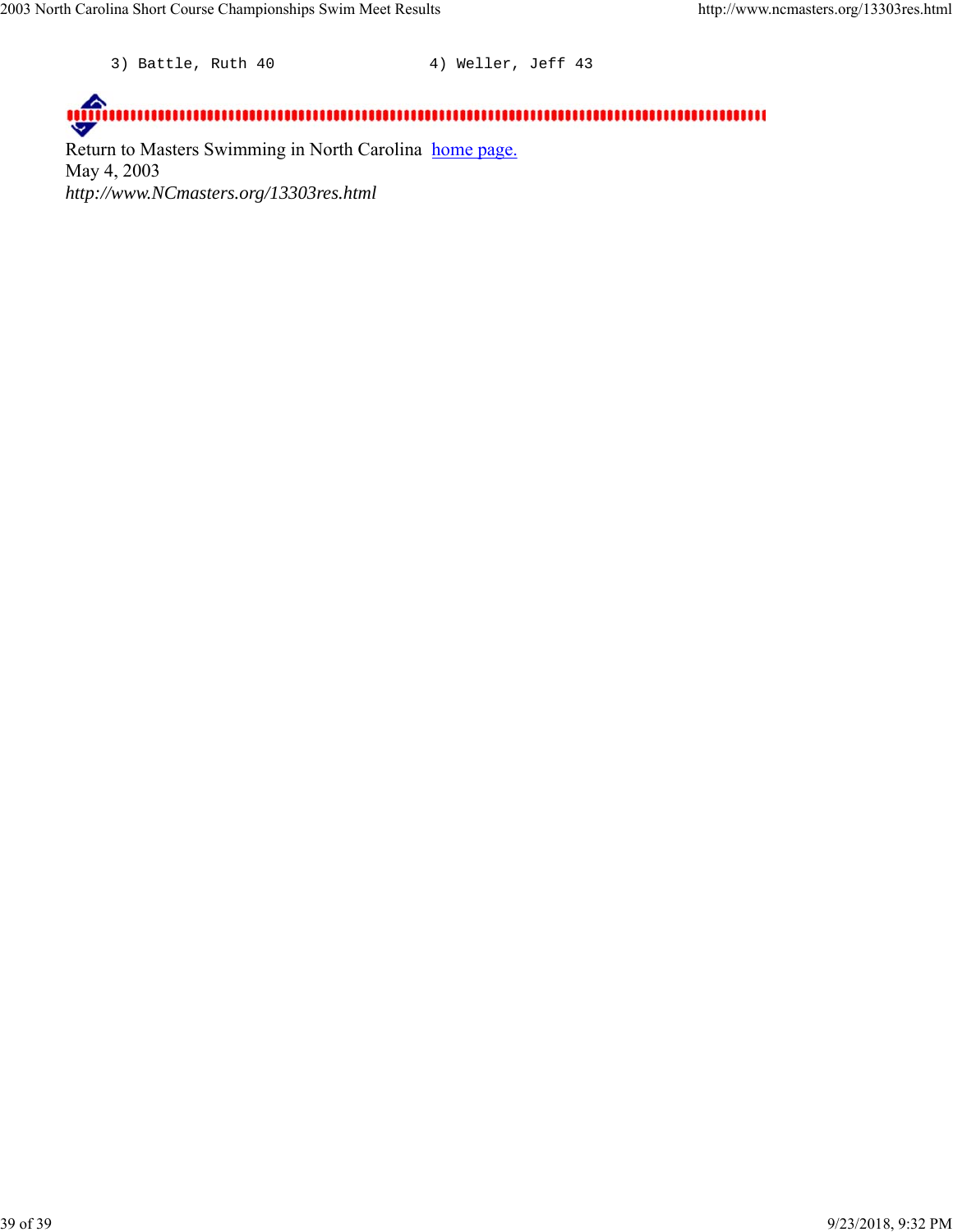```
     3) Battle, Ruth 40                4) Weller, Jeff 43
```

Return to Masters Swimming in North Carolina [home page.](http://www.ncmasters.org)
May 4, 2003
*http://www.NCmasters.org/13303res.html*